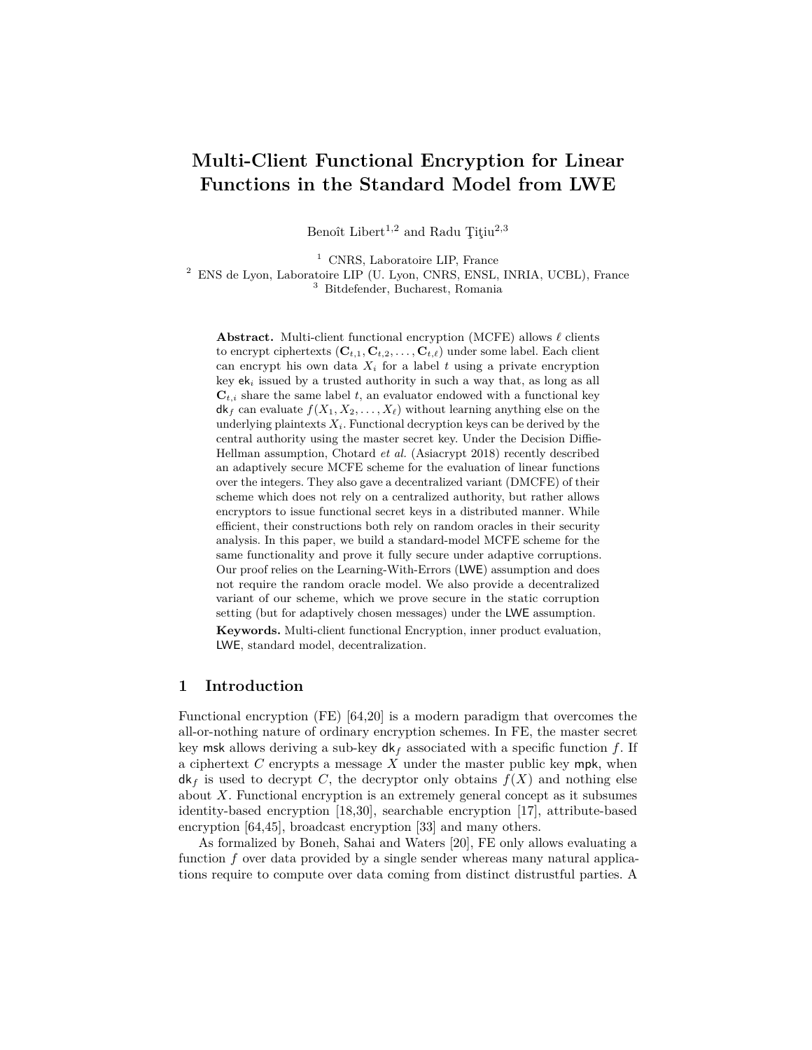# Multi-Client Functional Encryption for Linear Functions in the Standard Model from LWE

Benoît Libert[1,2] and Radu Ţiţiu[2,3]

[1] CNRS, Laboratoire LIP, France
[2] ENS de Lyon, Laboratoire LIP (U. Lyon, CNRS, ENSL, INRIA, UCBL), France
[3] Bitdefender, Bucharest, Romania

**Abstract.** Multi-client functional encryption (MCFE) allows $\ell$ clients to encrypt ciphertexts $(\mathbf{C}_{t,1}, \mathbf{C}_{t,2}, \ldots, \mathbf{C}_{t,\ell})$ under some label. Each client can encrypt his own data $X_i$ for a label $t$ using a private encryption key $\mathsf{ek}_i$ issued by a trusted authority in such a way that, as long as all $\mathbf{C}_{t,i}$ share the same label $t$, an evaluator endowed with a functional key $\mathsf{dk}_f$ can evaluate $f(X_1, X_2, \ldots, X_\ell)$ without learning anything else on the underlying plaintexts $X_i$. Functional decryption keys can be derived by the central authority using the master secret key. Under the Decision Diffie-Hellman assumption, Chotard *et al.* (Asiacrypt 2018) recently described an adaptively secure MCFE scheme for the evaluation of linear functions over the integers. They also gave a decentralized variant (DMCFE) of their scheme which does not rely on a centralized authority, but rather allows encryptors to issue functional secret keys in a distributed manner. While efficient, their constructions both rely on random oracles in their security analysis. In this paper, we build a standard-model MCFE scheme for the same functionality and prove it fully secure under adaptive corruptions. Our proof relies on the Learning-With-Errors ($\mathsf{LWE}$) assumption and does not require the random oracle model. We also provide a decentralized variant of our scheme, which we prove secure in the static corruption setting (but for adaptively chosen messages) under the $\mathsf{LWE}$ assumption.

**Keywords.** Multi-client functional Encryption, inner product evaluation, $\mathsf{LWE}$, standard model, decentralization.

## 1 Introduction

Functional encryption (FE) [64,20] is a modern paradigm that overcomes the all-or-nothing nature of ordinary encryption schemes. In FE, the master secret key $\mathsf{msk}$ allows deriving a sub-key $\mathsf{dk}_f$ associated with a specific function $f$. If a ciphertext $C$ encrypts a message $X$ under the master public key $\mathsf{mpk}$, when $\mathsf{dk}_f$ is used to decrypt $C$, the decryptor only obtains $f(X)$ and nothing else about $X$. Functional encryption is an extremely general concept as it subsumes identity-based encryption [18,30], searchable encryption [17], attribute-based encryption [64,45], broadcast encryption [33] and many others.

As formalized by Boneh, Sahai and Waters [20], FE only allows evaluating a function $f$ over data provided by a single sender whereas many natural applications require to compute over data coming from distinct distrustful parties. A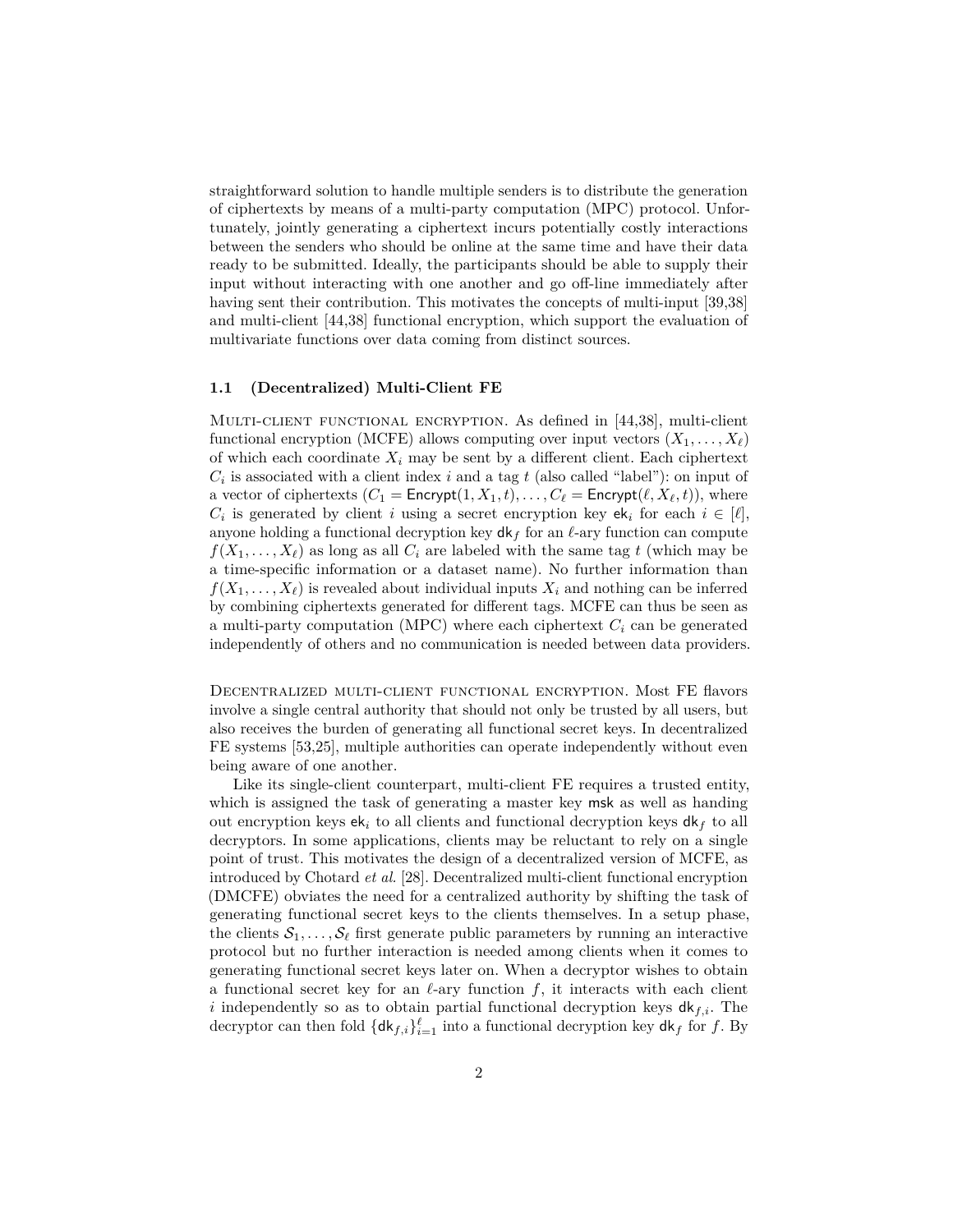straightforward solution to handle multiple senders is to distribute the generation of ciphertexts by means of a multi-party computation (MPC) protocol. Unfortunately, jointly generating a ciphertext incurs potentially costly interactions between the senders who should be online at the same time and have their data ready to be submitted. Ideally, the participants should be able to supply their input without interacting with one another and go off-line immediately after having sent their contribution. This motivates the concepts of multi-input [39,38] and multi-client [44,38] functional encryption, which support the evaluation of multivariate functions over data coming from distinct sources.

### 1.1 (Decentralized) Multi-Client FE

Multi-client functional encryption. As defined in [44,38], multi-client functional encryption (MCFE) allows computing over input vectors $(X_1, \ldots, X_\ell)$ of which each coordinate $X_i$ may be sent by a different client. Each ciphertext $C_i$ is associated with a client index $i$ and a tag $t$ (also called "label"): on input of a vector of ciphertexts $(C_1 = \mathsf{Encrypt}(1, X_1, t), \ldots, C_\ell = \mathsf{Encrypt}(\ell, X_\ell, t))$, where $C_i$ is generated by client $i$ using a secret encryption key $\mathsf{ek}_i$ for each $i \in [\ell]$, anyone holding a functional decryption key $\mathsf{dk}_f$ for an $\ell$-ary function can compute $f(X_1, \ldots, X_\ell)$ as long as all $C_i$ are labeled with the same tag $t$ (which may be a time-specific information or a dataset name). No further information than $f(X_1, \ldots, X_\ell)$ is revealed about individual inputs $X_i$ and nothing can be inferred by combining ciphertexts generated for different tags. MCFE can thus be seen as a multi-party computation (MPC) where each ciphertext $C_i$ can be generated independently of others and no communication is needed between data providers.

Decentralized multi-client functional encryption. Most FE flavors involve a single central authority that should not only be trusted by all users, but also receives the burden of generating all functional secret keys. In decentralized FE systems [53,25], multiple authorities can operate independently without even being aware of one another.

Like its single-client counterpart, multi-client FE requires a trusted entity, which is assigned the task of generating a master key $\mathsf{msk}$ as well as handing out encryption keys $\mathsf{ek}_i$ to all clients and functional decryption keys $\mathsf{dk}_f$ to all decryptors. In some applications, clients may be reluctant to rely on a single point of trust. This motivates the design of a decentralized version of MCFE, as introduced by Chotard *et al.* [28]. Decentralized multi-client functional encryption (DMCFE) obviates the need for a centralized authority by shifting the task of generating functional secret keys to the clients themselves. In a setup phase, the clients $\mathcal{S}_1, \ldots, \mathcal{S}_\ell$ first generate public parameters by running an interactive protocol but no further interaction is needed among clients when it comes to generating functional secret keys later on. When a decryptor wishes to obtain a functional secret key for an $\ell$-ary function $f$, it interacts with each client $i$ independently so as to obtain partial functional decryption keys $\mathsf{dk}_{f,i}$. The decryptor can then fold $\{\mathsf{dk}_{f,i}\}_{i=1}^{\ell}$ into a functional decryption key $\mathsf{dk}_f$ for $f$. By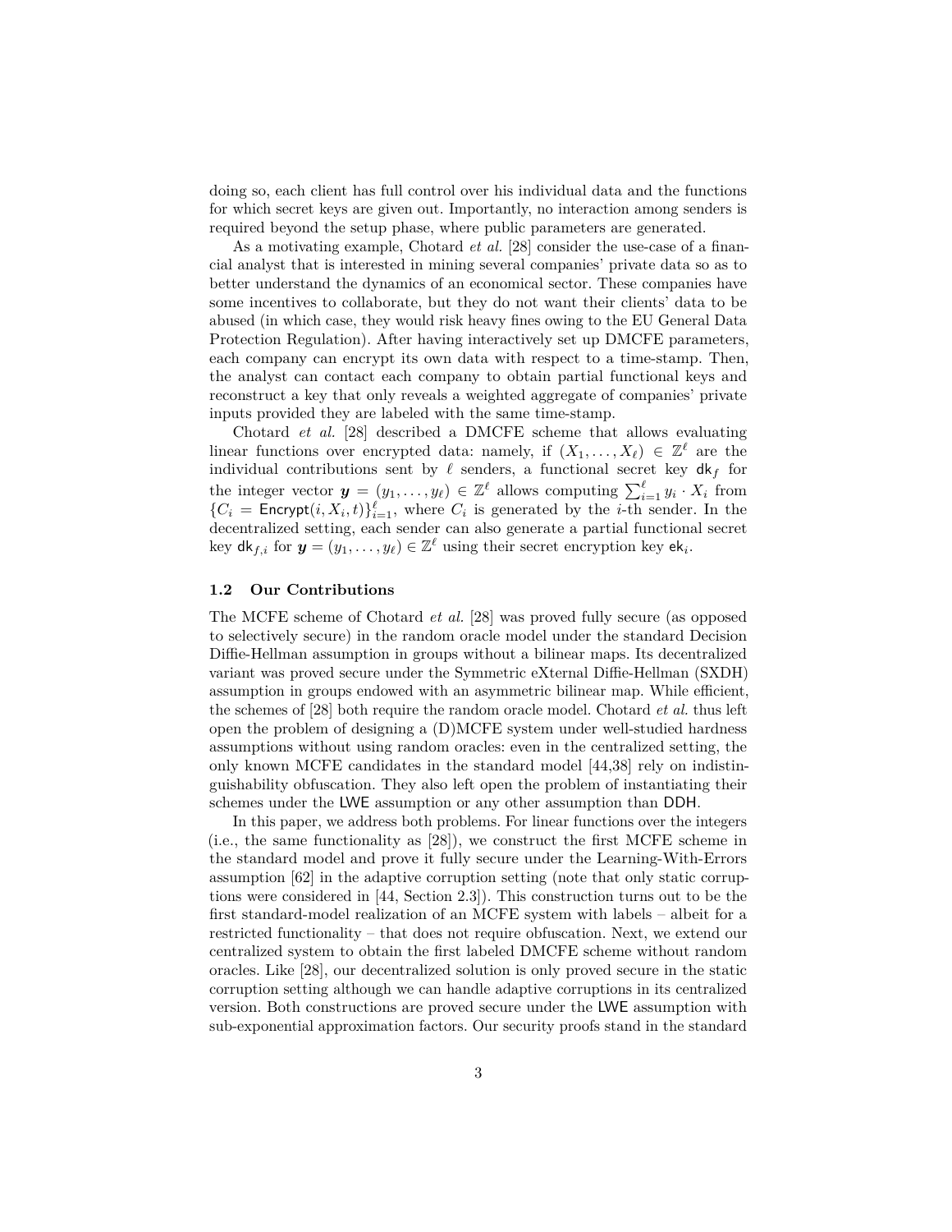doing so, each client has full control over his individual data and the functions for which secret keys are given out. Importantly, no interaction among senders is required beyond the setup phase, where public parameters are generated.

As a motivating example, Chotard *et al.* [28] consider the use-case of a financial analyst that is interested in mining several companies' private data so as to better understand the dynamics of an economical sector. These companies have some incentives to collaborate, but they do not want their clients' data to be abused (in which case, they would risk heavy fines owing to the EU General Data Protection Regulation). After having interactively set up DMCFE parameters, each company can encrypt its own data with respect to a time-stamp. Then, the analyst can contact each company to obtain partial functional keys and reconstruct a key that only reveals a weighted aggregate of companies' private inputs provided they are labeled with the same time-stamp.

Chotard *et al.* [28] described a DMCFE scheme that allows evaluating linear functions over encrypted data: namely, if $(X_1, \ldots, X_\ell) \in \mathbb{Z}^\ell$ are the individual contributions sent by $\ell$ senders, a functional secret key $\mathsf{dk}_f$ for the integer vector $\boldsymbol{y} = (y_1, \ldots, y_\ell) \in \mathbb{Z}^\ell$ allows computing $\sum_{i=1}^{\ell} y_i \cdot X_i$ from $\{C_i = \mathsf{Encrypt}(i, X_i, t)\}_{i=1}^{\ell}$, where $C_i$ is generated by the $i$-th sender. In the decentralized setting, each sender can also generate a partial functional secret key $\mathsf{dk}_{f,i}$ for $\boldsymbol{y} = (y_1, \ldots, y_\ell) \in \mathbb{Z}^\ell$ using their secret encryption key $\mathsf{ek}_i$.

### 1.2 Our Contributions

The MCFE scheme of Chotard *et al.* [28] was proved fully secure (as opposed to selectively secure) in the random oracle model under the standard Decision Diffie-Hellman assumption in groups without a bilinear maps. Its decentralized variant was proved secure under the Symmetric eXternal Diffie-Hellman (SXDH) assumption in groups endowed with an asymmetric bilinear map. While efficient, the schemes of [28] both require the random oracle model. Chotard *et al.* thus left open the problem of designing a (D)MCFE system under well-studied hardness assumptions without using random oracles: even in the centralized setting, the only known MCFE candidates in the standard model [44,38] rely on indistinguishability obfuscation. They also left open the problem of instantiating their schemes under the $\mathsf{LWE}$ assumption or any other assumption than $\mathsf{DDH}$.

In this paper, we address both problems. For linear functions over the integers (i.e., the same functionality as [28]), we construct the first MCFE scheme in the standard model and prove it fully secure under the Learning-With-Errors assumption [62] in the adaptive corruption setting (note that only static corruptions were considered in [44, Section 2.3]). This construction turns out to be the first standard-model realization of an MCFE system with labels – albeit for a restricted functionality – that does not require obfuscation. Next, we extend our centralized system to obtain the first labeled DMCFE scheme without random oracles. Like [28], our decentralized solution is only proved secure in the static corruption setting although we can handle adaptive corruptions in its centralized version. Both constructions are proved secure under the $\mathsf{LWE}$ assumption with sub-exponential approximation factors. Our security proofs stand in the standard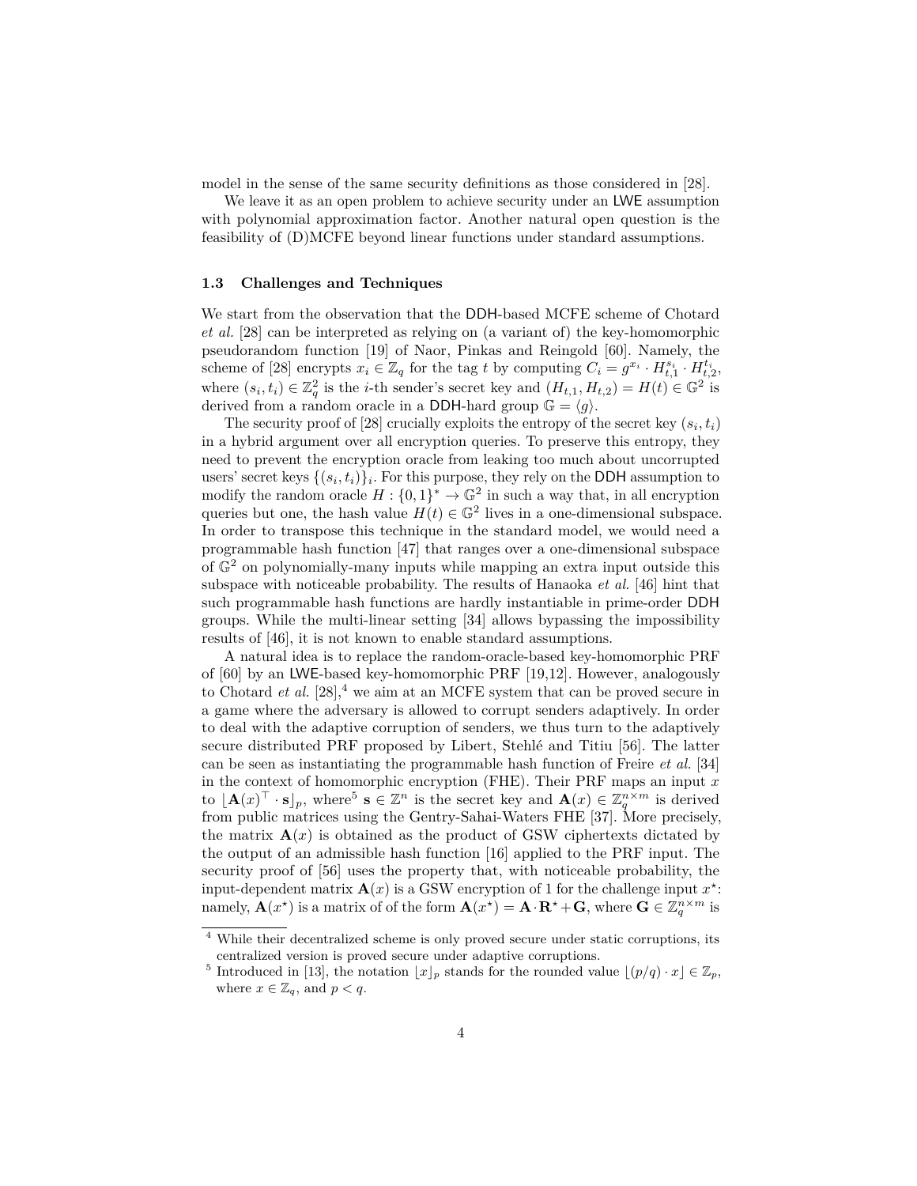model in the sense of the same security definitions as those considered in [28].

We leave it as an open problem to achieve security under an LWE assumption with polynomial approximation factor. Another natural open question is the feasibility of (D)MCFE beyond linear functions under standard assumptions.

### 1.3 Challenges and Techniques

We start from the observation that the DDH-based MCFE scheme of Chotard *et al.* [28] can be interpreted as relying on (a variant of) the key-homomorphic pseudorandom function [19] of Naor, Pinkas and Reingold [60]. Namely, the scheme of [28] encrypts $x_i \in \mathbb{Z}_q$ for the tag $t$ by computing $C_i = g^{x_i} \cdot H_{t,1}^{s_i} \cdot H_{t,2}^{t_i}$, where $(s_i, t_i) \in \mathbb{Z}_q^2$ is the $i$-th sender's secret key and $(H_{t,1}, H_{t,2}) = H(t) \in \mathbb{G}^2$ is derived from a random oracle in a DDH-hard group $\mathbb{G} = \langle g \rangle$.

The security proof of [28] crucially exploits the entropy of the secret key $(s_i, t_i)$ in a hybrid argument over all encryption queries. To preserve this entropy, they need to prevent the encryption oracle from leaking too much about uncorrupted users' secret keys $\{(s_i, t_i)\}_i$. For this purpose, they rely on the DDH assumption to modify the random oracle $H : \{0,1\}^* \to \mathbb{G}^2$ in such a way that, in all encryption queries but one, the hash value $H(t) \in \mathbb{G}^2$ lives in a one-dimensional subspace. In order to transpose this technique in the standard model, we would need a programmable hash function [47] that ranges over a one-dimensional subspace of $\mathbb{G}^2$ on polynomially-many inputs while mapping an extra input outside this subspace with noticeable probability. The results of Hanaoka *et al.* [46] hint that such programmable hash functions are hardly instantiable in prime-order DDH groups. While the multi-linear setting [34] allows bypassing the impossibility results of [46], it is not known to enable standard assumptions.

A natural idea is to replace the random-oracle-based key-homomorphic PRF of [60] by an LWE-based key-homomorphic PRF [19,12]. However, analogously to Chotard *et al.* [28],[4] we aim at an MCFE system that can be proved secure in a game where the adversary is allowed to corrupt senders adaptively. In order to deal with the adaptive corruption of senders, we thus turn to the adaptively secure distributed PRF proposed by Libert, Stehlé and Titiu [56]. The latter can be seen as instantiating the programmable hash function of Freire *et al.* [34] in the context of homomorphic encryption (FHE). Their PRF maps an input $x$ to $\lfloor \mathbf{A}(x)^\top \cdot \mathbf{s} \rfloor_p$, where[5] $\mathbf{s} \in \mathbb{Z}^n$ is the secret key and $\mathbf{A}(x) \in \mathbb{Z}_q^{n \times m}$ is derived from public matrices using the Gentry-Sahai-Waters FHE [37]. More precisely, the matrix $\mathbf{A}(x)$ is obtained as the product of GSW ciphertexts dictated by the output of an admissible hash function [16] applied to the PRF input. The security proof of [56] uses the property that, with noticeable probability, the input-dependent matrix $\mathbf{A}(x)$ is a GSW encryption of 1 for the challenge input $x^\star$: namely, $\mathbf{A}(x^\star)$ is a matrix of of the form $\mathbf{A}(x^\star) = \mathbf{A} \cdot \mathbf{R}^\star + \mathbf{G}$, where $\mathbf{G} \in \mathbb{Z}_q^{n \times m}$ is

[4] While their decentralized scheme is only proved secure under static corruptions, its centralized version is proved secure under adaptive corruptions.

[5] Introduced in [13], the notation $\lfloor x \rfloor_p$ stands for the rounded value $\lfloor (p/q) \cdot x \rfloor \in \mathbb{Z}_p$, where $x \in \mathbb{Z}_q$, and $p < q$.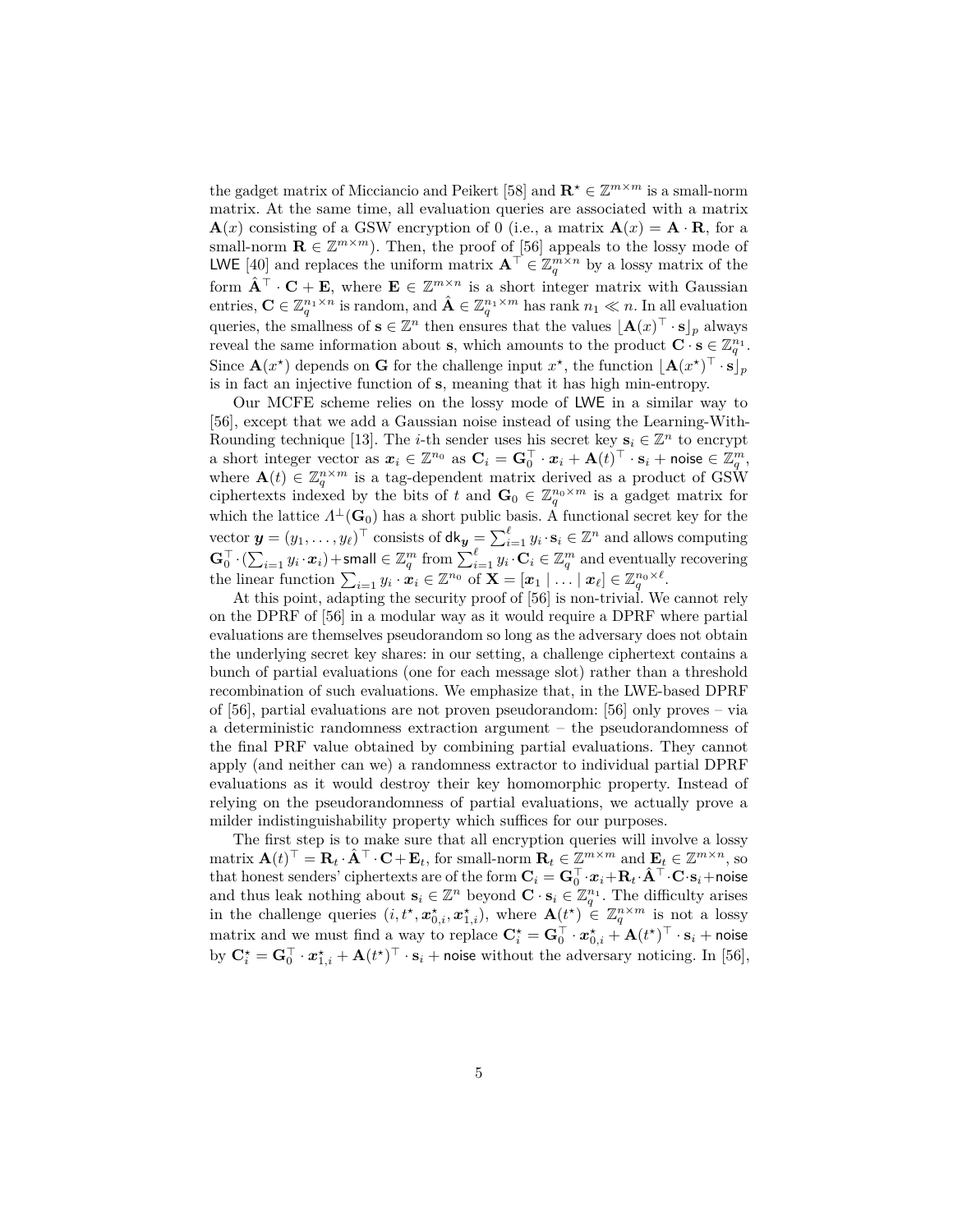the gadget matrix of Micciancio and Peikert [58] and $\mathbf{R}^\star \in \mathbb{Z}^{m \times m}$ is a small-norm matrix. At the same time, all evaluation queries are associated with a matrix $\mathbf{A}(x)$ consisting of a GSW encryption of 0 (i.e., a matrix $\mathbf{A}(x) = \mathbf{A} \cdot \mathbf{R}$, for a small-norm $\mathbf{R} \in \mathbb{Z}^{m \times m}$). Then, the proof of [56] appeals to the lossy mode of $\mathsf{LWE}$ [40] and replaces the uniform matrix $\mathbf{A}^\top \in \mathbb{Z}_q^{m \times n}$ by a lossy matrix of the form $\hat{\mathbf{A}}^\top \cdot \mathbf{C} + \mathbf{E}$, where $\mathbf{E} \in \mathbb{Z}^{m \times n}$ is a short integer matrix with Gaussian entries, $\mathbf{C} \in \mathbb{Z}_q^{n_1 \times n}$ is random, and $\hat{\mathbf{A}} \in \mathbb{Z}_q^{n_1 \times m}$ has rank $n_1 \ll n$. In all evaluation queries, the smallness of $\mathbf{s} \in \mathbb{Z}^n$ then ensures that the values $\lfloor \mathbf{A}(x)^\top \cdot \mathbf{s} \rfloor_p$ always reveal the same information about $\mathbf{s}$, which amounts to the product $\mathbf{C} \cdot \mathbf{s} \in \mathbb{Z}_q^{n_1}$. Since $\mathbf{A}(x^\star)$ depends on $\mathbf{G}$ for the challenge input $x^\star$, the function $\lfloor \mathbf{A}(x^\star)^\top \cdot \mathbf{s} \rfloor_p$ is in fact an injective function of $\mathbf{s}$, meaning that it has high min-entropy.

Our MCFE scheme relies on the lossy mode of $\mathsf{LWE}$ in a similar way to [56], except that we add a Gaussian noise instead of using the Learning-With-Rounding technique [13]. The $i$-th sender uses his secret key $\mathbf{s}_i \in \mathbb{Z}^n$ to encrypt a short integer vector as $\boldsymbol{x}_i \in \mathbb{Z}^{n_0}$ as $\mathbf{C}_i = \mathbf{G}_0^\top \cdot \boldsymbol{x}_i + \mathbf{A}(t)^\top \cdot \mathbf{s}_i + \mathsf{noise} \in \mathbb{Z}_q^m$, where $\mathbf{A}(t) \in \mathbb{Z}_q^{n \times m}$ is a tag-dependent matrix derived as a product of GSW ciphertexts indexed by the bits of $t$ and $\mathbf{G}_0 \in \mathbb{Z}_q^{n_0 \times m}$ is a gadget matrix for which the lattice $\Lambda^\perp(\mathbf{G}_0)$ has a short public basis. A functional secret key for the vector $\boldsymbol{y} = (y_1, \ldots, y_\ell)^\top$ consists of $\mathsf{dk}_{\boldsymbol{y}} = \sum_{i=1}^{\ell} y_i \cdot \mathbf{s}_i \in \mathbb{Z}^n$ and allows computing $\mathbf{G}_0^\top \cdot (\sum_{i=1} y_i \cdot \boldsymbol{x}_i) + \mathsf{small} \in \mathbb{Z}_q^m$ from $\sum_{i=1}^{\ell} y_i \cdot \mathbf{C}_i \in \mathbb{Z}_q^m$ and eventually recovering the linear function $\sum_{i=1} y_i \cdot \boldsymbol{x}_i \in \mathbb{Z}^{n_0}$ of $\mathbf{X} = [\boldsymbol{x}_1 \mid \ldots \mid \boldsymbol{x}_\ell] \in \mathbb{Z}_q^{n_0 \times \ell}$.

At this point, adapting the security proof of [56] is non-trivial. We cannot rely on the DPRF of [56] in a modular way as it would require a DPRF where partial evaluations are themselves pseudorandom so long as the adversary does not obtain the underlying secret key shares: in our setting, a challenge ciphertext contains a bunch of partial evaluations (one for each message slot) rather than a threshold recombination of such evaluations. We emphasize that, in the LWE-based DPRF of [56], partial evaluations are not proven pseudorandom: [56] only proves – via a deterministic randomness extraction argument – the pseudorandomness of the final PRF value obtained by combining partial evaluations. They cannot apply (and neither can we) a randomness extractor to individual partial DPRF evaluations as it would destroy their key homomorphic property. Instead of relying on the pseudorandomness of partial evaluations, we actually prove a milder indistinguishability property which suffices for our purposes.

The first step is to make sure that all encryption queries will involve a lossy matrix $\mathbf{A}(t)^\top = \mathbf{R}_t \cdot \hat{\mathbf{A}}^\top \cdot \mathbf{C} + \mathbf{E}_t$, for small-norm $\mathbf{R}_t \in \mathbb{Z}^{m \times m}$ and $\mathbf{E}_t \in \mathbb{Z}^{m \times n}$, so that honest senders' ciphertexts are of the form $\mathbf{C}_i = \mathbf{G}_0^\top \cdot \boldsymbol{x}_i + \mathbf{R}_t \cdot \hat{\mathbf{A}}^\top \cdot \mathbf{C} \cdot \mathbf{s}_i + \mathsf{noise}$ and thus leak nothing about $\mathbf{s}_i \in \mathbb{Z}^n$ beyond $\mathbf{C} \cdot \mathbf{s}_i \in \mathbb{Z}_q^{n_1}$. The difficulty arises in the challenge queries $(i, t^\star, \boldsymbol{x}_{0,i}^\star, \boldsymbol{x}_{1,i}^\star)$, where $\mathbf{A}(t^\star) \in \mathbb{Z}_q^{n \times m}$ is not a lossy matrix and we must find a way to replace $\mathbf{C}_i^\star = \mathbf{G}_0^\top \cdot \boldsymbol{x}_{0,i}^\star + \mathbf{A}(t^\star)^\top \cdot \mathbf{s}_i + \mathsf{noise}$ by $\mathbf{C}_i^\star = \mathbf{G}_0^\top \cdot \boldsymbol{x}_{1,i}^\star + \mathbf{A}(t^\star)^\top \cdot \mathbf{s}_i + \mathsf{noise}$ without the adversary noticing. In [56],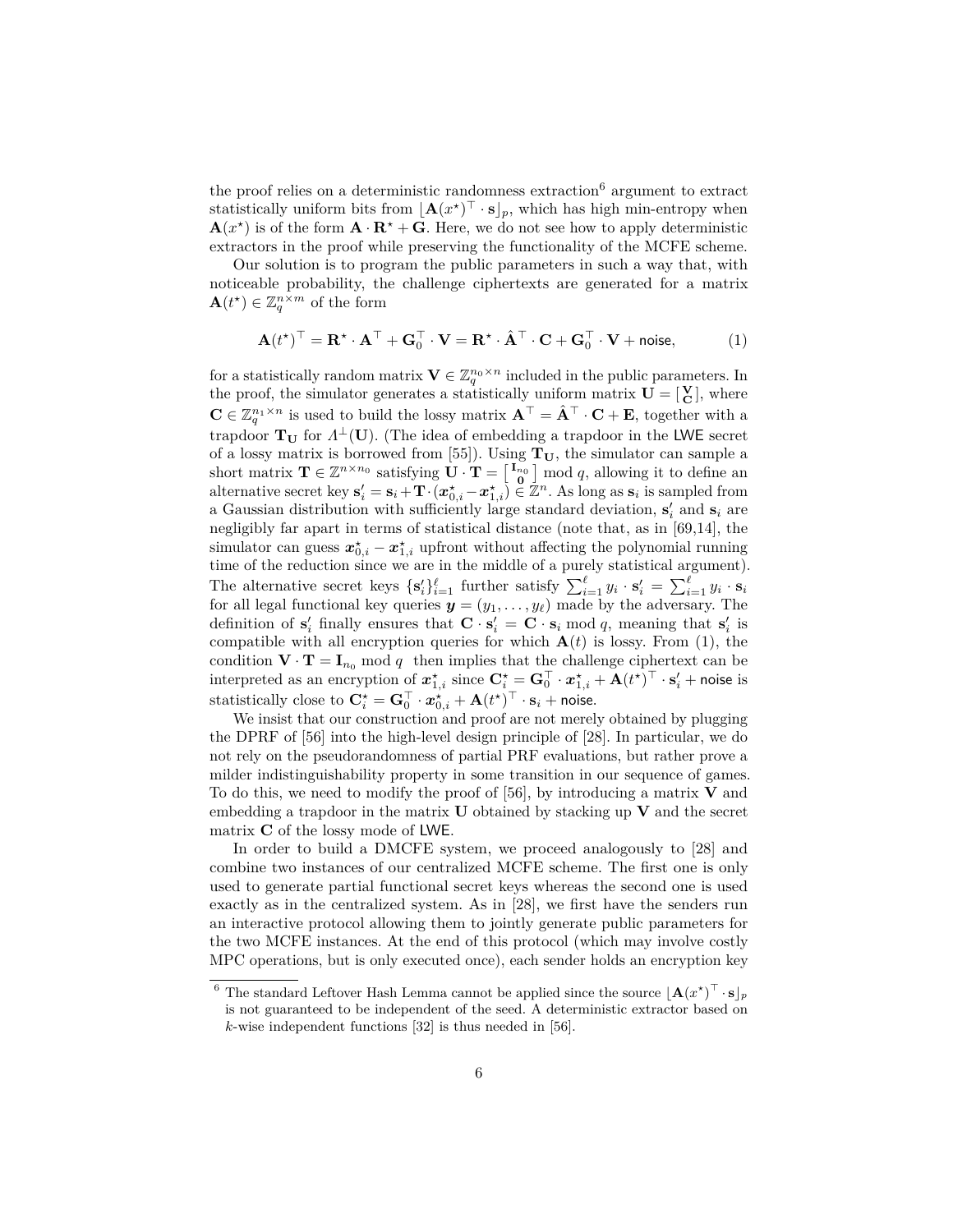the proof relies on a deterministic randomness extraction[6] argument to extract statistically uniform bits from $\lfloor \mathbf{A}(x^\star)^\top \cdot \mathbf{s} \rfloor_p$, which has high min-entropy when $\mathbf{A}(x^\star)$ is of the form $\mathbf{A} \cdot \mathbf{R}^\star + \mathbf{G}$. Here, we do not see how to apply deterministic extractors in the proof while preserving the functionality of the MCFE scheme.

Our solution is to program the public parameters in such a way that, with noticeable probability, the challenge ciphertexts are generated for a matrix $\mathbf{A}(t^\star) \in \mathbb{Z}_q^{n \times m}$ of the form

$$\mathbf{A}(t^\star)^\top = \mathbf{R}^\star \cdot \mathbf{A}^\top + \mathbf{G}_0^\top \cdot \mathbf{V} = \mathbf{R}^\star \cdot \hat{\mathbf{A}}^\top \cdot \mathbf{C} + \mathbf{G}_0^\top \cdot \mathbf{V} + \mathsf{noise}, \tag{1}$$

for a statistically random matrix $\mathbf{V} \in \mathbb{Z}_q^{n_0 \times n}$ included in the public parameters. In the proof, the simulator generates a statistically uniform matrix $\mathbf{U} = \left[\begin{smallmatrix} \mathbf{V} \\ \mathbf{C} \end{smallmatrix}\right]$, where $\mathbf{C} \in \mathbb{Z}_q^{n_1 \times n}$ is used to build the lossy matrix $\mathbf{A}^\top = \hat{\mathbf{A}}^\top \cdot \mathbf{C} + \mathbf{E}$, together with a trapdoor $\mathbf{T}_\mathbf{U}$ for $\Lambda^\perp(\mathbf{U})$. (The idea of embedding a trapdoor in the LWE secret of a lossy matrix is borrowed from [55]). Using $\mathbf{T}_\mathbf{U}$, the simulator can sample a short matrix $\mathbf{T} \in \mathbb{Z}^{n \times n_0}$ satisfying $\mathbf{U} \cdot \mathbf{T} = \left[\begin{smallmatrix} \mathbf{I}_{n_0} \\ \mathbf{0} \end{smallmatrix}\right] \bmod q$, allowing it to define an alternative secret key $\mathbf{s}_i' = \mathbf{s}_i + \mathbf{T} \cdot (\boldsymbol{x}_{0,i}^\star - \boldsymbol{x}_{1,i}^\star) \in \mathbb{Z}^n$. As long as $\mathbf{s}_i$ is sampled from a Gaussian distribution with sufficiently large standard deviation, $\mathbf{s}_i'$ and $\mathbf{s}_i$ are negligibly far apart in terms of statistical distance (note that, as in [69,14], the simulator can guess $\boldsymbol{x}_{0,i}^\star - \boldsymbol{x}_{1,i}^\star$ upfront without affecting the polynomial running time of the reduction since we are in the middle of a purely statistical argument). The alternative secret keys $\{\mathbf{s}_i'\}_{i=1}^\ell$ further satisfy $\sum_{i=1}^\ell y_i \cdot \mathbf{s}_i' = \sum_{i=1}^\ell y_i \cdot \mathbf{s}_i$ for all legal functional key queries $\boldsymbol{y} = (y_1, \ldots, y_\ell)$ made by the adversary. The definition of $\mathbf{s}_i'$ finally ensures that $\mathbf{C} \cdot \mathbf{s}_i' = \mathbf{C} \cdot \mathbf{s}_i \bmod q$, meaning that $\mathbf{s}_i'$ is compatible with all encryption queries for which $\mathbf{A}(t)$ is lossy. From (1), the condition $\mathbf{V} \cdot \mathbf{T} = \mathbf{I}_{n_0} \bmod q$ then implies that the challenge ciphertext can be interpreted as an encryption of $\boldsymbol{x}_{1,i}^\star$ since $\mathbf{C}_i^\star = \mathbf{G}_0^\top \cdot \boldsymbol{x}_{1,i}^\star + \mathbf{A}(t^\star)^\top \cdot \mathbf{s}_i' + \mathsf{noise}$ is statistically close to $\mathbf{C}_i^\star = \mathbf{G}_0^\top \cdot \boldsymbol{x}_{0,i}^\star + \mathbf{A}(t^\star)^\top \cdot \mathbf{s}_i + \mathsf{noise}$.

We insist that our construction and proof are not merely obtained by plugging the DPRF of [56] into the high-level design principle of [28]. In particular, we do not rely on the pseudorandomness of partial PRF evaluations, but rather prove a milder indistinguishability property in some transition in our sequence of games. To do this, we need to modify the proof of [56], by introducing a matrix $\mathbf{V}$ and embedding a trapdoor in the matrix $\mathbf{U}$ obtained by stacking up $\mathbf{V}$ and the secret matrix $\mathbf{C}$ of the lossy mode of LWE.

In order to build a DMCFE system, we proceed analogously to [28] and combine two instances of our centralized MCFE scheme. The first one is only used to generate partial functional secret keys whereas the second one is used exactly as in the centralized system. As in [28], we first have the senders run an interactive protocol allowing them to jointly generate public parameters for the two MCFE instances. At the end of this protocol (which may involve costly MPC operations, but is only executed once), each sender holds an encryption key

[6] The standard Leftover Hash Lemma cannot be applied since the source $\lfloor \mathbf{A}(x^\star)^\top \cdot \mathbf{s} \rfloor_p$ is not guaranteed to be independent of the seed. A deterministic extractor based on $k$-wise independent functions [32] is thus needed in [56].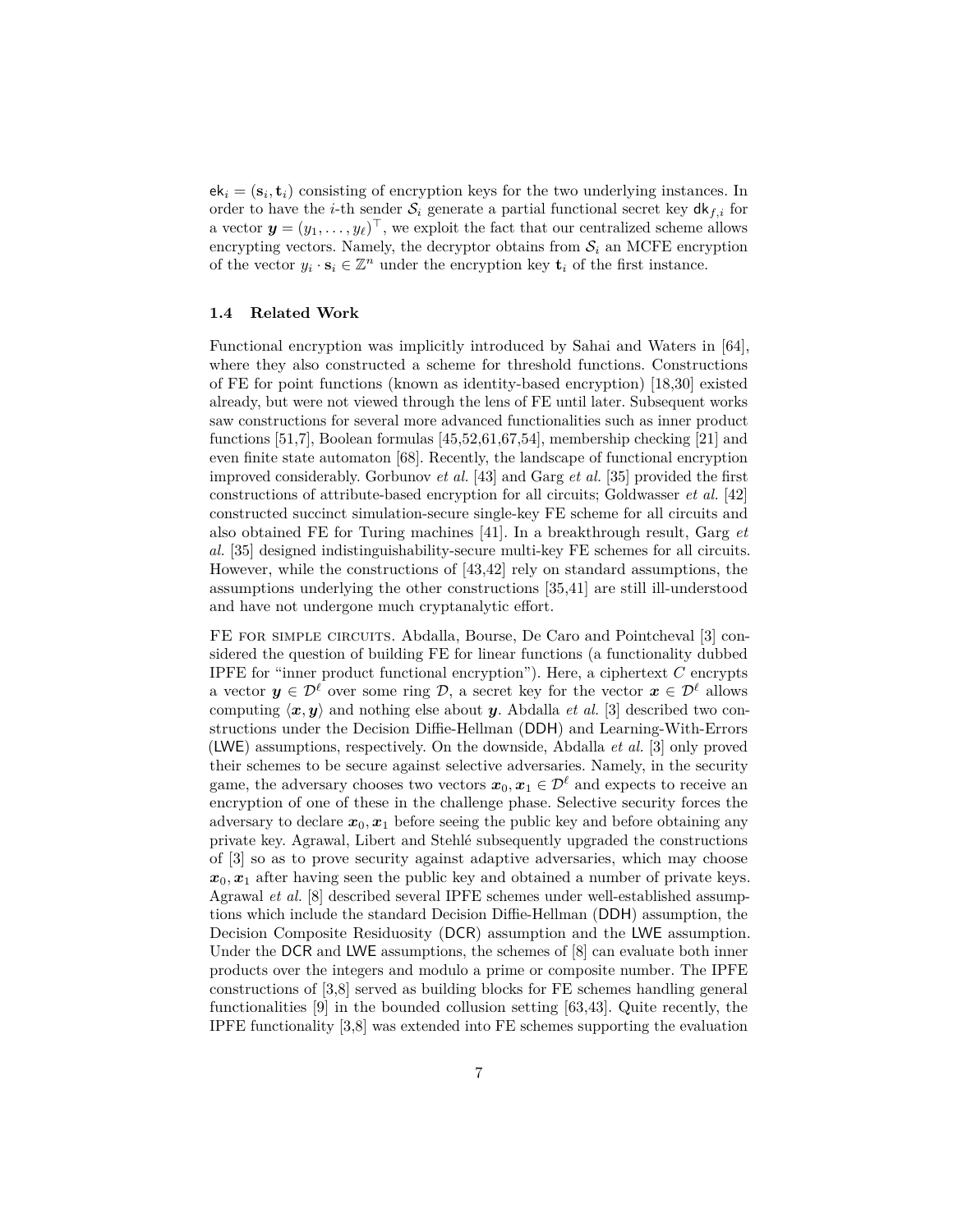$\mathsf{ek}_i = (\mathbf{s}_i, \mathbf{t}_i)$ consisting of encryption keys for the two underlying instances. In order to have the $i$-th sender $\mathcal{S}_i$ generate a partial functional secret key $\mathsf{dk}_{f,i}$ for a vector $\boldsymbol{y} = (y_1, \ldots, y_\ell)^\top$, we exploit the fact that our centralized scheme allows encrypting vectors. Namely, the decryptor obtains from $\mathcal{S}_i$ an MCFE encryption of the vector $y_i \cdot \mathbf{s}_i \in \mathbb{Z}^n$ under the encryption key $\mathbf{t}_i$ of the first instance.

### 1.4 Related Work

Functional encryption was implicitly introduced by Sahai and Waters in [64], where they also constructed a scheme for threshold functions. Constructions of FE for point functions (known as identity-based encryption) [18,30] existed already, but were not viewed through the lens of FE until later. Subsequent works saw constructions for several more advanced functionalities such as inner product functions [51,7], Boolean formulas [45,52,61,67,54], membership checking [21] and even finite state automaton [68]. Recently, the landscape of functional encryption improved considerably. Gorbunov *et al.* [43] and Garg *et al.* [35] provided the first constructions of attribute-based encryption for all circuits; Goldwasser *et al.* [42] constructed succinct simulation-secure single-key FE scheme for all circuits and also obtained FE for Turing machines [41]. In a breakthrough result, Garg *et al.* [35] designed indistinguishability-secure multi-key FE schemes for all circuits. However, while the constructions of [43,42] rely on standard assumptions, the assumptions underlying the other constructions [35,41] are still ill-understood and have not undergone much cryptanalytic effort.

FE for simple circuits. Abdalla, Bourse, De Caro and Pointcheval [3] considered the question of building FE for linear functions (a functionality dubbed IPFE for "inner product functional encryption"). Here, a ciphertext $C$ encrypts a vector $\boldsymbol{y} \in \mathcal{D}^\ell$ over some ring $\mathcal{D}$, a secret key for the vector $\boldsymbol{x} \in \mathcal{D}^\ell$ allows computing $\langle \boldsymbol{x}, \boldsymbol{y} \rangle$ and nothing else about $\boldsymbol{y}$. Abdalla *et al.* [3] described two constructions under the Decision Diffie-Hellman (DDH) and Learning-With-Errors (LWE) assumptions, respectively. On the downside, Abdalla *et al.* [3] only proved their schemes to be secure against selective adversaries. Namely, in the security game, the adversary chooses two vectors $\boldsymbol{x}_0, \boldsymbol{x}_1 \in \mathcal{D}^\ell$ and expects to receive an encryption of one of these in the challenge phase. Selective security forces the adversary to declare $\boldsymbol{x}_0, \boldsymbol{x}_1$ before seeing the public key and before obtaining any private key. Agrawal, Libert and Stehlé subsequently upgraded the constructions of [3] so as to prove security against adaptive adversaries, which may choose $\boldsymbol{x}_0, \boldsymbol{x}_1$ after having seen the public key and obtained a number of private keys. Agrawal *et al.* [8] described several IPFE schemes under well-established assumptions which include the standard Decision Diffie-Hellman (DDH) assumption, the Decision Composite Residuosity (DCR) assumption and the LWE assumption. Under the DCR and LWE assumptions, the schemes of [8] can evaluate both inner products over the integers and modulo a prime or composite number. The IPFE constructions of [3,8] served as building blocks for FE schemes handling general functionalities [9] in the bounded collusion setting [63,43]. Quite recently, the IPFE functionality [3,8] was extended into FE schemes supporting the evaluation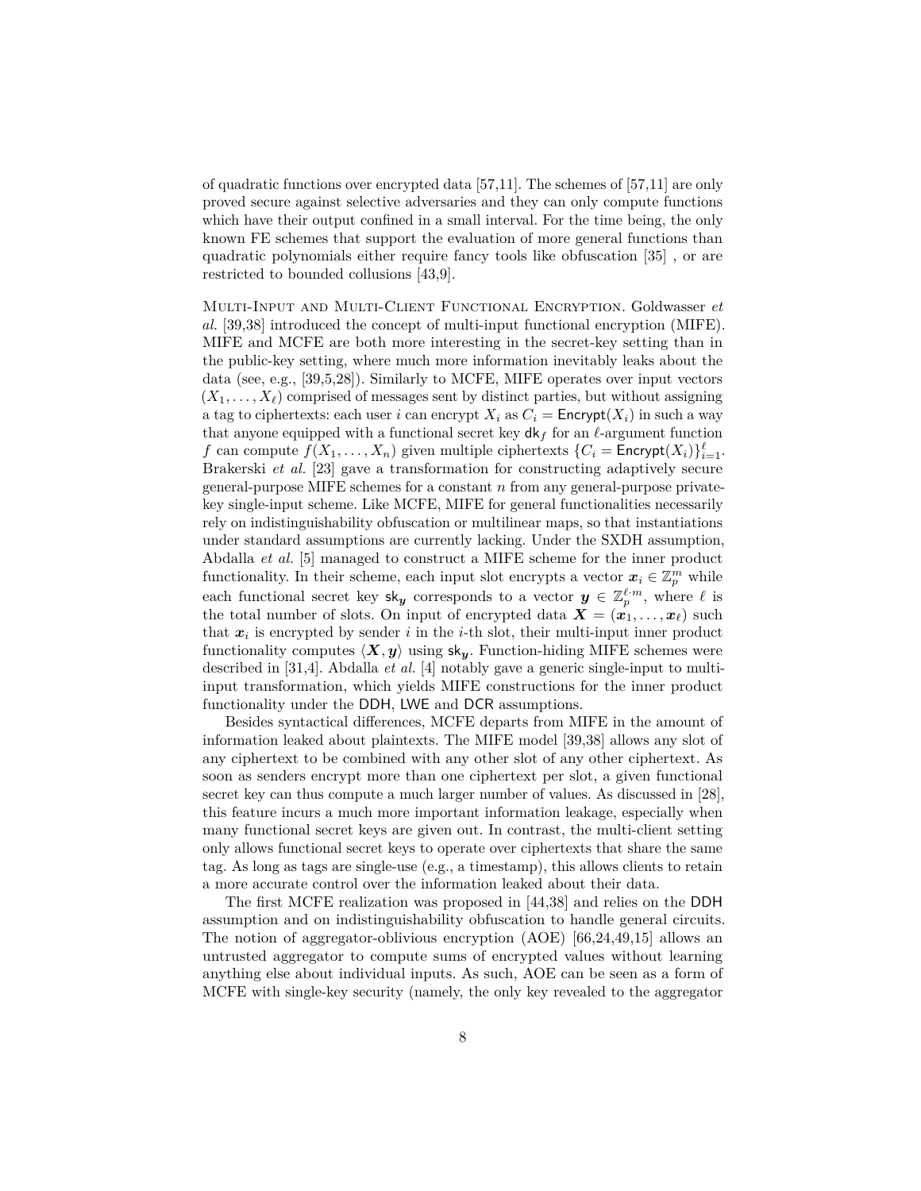of quadratic functions over encrypted data [57,11]. The schemes of [57,11] are only proved secure against selective adversaries and they can only compute functions which have their output confined in a small interval. For the time being, the only known FE schemes that support the evaluation of more general functions than quadratic polynomials either require fancy tools like obfuscation [35] , or are restricted to bounded collusions [43,9].

Multi-Input and Multi-Client Functional Encryption. Goldwasser *et al.* [39,38] introduced the concept of multi-input functional encryption (MIFE). MIFE and MCFE are both more interesting in the secret-key setting than in the public-key setting, where much more information inevitably leaks about the data (see, e.g., [39,5,28]). Similarly to MCFE, MIFE operates over input vectors $(X_1, \ldots, X_\ell)$ comprised of messages sent by distinct parties, but without assigning a tag to ciphertexts: each user $i$ can encrypt $X_i$ as $C_i = \mathsf{Encrypt}(X_i)$ in such a way that anyone equipped with a functional secret key $\mathsf{dk}_f$ for an $\ell$-argument function $f$ can compute $f(X_1, \ldots, X_n)$ given multiple ciphertexts $\{C_i = \mathsf{Encrypt}(X_i)\}_{i=1}^{\ell}$. Brakerski *et al.* [23] gave a transformation for constructing adaptively secure general-purpose MIFE schemes for a constant $n$ from any general-purpose private-key single-input scheme. Like MCFE, MIFE for general functionalities necessarily rely on indistinguishability obfuscation or multilinear maps, so that instantiations under standard assumptions are currently lacking. Under the SXDH assumption, Abdalla *et al.* [5] managed to construct a MIFE scheme for the inner product functionality. In their scheme, each input slot encrypts a vector $\boldsymbol{x}_i \in \mathbb{Z}_p^m$ while each functional secret key $\mathsf{sk}_{\boldsymbol{y}}$ corresponds to a vector $\boldsymbol{y} \in \mathbb{Z}_p^{\ell \cdot m}$, where $\ell$ is the total number of slots. On input of encrypted data $\boldsymbol{X} = (\boldsymbol{x}_1, \ldots, \boldsymbol{x}_\ell)$ such that $\boldsymbol{x}_i$ is encrypted by sender $i$ in the $i$-th slot, their multi-input inner product functionality computes $\langle \boldsymbol{X}, \boldsymbol{y} \rangle$ using $\mathsf{sk}_{\boldsymbol{y}}$. Function-hiding MIFE schemes were described in [31,4]. Abdalla *et al.* [4] notably gave a generic single-input to multi-input transformation, which yields MIFE constructions for the inner product functionality under the $\mathsf{DDH}$, $\mathsf{LWE}$ and $\mathsf{DCR}$ assumptions.

Besides syntactical differences, MCFE departs from MIFE in the amount of information leaked about plaintexts. The MIFE model [39,38] allows any slot of any ciphertext to be combined with any other slot of any other ciphertext. As soon as senders encrypt more than one ciphertext per slot, a given functional secret key can thus compute a much larger number of values. As discussed in [28], this feature incurs a much more important information leakage, especially when many functional secret keys are given out. In contrast, the multi-client setting only allows functional secret keys to operate over ciphertexts that share the same tag. As long as tags are single-use (e.g., a timestamp), this allows clients to retain a more accurate control over the information leaked about their data.

The first MCFE realization was proposed in [44,38] and relies on the $\mathsf{DDH}$ assumption and on indistinguishability obfuscation to handle general circuits. The notion of aggregator-oblivious encryption (AOE) [66,24,49,15] allows an untrusted aggregator to compute sums of encrypted values without learning anything else about individual inputs. As such, AOE can be seen as a form of MCFE with single-key security (namely, the only key revealed to the aggregator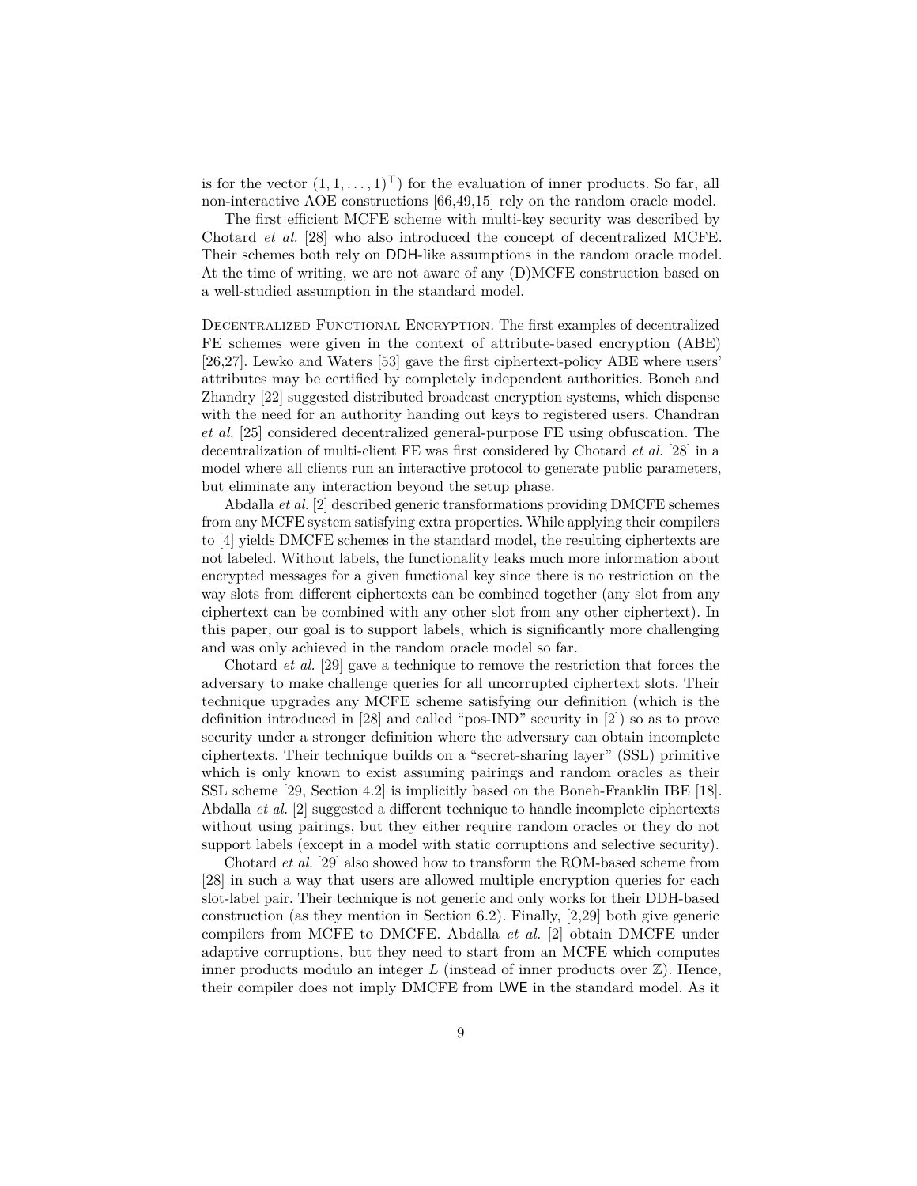is for the vector $(1, 1, \ldots, 1)^\top$) for the evaluation of inner products. So far, all non-interactive AOE constructions [66,49,15] rely on the random oracle model.

The first efficient MCFE scheme with multi-key security was described by Chotard *et al.* [28] who also introduced the concept of decentralized MCFE. Their schemes both rely on DDH-like assumptions in the random oracle model. At the time of writing, we are not aware of any (D)MCFE construction based on a well-studied assumption in the standard model.

Decentralized Functional Encryption. The first examples of decentralized FE schemes were given in the context of attribute-based encryption (ABE) [26,27]. Lewko and Waters [53] gave the first ciphertext-policy ABE where users' attributes may be certified by completely independent authorities. Boneh and Zhandry [22] suggested distributed broadcast encryption systems, which dispense with the need for an authority handing out keys to registered users. Chandran *et al.* [25] considered decentralized general-purpose FE using obfuscation. The decentralization of multi-client FE was first considered by Chotard *et al.* [28] in a model where all clients run an interactive protocol to generate public parameters, but eliminate any interaction beyond the setup phase.

Abdalla *et al.* [2] described generic transformations providing DMCFE schemes from any MCFE system satisfying extra properties. While applying their compilers to [4] yields DMCFE schemes in the standard model, the resulting ciphertexts are not labeled. Without labels, the functionality leaks much more information about encrypted messages for a given functional key since there is no restriction on the way slots from different ciphertexts can be combined together (any slot from any ciphertext can be combined with any other slot from any other ciphertext). In this paper, our goal is to support labels, which is significantly more challenging and was only achieved in the random oracle model so far.

Chotard *et al.* [29] gave a technique to remove the restriction that forces the adversary to make challenge queries for all uncorrupted ciphertext slots. Their technique upgrades any MCFE scheme satisfying our definition (which is the definition introduced in [28] and called "pos-IND" security in [2]) so as to prove security under a stronger definition where the adversary can obtain incomplete ciphertexts. Their technique builds on a "secret-sharing layer" (SSL) primitive which is only known to exist assuming pairings and random oracles as their SSL scheme [29, Section 4.2] is implicitly based on the Boneh-Franklin IBE [18]. Abdalla *et al.* [2] suggested a different technique to handle incomplete ciphertexts without using pairings, but they either require random oracles or they do not support labels (except in a model with static corruptions and selective security).

Chotard *et al.* [29] also showed how to transform the ROM-based scheme from [28] in such a way that users are allowed multiple encryption queries for each slot-label pair. Their technique is not generic and only works for their DDH-based construction (as they mention in Section 6.2). Finally, [2,29] both give generic compilers from MCFE to DMCFE. Abdalla *et al.* [2] obtain DMCFE under adaptive corruptions, but they need to start from an MCFE which computes inner products modulo an integer $L$ (instead of inner products over $\mathbb{Z}$). Hence, their compiler does not imply DMCFE from LWE in the standard model. As it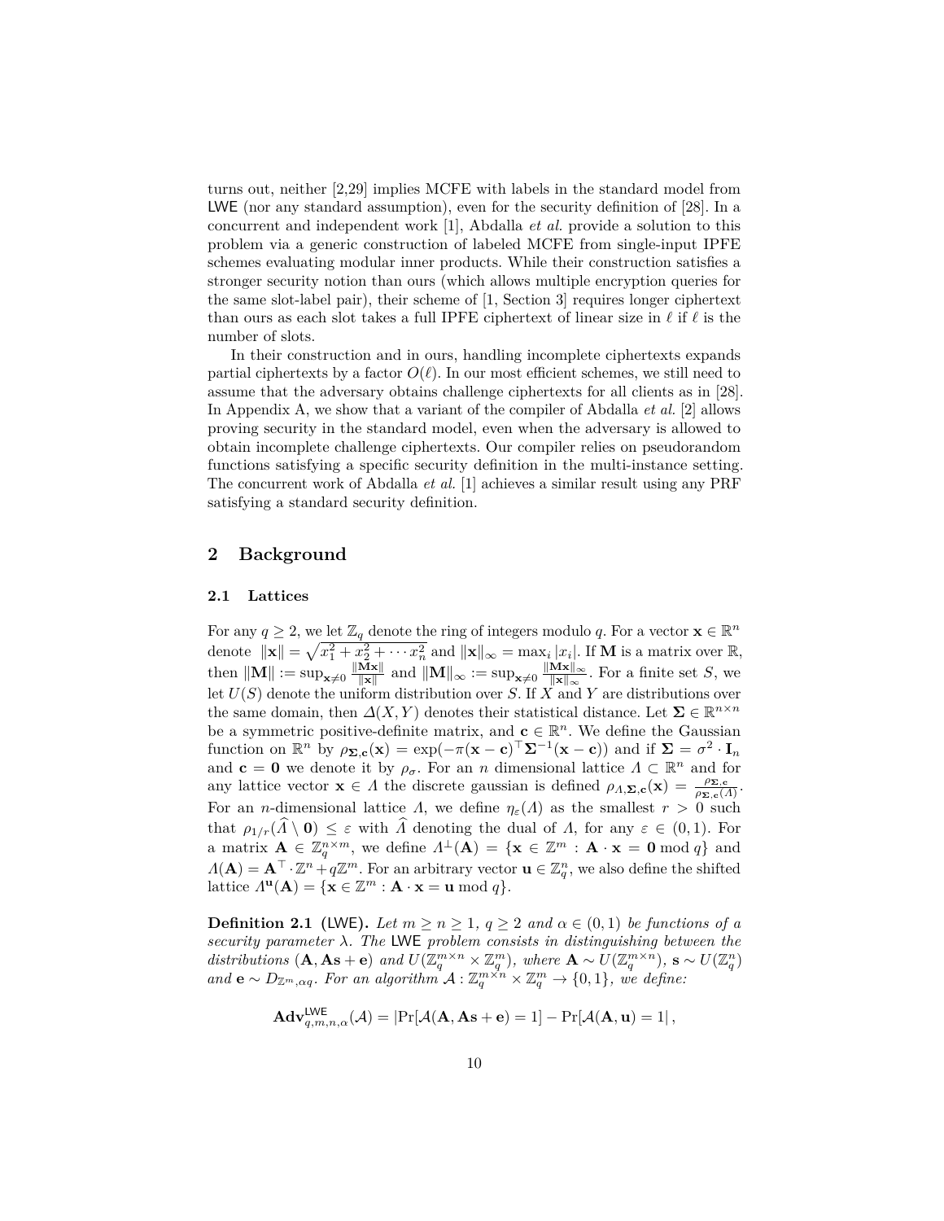turns out, neither [2,29] implies MCFE with labels in the standard model from LWE (nor any standard assumption), even for the security definition of [28]. In a concurrent and independent work [1], Abdalla *et al.* provide a solution to this problem via a generic construction of labeled MCFE from single-input IPFE schemes evaluating modular inner products. While their construction satisfies a stronger security notion than ours (which allows multiple encryption queries for the same slot-label pair), their scheme of [1, Section 3] requires longer ciphertext than ours as each slot takes a full IPFE ciphertext of linear size in $\ell$ if $\ell$ is the number of slots.

In their construction and in ours, handling incomplete ciphertexts expands partial ciphertexts by a factor $O(\ell)$. In our most efficient schemes, we still need to assume that the adversary obtains challenge ciphertexts for all clients as in [28]. In Appendix A, we show that a variant of the compiler of Abdalla *et al.* [2] allows proving security in the standard model, even when the adversary is allowed to obtain incomplete challenge ciphertexts. Our compiler relies on pseudorandom functions satisfying a specific security definition in the multi-instance setting. The concurrent work of Abdalla *et al.* [1] achieves a similar result using any PRF satisfying a standard security definition.

## 2 Background

### 2.1 Lattices

For any $q \geq 2$, we let $\mathbb{Z}_q$ denote the ring of integers modulo $q$. For a vector $\mathbf{x} \in \mathbb{R}^n$ denote $\|\mathbf{x}\| = \sqrt{x_1^2 + x_2^2 + \cdots x_n^2}$ and $\|\mathbf{x}\|_\infty = \max_i |x_i|$. If $\mathbf{M}$ is a matrix over $\mathbb{R}$, then $\|\mathbf{M}\| := \sup_{\mathbf{x} \neq 0} \frac{\|\mathbf{Mx}\|}{\|\mathbf{x}\|}$ and $\|\mathbf{M}\|_\infty := \sup_{\mathbf{x} \neq 0} \frac{\|\mathbf{Mx}\|_\infty}{\|\mathbf{x}\|_\infty}$. For a finite set $S$, we let $U(S)$ denote the uniform distribution over $S$. If $X$ and $Y$ are distributions over the same domain, then $\Delta(X, Y)$ denotes their statistical distance. Let $\mathbf{\Sigma} \in \mathbb{R}^{n \times n}$ be a symmetric positive-definite matrix, and $\mathbf{c} \in \mathbb{R}^n$. We define the Gaussian function on $\mathbb{R}^n$ by $\rho_{\mathbf{\Sigma},\mathbf{c}}(\mathbf{x}) = \exp(-\pi(\mathbf{x} - \mathbf{c})^\top \mathbf{\Sigma}^{-1}(\mathbf{x} - \mathbf{c}))$ and if $\mathbf{\Sigma} = \sigma^2 \cdot \mathbf{I}_n$ and $\mathbf{c} = \mathbf{0}$ we denote it by $\rho_\sigma$. For an $n$ dimensional lattice $\Lambda \subset \mathbb{R}^n$ and for any lattice vector $\mathbf{x} \in \Lambda$ the discrete gaussian is defined $\rho_{\Lambda,\mathbf{\Sigma},\mathbf{c}}(\mathbf{x}) = \frac{\rho_{\mathbf{\Sigma},\mathbf{c}}}{\rho_{\mathbf{\Sigma},\mathbf{c}}(\Lambda)}$. For an $n$-dimensional lattice $\Lambda$, we define $\eta_\varepsilon(\Lambda)$ as the smallest $r > 0$ such that $\rho_{1/r}(\widehat{\Lambda} \setminus \mathbf{0}) \leq \varepsilon$ with $\widehat{\Lambda}$ denoting the dual of $\Lambda$, for any $\varepsilon \in (0, 1)$. For a matrix $\mathbf{A} \in \mathbb{Z}_q^{n \times m}$, we define $\Lambda^\perp(\mathbf{A}) = \{\mathbf{x} \in \mathbb{Z}^m : \mathbf{A} \cdot \mathbf{x} = \mathbf{0} \bmod q\}$ and $\Lambda(\mathbf{A}) = \mathbf{A}^\top \cdot \mathbb{Z}^n + q\mathbb{Z}^m$. For an arbitrary vector $\mathbf{u} \in \mathbb{Z}_q^n$, we also define the shifted lattice $\Lambda^{\mathbf{u}}(\mathbf{A}) = \{\mathbf{x} \in \mathbb{Z}^m : \mathbf{A} \cdot \mathbf{x} = \mathbf{u} \bmod q\}$.

**Definition 2.1 (LWE).** *Let $m \geq n \geq 1$, $q \geq 2$ and $\alpha \in (0, 1)$ be functions of a security parameter $\lambda$. The LWE problem consists in distinguishing between the distributions $(\mathbf{A}, \mathbf{As} + \mathbf{e})$ and $U(\mathbb{Z}_q^{m \times n} \times \mathbb{Z}_q^m)$, where $\mathbf{A} \sim U(\mathbb{Z}_q^{m \times n})$, $\mathbf{s} \sim U(\mathbb{Z}_q^n)$ and $\mathbf{e} \sim D_{\mathbb{Z}^m, \alpha q}$. For an algorithm $\mathcal{A} : \mathbb{Z}_q^{m \times n} \times \mathbb{Z}_q^m \to \{0, 1\}$, we define:*

$$\mathbf{Adv}^{\mathsf{LWE}}_{q,m,n,\alpha}(\mathcal{A}) = |\Pr[\mathcal{A}(\mathbf{A}, \mathbf{As} + \mathbf{e}) = 1] - \Pr[\mathcal{A}(\mathbf{A}, \mathbf{u}) = 1| \,,$$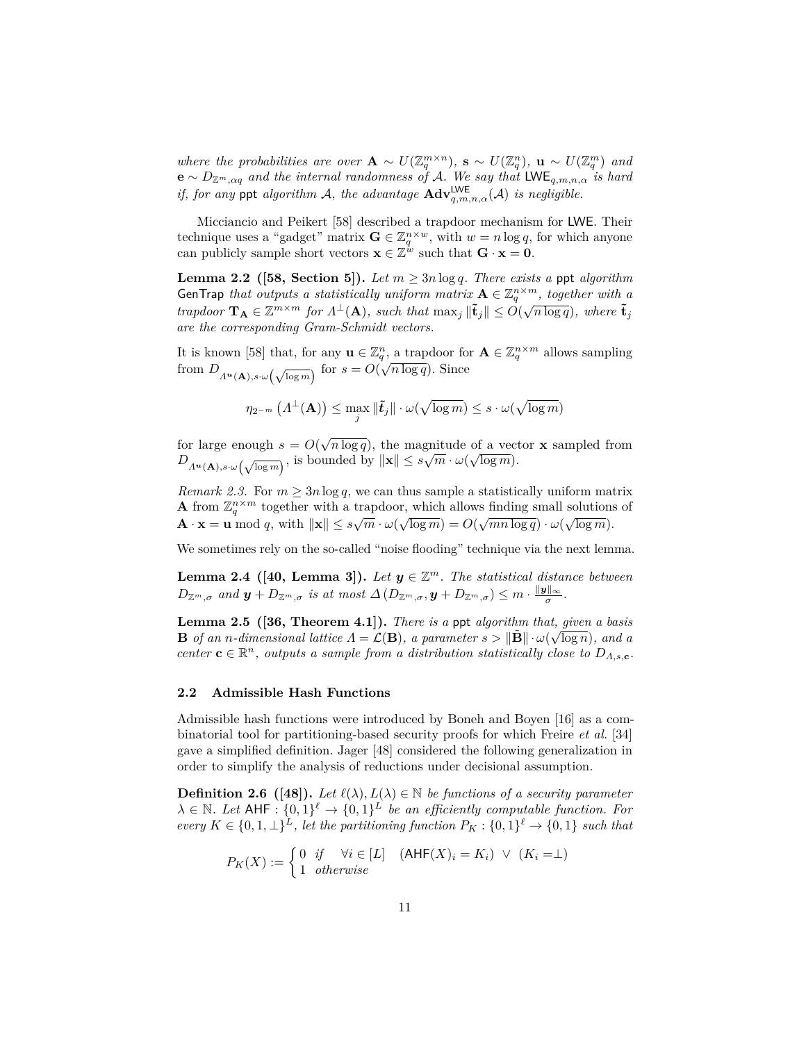*where the probabilities are over* $\mathbf{A} \sim U(\mathbb{Z}_q^{m \times n})$, $\mathbf{s} \sim U(\mathbb{Z}_q^n)$, $\mathbf{u} \sim U(\mathbb{Z}_q^m)$ *and* $\mathbf{e} \sim D_{\mathbb{Z}^m, \alpha q}$ *and the internal randomness of* $\mathcal{A}$. *We say that* $\mathsf{LWE}_{q,m,n,\alpha}$ *is hard if, for any* ppt *algorithm* $\mathcal{A}$, *the advantage* $\mathbf{Adv}^{\mathsf{LWE}}_{q,m,n,\alpha}(\mathcal{A})$ *is negligible.*

Micciancio and Peikert [58] described a trapdoor mechanism for LWE. Their technique uses a "gadget" matrix $\mathbf{G} \in \mathbb{Z}_q^{n \times w}$, with $w = n \log q$, for which anyone can publicly sample short vectors $\mathbf{x} \in \mathbb{Z}^w$ such that $\mathbf{G} \cdot \mathbf{x} = \mathbf{0}$.

**Lemma 2.2 ([58, Section 5]).** *Let* $m \geq 3n \log q$. *There exists a* ppt *algorithm* GenTrap *that outputs a statistically uniform matrix* $\mathbf{A} \in \mathbb{Z}_q^{n \times m}$, *together with a trapdoor* $\mathbf{T_A} \in \mathbb{Z}^{m \times m}$ *for* $\Lambda^\perp(\mathbf{A})$, *such that* $\max_j \|\tilde{\mathbf{t}}_j\| \leq O(\sqrt{n \log q})$, *where* $\tilde{\mathbf{t}}_j$ *are the corresponding Gram-Schmidt vectors.*

It is known [58] that, for any $\mathbf{u} \in \mathbb{Z}_q^n$, a trapdoor for $\mathbf{A} \in \mathbb{Z}_q^{n \times m}$ allows sampling from $D_{\Lambda^{\mathbf{u}}(\mathbf{A}), s \cdot \omega\left(\sqrt{\log m}\right)}$ for $s = O(\sqrt{n \log q})$. Since

$$\eta_{2^{-m}}\left(\Lambda^\perp(\mathbf{A})\right) \leq \max_j \|\tilde{\boldsymbol{t}}_j\| \cdot \omega(\sqrt{\log m}) \leq s \cdot \omega(\sqrt{\log m})$$

for large enough $s = O(\sqrt{n \log q})$, the magnitude of a vector $\mathbf{x}$ sampled from $D_{\Lambda^{\mathbf{u}}(\mathbf{A}), s \cdot \omega\left(\sqrt{\log m}\right)}$, is bounded by $\|\mathbf{x}\| \leq s\sqrt{m} \cdot \omega(\sqrt{\log m})$.

*Remark 2.3.* For $m \geq 3n \log q$, we can thus sample a statistically uniform matrix $\mathbf{A}$ from $\mathbb{Z}_q^{n \times m}$ together with a trapdoor, which allows finding small solutions of $\mathbf{A} \cdot \mathbf{x} = \mathbf{u} \bmod q$, with $\|\mathbf{x}\| \leq s\sqrt{m} \cdot \omega(\sqrt{\log m}) = O(\sqrt{mn \log q}) \cdot \omega(\sqrt{\log m})$.

We sometimes rely on the so-called "noise flooding" technique via the next lemma.

**Lemma 2.4 ([40, Lemma 3]).** *Let* $\boldsymbol{y} \in \mathbb{Z}^m$. *The statistical distance between* $D_{\mathbb{Z}^m, \sigma}$ *and* $\boldsymbol{y} + D_{\mathbb{Z}^m, \sigma}$ *is at most* $\Delta\left(D_{\mathbb{Z}^m, \sigma}, \boldsymbol{y} + D_{\mathbb{Z}^m, \sigma}\right) \leq m \cdot \frac{\|\boldsymbol{y}\|_\infty}{\sigma}$.

**Lemma 2.5 ([36, Theorem 4.1]).** *There is a* ppt *algorithm that, given a basis* $\mathbf{B}$ *of an* $n$*-dimensional lattice* $\Lambda = \mathcal{L}(\mathbf{B})$, *a parameter* $s > \|\tilde{\mathbf{B}}\| \cdot \omega(\sqrt{\log n})$, *and a center* $\mathbf{c} \in \mathbb{R}^n$, *outputs a sample from a distribution statistically close to* $D_{\Lambda, s, \mathbf{c}}$.

### 2.2 Admissible Hash Functions

Admissible hash functions were introduced by Boneh and Boyen [16] as a combinatorial tool for partitioning-based security proofs for which Freire *et al.* [34] gave a simplified definition. Jager [48] considered the following generalization in order to simplify the analysis of reductions under decisional assumption.

**Definition 2.6 ([48]).** *Let* $\ell(\lambda), L(\lambda) \in \mathbb{N}$ *be functions of a security parameter* $\lambda \in \mathbb{N}$. *Let* $\mathsf{AHF} : \{0,1\}^\ell \to \{0,1\}^L$ *be an efficiently computable function. For every* $K \in \{0, 1, \perp\}^L$, *let the partitioning function* $P_K : \{0,1\}^\ell \to \{0,1\}$ *such that*

$$P_K(X) := \begin{cases} 0 & \text{if} \quad \forall i \in [L] \quad (\mathsf{AHF}(X)_i = K_i) \ \vee \ (K_i = \perp) \\ 1 & \text{otherwise} \end{cases}$$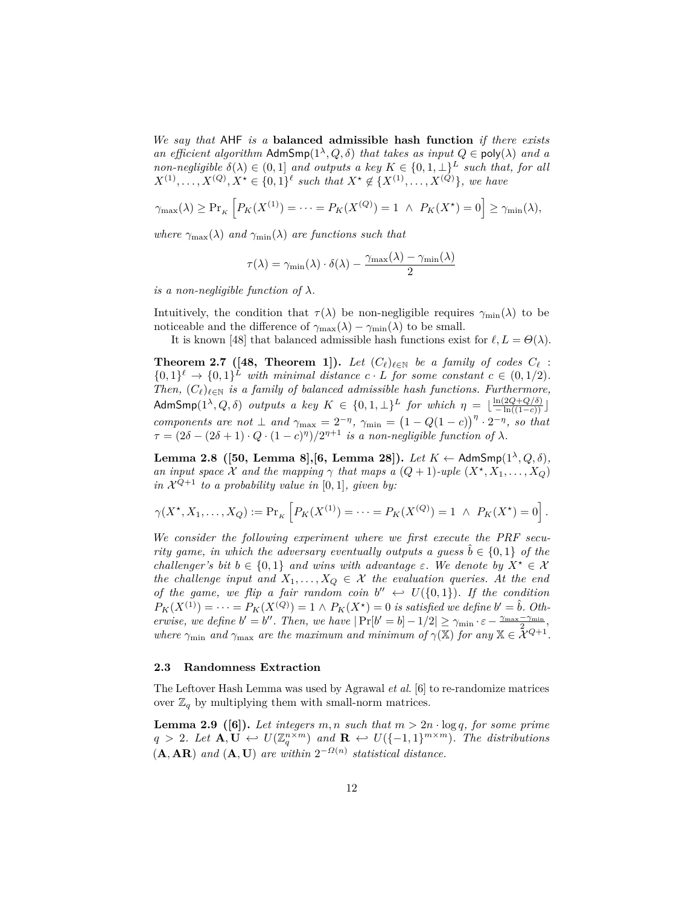*We say that* $\mathsf{AHF}$ *is a* **balanced admissible hash function** *if there exists an efficient algorithm* $\mathsf{AdmSmp}(1^\lambda, Q, \delta)$ *that takes as input* $Q \in \mathsf{poly}(\lambda)$ *and a non-negligible* $\delta(\lambda) \in (0, 1]$ *and outputs a key* $K \in \{0, 1, \perp\}^L$ *such that, for all* $X^{(1)}, \ldots, X^{(Q)}, X^\star \in \{0,1\}^\ell$ *such that* $X^\star \notin \{X^{(1)}, \ldots, X^{(Q)}\}$*, we have*

$$\gamma_{\max}(\lambda) \geq \Pr_K \left[ P_K(X^{(1)}) = \cdots = P_K(X^{(Q)}) = 1 \ \wedge \ P_K(X^\star) = 0 \right] \geq \gamma_{\min}(\lambda),$$

*where* $\gamma_{\max}(\lambda)$ *and* $\gamma_{\min}(\lambda)$ *are functions such that*

$$\tau(\lambda) = \gamma_{\min}(\lambda) \cdot \delta(\lambda) - \frac{\gamma_{\max}(\lambda) - \gamma_{\min}(\lambda)}{2}$$

*is a non-negligible function of* $\lambda$.

Intuitively, the condition that $\tau(\lambda)$ be non-negligible requires $\gamma_{\min}(\lambda)$ to be noticeable and the difference of $\gamma_{\max}(\lambda) - \gamma_{\min}(\lambda)$ to be small.

It is known [48] that balanced admissible hash functions exist for $\ell, L = \Theta(\lambda)$.

**Theorem 2.7 ([48, Theorem 1]).** *Let* $(C_\ell)_{\ell \in \mathbb{N}}$ *be a family of codes* $C_\ell : \{0,1\}^\ell \to \{0,1\}^L$ *with minimal distance* $c \cdot L$ *for some constant* $c \in (0, 1/2)$*. Then,* $(C_\ell)_{\ell \in \mathbb{N}}$ *is a family of balanced admissible hash functions. Furthermore,* $\mathsf{AdmSmp}(1^\lambda, Q, \delta)$ *outputs a key* $K \in \{0, 1, \perp\}^L$ *for which* $\eta = \lfloor \frac{\ln(2Q + Q/\delta)}{-\ln((1-c))} \rfloor$ *components are not* $\perp$ *and* $\gamma_{\max} = 2^{-\eta}$*,* $\gamma_{\min} = \left(1 - Q(1-c)\right)^\eta \cdot 2^{-\eta}$*, so that* $\tau = (2\delta - (2\delta + 1) \cdot Q \cdot (1-c)^\eta)/2^{\eta+1}$ *is a non-negligible function of* $\lambda$.

**Lemma 2.8 ([50, Lemma 8],[6, Lemma 28]).** *Let* $K \leftarrow \mathsf{AdmSmp}(1^\lambda, Q, \delta)$*, an input space* $\mathcal{X}$ *and the mapping* $\gamma$ *that maps a* $(Q+1)$*-uple* $(X^\star, X_1, \ldots, X_Q)$ *in* $\mathcal{X}^{Q+1}$ *to a probability value in* $[0, 1]$*, given by:*

$$\gamma(X^\star, X_1, \ldots, X_Q) := \Pr_K \left[ P_K(X^{(1)}) = \cdots = P_K(X^{(Q)}) = 1 \ \wedge \ P_K(X^\star) = 0 \right].$$

*We consider the following experiment where we first execute the PRF security game, in which the adversary eventually outputs a guess* $\hat{b} \in \{0,1\}$ *of the challenger's bit* $b \in \{0,1\}$ *and wins with advantage* $\varepsilon$*. We denote by* $X^\star \in \mathcal{X}$ *the challenge input and* $X_1, \ldots, X_Q \in \mathcal{X}$ *the evaluation queries. At the end of the game, we flip a fair random coin* $b'' \hookleftarrow U(\{0,1\})$*. If the condition* $P_K(X^{(1)}) = \cdots = P_K(X^{(Q)}) = 1 \wedge P_K(X^\star) = 0$ *is satisfied we define* $b' = \hat{b}$*. Otherwise, we define* $b' = b''$*. Then, we have* $|\Pr[b' = b] - 1/2| \geq \gamma_{\min} \cdot \varepsilon - \frac{\gamma_{\max} - \gamma_{\min}}{2}$*, where* $\gamma_{\min}$ *and* $\gamma_{\max}$ *are the maximum and minimum of* $\gamma(\mathbb{X})$ *for any* $\mathbb{X} \in \mathcal{X}^{Q+1}$.

### 2.3 Randomness Extraction

The Leftover Hash Lemma was used by Agrawal *et al.* [6] to re-randomize matrices over $\mathbb{Z}_q$ by multiplying them with small-norm matrices.

**Lemma 2.9 ([6]).** *Let integers* $m, n$ *such that* $m > 2n \cdot \log q$*, for some prime* $q > 2$*. Let* $\mathbf{A}, \mathbf{U} \hookleftarrow U(\mathbb{Z}_q^{n \times m})$ *and* $\mathbf{R} \hookleftarrow U(\{-1,1\}^{m \times m})$*. The distributions* $(\mathbf{A}, \mathbf{AR})$ *and* $(\mathbf{A}, \mathbf{U})$ *are within* $2^{-\Omega(n)}$ *statistical distance.*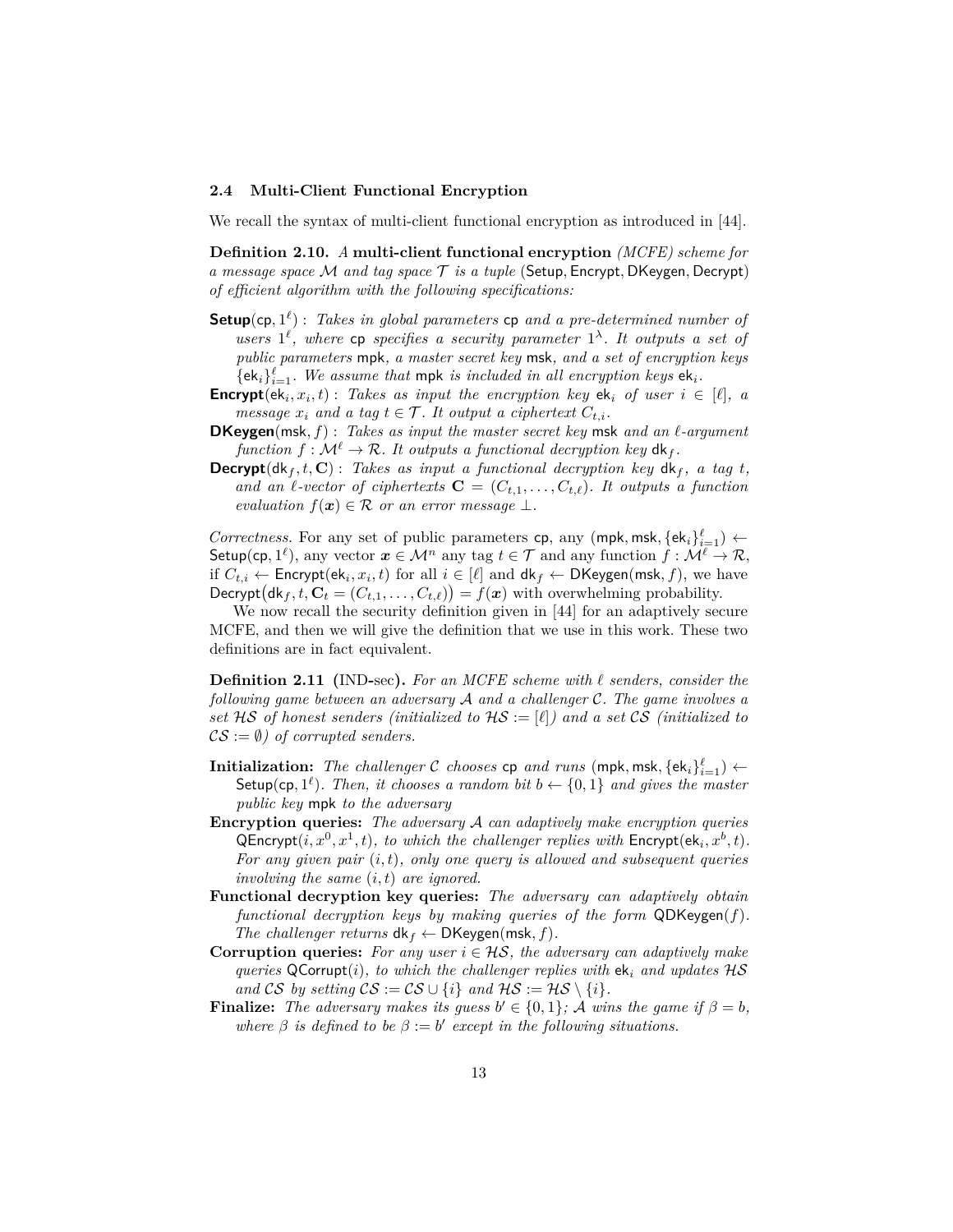### 2.4 Multi-Client Functional Encryption

We recall the syntax of multi-client functional encryption as introduced in [44].

**Definition 2.10.** *A* **multi-client functional encryption** *(MCFE) scheme for a message space $\mathcal{M}$ and tag space $\mathcal{T}$ is a tuple* (Setup, Encrypt, DKeygen, Decrypt) *of efficient algorithm with the following specifications:*

- **Setup**$(\mathsf{cp}, 1^\ell)$ : *Takes in global parameters* cp *and a pre-determined number of users $1^\ell$, where* cp *specifies a security parameter $1^\lambda$. It outputs a set of public parameters* mpk*, a master secret key* msk*, and a set of encryption keys* $\{\mathsf{ek}_i\}_{i=1}^{\ell}$*. We assume that* mpk *is included in all encryption keys* $\mathsf{ek}_i$*.*
- **Encrypt**$(\mathsf{ek}_i, x_i, t)$ : *Takes as input the encryption key $\mathsf{ek}_i$ of user $i \in [\ell]$, a message $x_i$ and a tag $t \in \mathcal{T}$. It output a ciphertext $C_{t,i}$.*
- **DKeygen**$(\mathsf{msk}, f)$ : *Takes as input the master secret key* msk *and an $\ell$-argument function $f : \mathcal{M}^\ell \to \mathcal{R}$. It outputs a functional decryption key $\mathsf{dk}_f$.*
- **Decrypt**$(\mathsf{dk}_f, t, \mathbf{C})$ : *Takes as input a functional decryption key $\mathsf{dk}_f$, a tag $t$, and an $\ell$-vector of ciphertexts $\mathbf{C} = (C_{t,1}, \ldots, C_{t,\ell})$. It outputs a function evaluation $f(\boldsymbol{x}) \in \mathcal{R}$ or an error message $\perp$.*

*Correctness.* For any set of public parameters cp, any $(\mathsf{mpk}, \mathsf{msk}, \{\mathsf{ek}_i\}_{i=1}^{\ell}) \leftarrow \mathsf{Setup}(\mathsf{cp}, 1^\ell)$, any vector $\boldsymbol{x} \in \mathcal{M}^n$ any tag $t \in \mathcal{T}$ and any function $f : \mathcal{M}^\ell \to \mathcal{R}$, if $C_{t,i} \leftarrow \mathsf{Encrypt}(\mathsf{ek}_i, x_i, t)$ for all $i \in [\ell]$ and $\mathsf{dk}_f \leftarrow \mathsf{DKeygen}(\mathsf{msk}, f)$, we have $\mathsf{Decrypt}\big(\mathsf{dk}_f, t, \mathbf{C}_t = (C_{t,1}, \ldots, C_{t,\ell})\big) = f(\boldsymbol{x})$ with overwhelming probability.

We now recall the security definition given in [44] for an adaptively secure MCFE, and then we will give the definition that we use in this work. These two definitions are in fact equivalent.

**Definition 2.11 (IND-sec).** *For an MCFE scheme with $\ell$ senders, consider the following game between an adversary $\mathcal{A}$ and a challenger $\mathcal{C}$. The game involves a set $\mathcal{HS}$ of honest senders (initialized to $\mathcal{HS} := [\ell]$) and a set $\mathcal{CS}$ (initialized to $\mathcal{CS} := \emptyset$) of corrupted senders.*

- **Initialization:** *The challenger $\mathcal{C}$ chooses* cp *and runs* $(\mathsf{mpk}, \mathsf{msk}, \{\mathsf{ek}_i\}_{i=1}^{\ell}) \leftarrow \mathsf{Setup}(\mathsf{cp}, 1^\ell)$*. Then, it chooses a random bit $b \leftarrow \{0, 1\}$ and gives the master public key* mpk *to the adversary*
- **Encryption queries:** *The adversary $\mathcal{A}$ can adaptively make encryption queries* $\mathsf{QEncrypt}(i, x^0, x^1, t)$*, to which the challenger replies with* $\mathsf{Encrypt}(\mathsf{ek}_i, x^b, t)$*. For any given pair $(i, t)$, only one query is allowed and subsequent queries involving the same $(i, t)$ are ignored.*
- **Functional decryption key queries:** *The adversary can adaptively obtain functional decryption keys by making queries of the form* $\mathsf{QDKeygen}(f)$*. The challenger returns* $\mathsf{dk}_f \leftarrow \mathsf{DKeygen}(\mathsf{msk}, f)$*.*
- **Corruption queries:** *For any user $i \in \mathcal{HS}$, the adversary can adaptively make queries* $\mathsf{QCorrupt}(i)$*, to which the challenger replies with $\mathsf{ek}_i$ and updates $\mathcal{HS}$ and $\mathcal{CS}$ by setting $\mathcal{CS} := \mathcal{CS} \cup \{i\}$ and $\mathcal{HS} := \mathcal{HS} \setminus \{i\}$.*
- **Finalize:** *The adversary makes its guess $b' \in \{0, 1\}$; $\mathcal{A}$ wins the game if $\beta = b$, where $\beta$ is defined to be $\beta := b'$ except in the following situations.*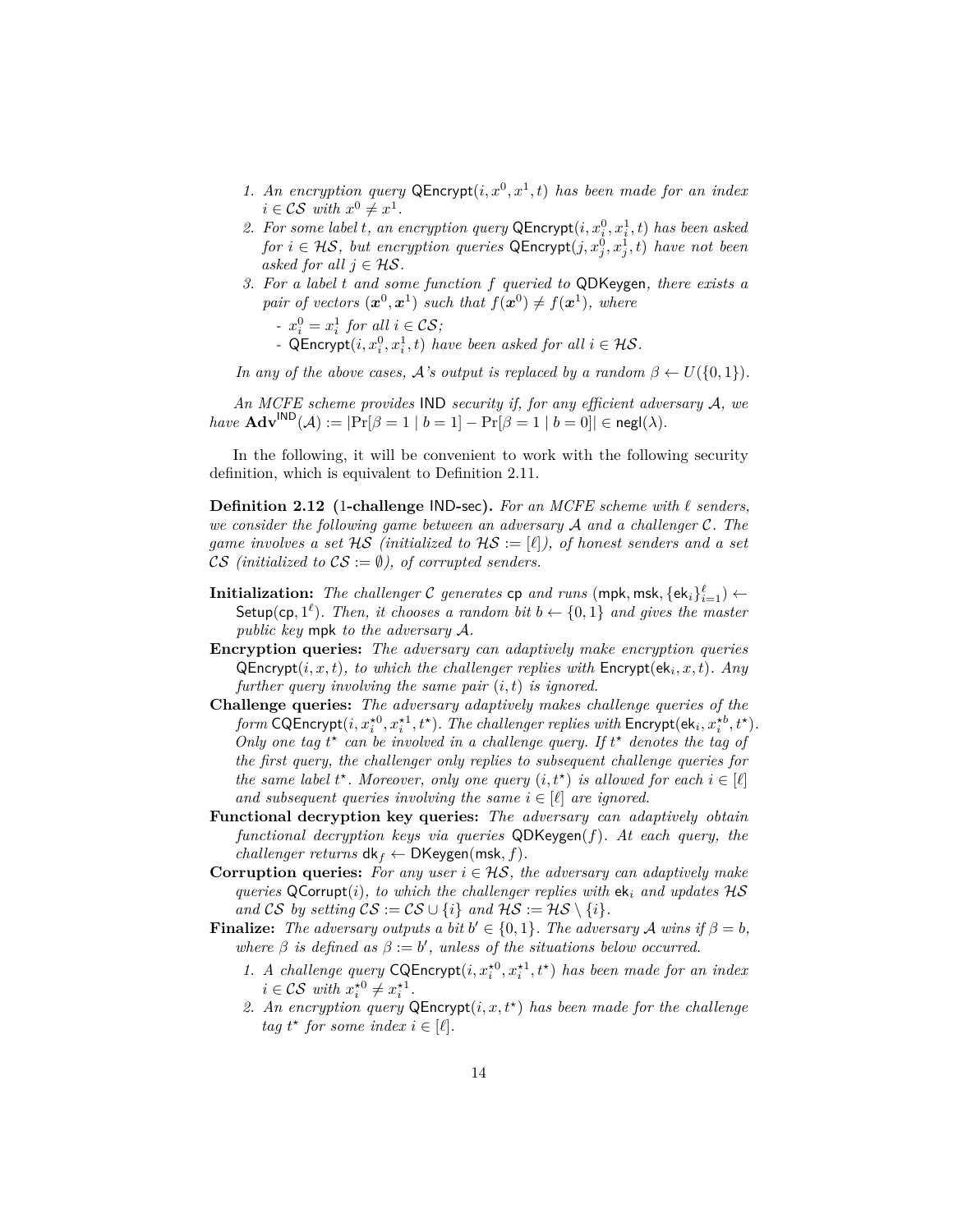1. *An encryption query* $\mathsf{QEncrypt}(i, x^0, x^1, t)$ *has been made for an index* $i \in \mathcal{CS}$ *with* $x^0 \neq x^1$.
2. *For some label* $t$*, an encryption query* $\mathsf{QEncrypt}(i, x_i^0, x_i^1, t)$ *has been asked for* $i \in \mathcal{HS}$*, but encryption queries* $\mathsf{QEncrypt}(j, x_j^0, x_j^1, t)$ *have not been asked for all* $j \in \mathcal{HS}$.
3. *For a label* $t$ *and some function* $f$ *queried to* $\mathsf{QDKeygen}$*, there exists a pair of vectors* $(\boldsymbol{x}^0, \boldsymbol{x}^1)$ *such that* $f(\boldsymbol{x}^0) \neq f(\boldsymbol{x}^1)$*, where*
   - $x_i^0 = x_i^1$ *for all* $i \in \mathcal{CS}$*;*
   - $\mathsf{QEncrypt}(i, x_i^0, x_i^1, t)$ *have been asked for all* $i \in \mathcal{HS}$.

*In any of the above cases,* $\mathcal{A}$*'s output is replaced by a random* $\beta \leftarrow U(\{0,1\})$.

*An MCFE scheme provides* $\mathsf{IND}$ *security if, for any efficient adversary* $\mathcal{A}$*, we have* $\mathbf{Adv}^{\mathsf{IND}}(\mathcal{A}) := |\Pr[\beta = 1 \mid b = 1] - \Pr[\beta = 1 \mid b = 0]| \in \mathsf{negl}(\lambda)$.

In the following, it will be convenient to work with the following security definition, which is equivalent to Definition 2.11.

**Definition 2.12 (1-challenge IND-sec).** *For an MCFE scheme with* $\ell$ *senders, we consider the following game between an adversary* $\mathcal{A}$ *and a challenger* $\mathcal{C}$*. The game involves a set* $\mathcal{HS}$ *(initialized to* $\mathcal{HS} := [\ell]$*), of honest senders and a set* $\mathcal{CS}$ *(initialized to* $\mathcal{CS} := \emptyset$*), of corrupted senders.*

**Initialization:** *The challenger* $\mathcal{C}$ *generates* $\mathsf{cp}$ *and runs* $(\mathsf{mpk}, \mathsf{msk}, \{\mathsf{ek}_i\}_{i=1}^{\ell}) \leftarrow \mathsf{Setup}(\mathsf{cp}, 1^{\ell})$*. Then, it chooses a random bit* $b \leftarrow \{0,1\}$ *and gives the master public key* $\mathsf{mpk}$ *to the adversary* $\mathcal{A}$.

**Encryption queries:** *The adversary can adaptively make encryption queries* $\mathsf{QEncrypt}(i, x, t)$*, to which the challenger replies with* $\mathsf{Encrypt}(\mathsf{ek}_i, x, t)$*. Any further query involving the same pair* $(i, t)$ *is ignored.*

**Challenge queries:** *The adversary adaptively makes challenge queries of the form* $\mathsf{CQEncrypt}(i, x_i^{\star 0}, x_i^{\star 1}, t^\star)$*. The challenger replies with* $\mathsf{Encrypt}(\mathsf{ek}_i, x_i^{\star b}, t^\star)$*. Only one tag* $t^\star$ *can be involved in a challenge query. If* $t^\star$ *denotes the tag of the first query, the challenger only replies to subsequent challenge queries for the same label* $t^\star$*. Moreover, only one query* $(i, t^\star)$ *is allowed for each* $i \in [\ell]$ *and subsequent queries involving the same* $i \in [\ell]$ *are ignored.*

**Functional decryption key queries:** *The adversary can adaptively obtain functional decryption keys via queries* $\mathsf{QDKeygen}(f)$*. At each query, the challenger returns* $\mathsf{dk}_f \leftarrow \mathsf{DKeygen}(\mathsf{msk}, f)$.

**Corruption queries:** *For any user* $i \in \mathcal{HS}$*, the adversary can adaptively make queries* $\mathsf{QCorrupt}(i)$*, to which the challenger replies with* $\mathsf{ek}_i$ *and updates* $\mathcal{HS}$ *and* $\mathcal{CS}$ *by setting* $\mathcal{CS} := \mathcal{CS} \cup \{i\}$ *and* $\mathcal{HS} := \mathcal{HS} \setminus \{i\}$.

**Finalize:** *The adversary outputs a bit* $b' \in \{0,1\}$*. The adversary* $\mathcal{A}$ *wins if* $\beta = b$*, where* $\beta$ *is defined as* $\beta := b'$*, unless of the situations below occurred.*

1. *A challenge query* $\mathsf{CQEncrypt}(i, x_i^{\star 0}, x_i^{\star 1}, t^\star)$ *has been made for an index* $i \in \mathcal{CS}$ *with* $x_i^{\star 0} \neq x_i^{\star 1}$.
2. *An encryption query* $\mathsf{QEncrypt}(i, x, t^\star)$ *has been made for the challenge tag* $t^\star$ *for some index* $i \in [\ell]$.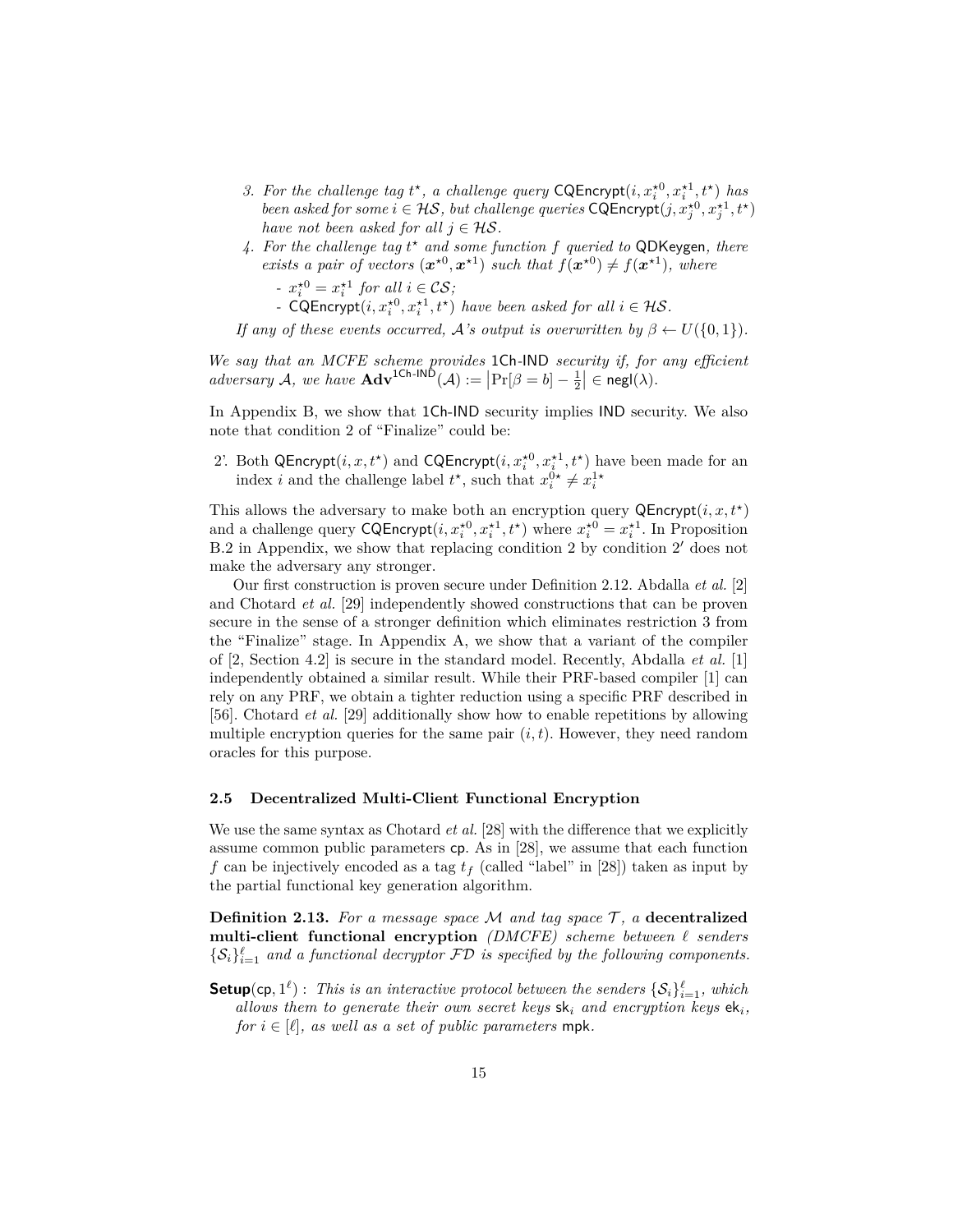3. *For the challenge tag $t^\star$, a challenge query* $\mathsf{CQEncrypt}(i, x_i^{\star 0}, x_i^{\star 1}, t^\star)$ *has been asked for some* $i \in \mathcal{HS}$*, but challenge queries* $\mathsf{CQEncrypt}(j, x_j^{\star 0}, x_j^{\star 1}, t^\star)$ *have not been asked for all* $j \in \mathcal{HS}$*.*
4. *For the challenge tag $t^\star$ and some function $f$ queried to* $\mathsf{QDKeygen}$*, there exists a pair of vectors* $(\boldsymbol{x}^{\star 0}, \boldsymbol{x}^{\star 1})$ *such that* $f(\boldsymbol{x}^{\star 0}) \neq f(\boldsymbol{x}^{\star 1})$*, where*
   - $x_i^{\star 0} = x_i^{\star 1}$ *for all* $i \in \mathcal{CS}$*;*
   - $\mathsf{CQEncrypt}(i, x_i^{\star 0}, x_i^{\star 1}, t^\star)$ *have been asked for all* $i \in \mathcal{HS}$*.*

*If any of these events occurred, $\mathcal{A}$'s output is overwritten by* $\beta \leftarrow U(\{0,1\})$*.*

*We say that an MCFE scheme provides* 1Ch-IND *security if, for any efficient adversary $\mathcal{A}$, we have* $\mathbf{Adv}^{\mathsf{1Ch\text{-}IND}}(\mathcal{A}) := \left|\Pr[\beta = b] - \frac{1}{2}\right| \in \mathsf{negl}(\lambda)$*.*

In Appendix B, we show that 1Ch-IND security implies IND security. We also note that condition 2 of "Finalize" could be:

2'. Both $\mathsf{QEncrypt}(i, x, t^\star)$ and $\mathsf{CQEncrypt}(i, x_i^{\star 0}, x_i^{\star 1}, t^\star)$ have been made for an index $i$ and the challenge label $t^\star$, such that $x_i^{0\star} \neq x_i^{1\star}$

This allows the adversary to make both an encryption query $\mathsf{QEncrypt}(i, x, t^\star)$ and a challenge query $\mathsf{CQEncrypt}(i, x_i^{\star 0}, x_i^{\star 1}, t^\star)$ where $x_i^{\star 0} = x_i^{\star 1}$. In Proposition B.2 in Appendix, we show that replacing condition 2 by condition $2'$ does not make the adversary any stronger.

Our first construction is proven secure under Definition 2.12. Abdalla *et al.* [2] and Chotard *et al.* [29] independently showed constructions that can be proven secure in the sense of a stronger definition which eliminates restriction 3 from the "Finalize" stage. In Appendix A, we show that a variant of the compiler of [2, Section 4.2] is secure in the standard model. Recently, Abdalla *et al.* [1] independently obtained a similar result. While their PRF-based compiler [1] can rely on any PRF, we obtain a tighter reduction using a specific PRF described in [56]. Chotard *et al.* [29] additionally show how to enable repetitions by allowing multiple encryption queries for the same pair $(i, t)$. However, they need random oracles for this purpose.

### 2.5 Decentralized Multi-Client Functional Encryption

We use the same syntax as Chotard *et al.* [28] with the difference that we explicitly assume common public parameters $\mathsf{cp}$. As in [28], we assume that each function $f$ can be injectively encoded as a tag $t_f$ (called "label" in [28]) taken as input by the partial functional key generation algorithm.

**Definition 2.13.** *For a message space $\mathcal{M}$ and tag space $\mathcal{T}$, a* **decentralized multi-client functional encryption** *(DMCFE) scheme between $\ell$ senders $\{\mathcal{S}_i\}_{i=1}^{\ell}$ and a functional decryptor $\mathcal{FD}$ is specified by the following components.*

$\mathsf{Setup}(\mathsf{cp}, 1^\ell)$ : *This is an interactive protocol between the senders $\{\mathcal{S}_i\}_{i=1}^{\ell}$, which allows them to generate their own secret keys $\mathsf{sk}_i$ and encryption keys $\mathsf{ek}_i$, for $i \in [\ell]$, as well as a set of public parameters* $\mathsf{mpk}$*.*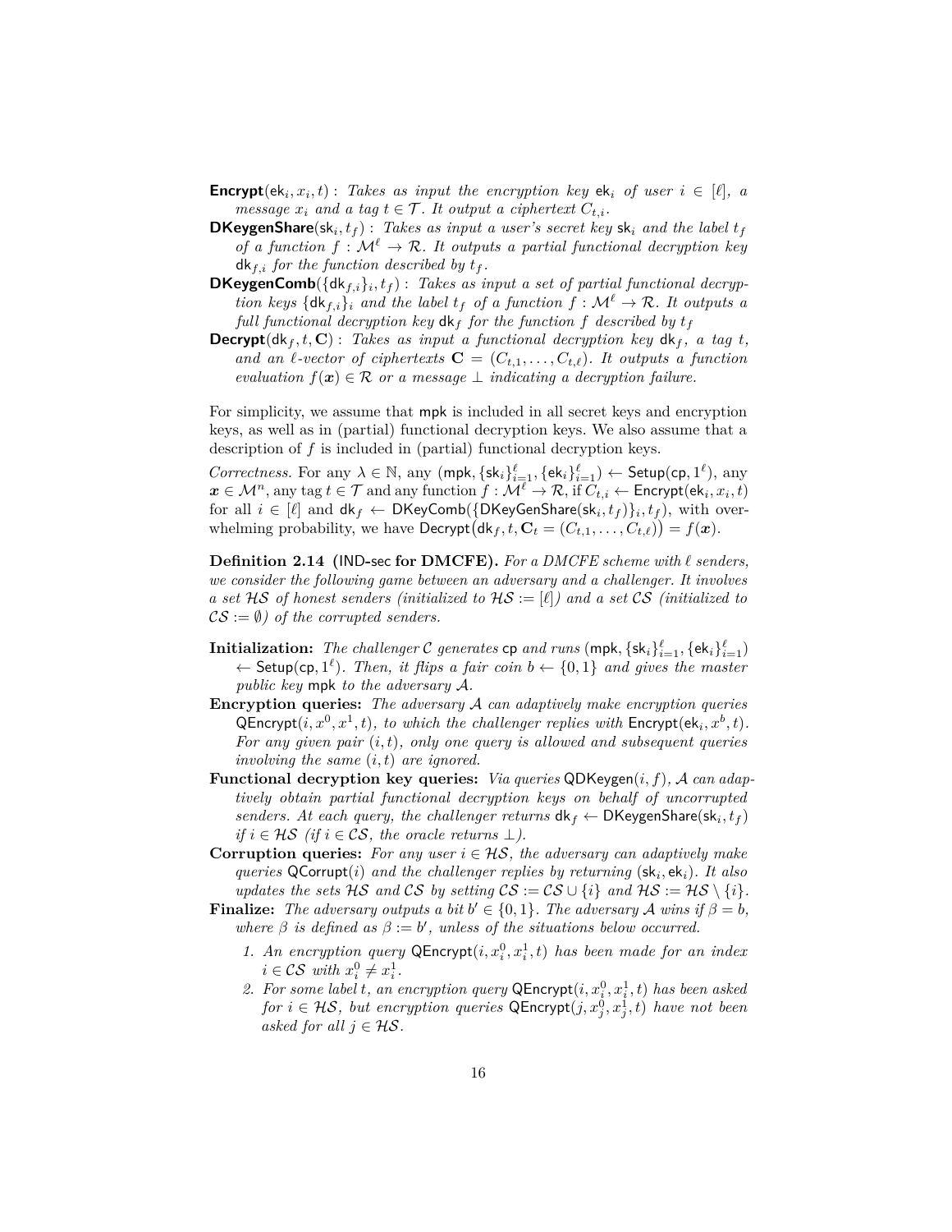**Encrypt**$(\mathsf{ek}_i, x_i, t)$ : *Takes as input the encryption key* $\mathsf{ek}_i$ *of user* $i \in [\ell]$*, a message* $x_i$ *and a tag* $t \in \mathcal{T}$*. It output a ciphertext* $C_{t,i}$*.*

**DKeygenShare**$(\mathsf{sk}_i, t_f)$ : *Takes as input a user's secret key* $\mathsf{sk}_i$ *and the label* $t_f$ *of a function* $f : \mathcal{M}^\ell \to \mathcal{R}$*. It outputs a partial functional decryption key* $\mathsf{dk}_{f,i}$ *for the function described by* $t_f$*.*

**DKeygenComb**$(\{\mathsf{dk}_{f,i}\}_i, t_f)$ : *Takes as input a set of partial functional decryption keys* $\{\mathsf{dk}_{f,i}\}_i$ *and the label* $t_f$ *of a function* $f : \mathcal{M}^\ell \to \mathcal{R}$*. It outputs a full functional decryption key* $\mathsf{dk}_f$ *for the function* $f$ *described by* $t_f$

**Decrypt**$(\mathsf{dk}_f, t, \mathbf{C})$ : *Takes as input a functional decryption key* $\mathsf{dk}_f$*, a tag* $t$*, and an* $\ell$*-vector of ciphertexts* $\mathbf{C} = (C_{t,1}, \ldots, C_{t,\ell})$*. It outputs a function evaluation* $f(\boldsymbol{x}) \in \mathcal{R}$ *or a message* $\perp$ *indicating a decryption failure.*

For simplicity, we assume that $\mathsf{mpk}$ is included in all secret keys and encryption keys, as well as in (partial) functional decryption keys. We also assume that a description of $f$ is included in (partial) functional decryption keys.

*Correctness.* For any $\lambda \in \mathbb{N}$, any $(\mathsf{mpk}, \{\mathsf{sk}_i\}_{i=1}^\ell, \{\mathsf{ek}_i\}_{i=1}^\ell) \leftarrow \mathsf{Setup}(\mathsf{cp}, 1^\ell)$, any $\boldsymbol{x} \in \mathcal{M}^n$, any tag $t \in \mathcal{T}$ and any function $f : \mathcal{M}^\ell \to \mathcal{R}$, if $C_{t,i} \leftarrow \mathsf{Encrypt}(\mathsf{ek}_i, x_i, t)$ for all $i \in [\ell]$ and $\mathsf{dk}_f \leftarrow \mathsf{DKeyComb}(\{\mathsf{DKeyGenShare}(\mathsf{sk}_i, t_f)\}_i, t_f)$, with overwhelming probability, we have $\mathsf{Decrypt}\big(\mathsf{dk}_f, t, \mathbf{C}_t = (C_{t,1}, \ldots, C_{t,\ell})\big) = f(\boldsymbol{x})$.

**Definition 2.14** (IND-sec **for DMCFE).** *For a DMCFE scheme with* $\ell$ *senders, we consider the following game between an adversary and a challenger. It involves a set* $\mathcal{HS}$ *of honest senders (initialized to* $\mathcal{HS} := [\ell]$*) and a set* $\mathcal{CS}$ *(initialized to* $\mathcal{CS} := \emptyset$*) of the corrupted senders.*

**Initialization:** *The challenger* $\mathcal{C}$ *generates* $\mathsf{cp}$ *and runs* $(\mathsf{mpk}, \{\mathsf{sk}_i\}_{i=1}^\ell, \{\mathsf{ek}_i\}_{i=1}^\ell) \leftarrow \mathsf{Setup}(\mathsf{cp}, 1^\ell)$*. Then, it flips a fair coin* $b \leftarrow \{0,1\}$ *and gives the master public key* $\mathsf{mpk}$ *to the adversary* $\mathcal{A}$*.*

**Encryption queries:** *The adversary* $\mathcal{A}$ *can adaptively make encryption queries* $\mathsf{QEncrypt}(i, x^0, x^1, t)$*, to which the challenger replies with* $\mathsf{Encrypt}(\mathsf{ek}_i, x^b, t)$*. For any given pair* $(i, t)$*, only one query is allowed and subsequent queries involving the same* $(i, t)$ *are ignored.*

**Functional decryption key queries:** *Via queries* $\mathsf{QDKeygen}(i, f)$*,* $\mathcal{A}$ *can adaptively obtain partial functional decryption keys on behalf of uncorrupted senders. At each query, the challenger returns* $\mathsf{dk}_f \leftarrow \mathsf{DKeygenShare}(\mathsf{sk}_i, t_f)$ *if* $i \in \mathcal{HS}$ *(if* $i \in \mathcal{CS}$*, the oracle returns* $\perp$*).*

**Corruption queries:** *For any user* $i \in \mathcal{HS}$*, the adversary can adaptively make queries* $\mathsf{QCorrupt}(i)$ *and the challenger replies by returning* $(\mathsf{sk}_i, \mathsf{ek}_i)$*. It also updates the sets* $\mathcal{HS}$ *and* $\mathcal{CS}$ *by setting* $\mathcal{CS} := \mathcal{CS} \cup \{i\}$ *and* $\mathcal{HS} := \mathcal{HS} \setminus \{i\}$*.*

**Finalize:** *The adversary outputs a bit* $b' \in \{0,1\}$*. The adversary* $\mathcal{A}$ *wins if* $\beta = b$*, where* $\beta$ *is defined as* $\beta := b'$*, unless of the situations below occurred.*

1. *An encryption query* $\mathsf{QEncrypt}(i, x_i^0, x_i^1, t)$ *has been made for an index* $i \in \mathcal{CS}$ *with* $x_i^0 \neq x_i^1$*.*
2. *For some label* $t$*, an encryption query* $\mathsf{QEncrypt}(i, x_i^0, x_i^1, t)$ *has been asked for* $i \in \mathcal{HS}$*, but encryption queries* $\mathsf{QEncrypt}(j, x_j^0, x_j^1, t)$ *have not been asked for all* $j \in \mathcal{HS}$*.*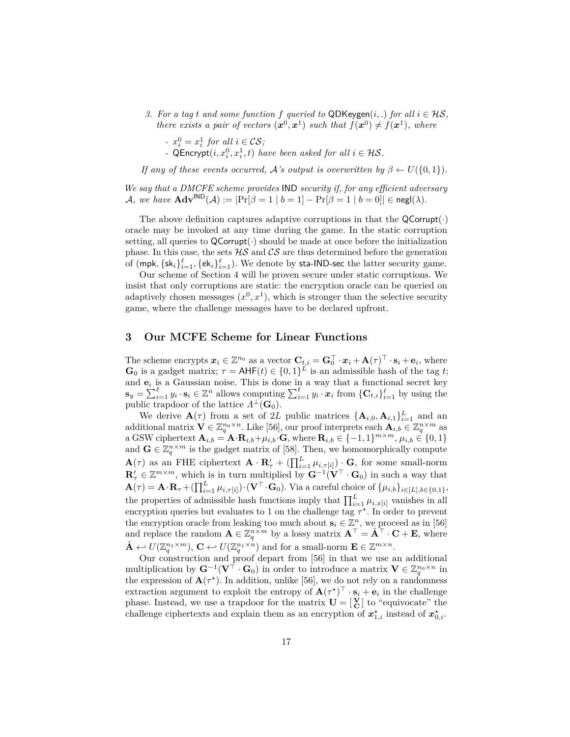*3. For a tag $t$ and some function $f$ queried to* $\mathsf{QDKeygen}(i,.)$ *for all* $i \in \mathcal{HS}$*, there exists a pair of vectors* $(\boldsymbol{x}^0, \boldsymbol{x}^1)$ *such that* $f(\boldsymbol{x}^0) \neq f(\boldsymbol{x}^1)$*, where*

- $x_i^0 = x_i^1$ *for all* $i \in \mathcal{CS}$*;*
- $\mathsf{QEncrypt}(i, x_i^0, x_i^1, t)$ *have been asked for all* $i \in \mathcal{HS}$*.*

*If any of these events occurred, $\mathcal{A}$'s output is overwritten by* $\beta \leftarrow U(\{0,1\})$*.*

*We say that a DMCFE scheme provides* $\mathsf{IND}$ *security if, for any efficient adversary* $\mathcal{A}$*, we have* $\mathbf{Adv}^{\mathsf{IND}}(\mathcal{A}) := |\Pr[\beta = 1 \mid b = 1] - \Pr[\beta = 1 \mid b = 0]| \in \mathsf{negl}(\lambda)$*.*

The above definition captures adaptive corruptions in that the $\mathsf{QCorrupt}(\cdot)$ oracle may be invoked at any time during the game. In the static corruption setting, all queries to $\mathsf{QCorrupt}(\cdot)$ should be made at once before the initialization phase. In this case, the sets $\mathcal{HS}$ and $\mathcal{CS}$ are thus determined before the generation of $(\mathsf{mpk}, \{\mathsf{sk}_i\}_{i=1}^{\ell}, \{\mathsf{ek}_i\}_{i=1}^{\ell})$. We denote by $\mathsf{sta\text{-}IND\text{-}sec}$ the latter security game.

Our scheme of Section 4 will be proven secure under static corruptions. We insist that only corruptions are static: the encryption oracle can be queried on adaptively chosen messages $(x^0, x^1)$, which is stronger than the selective security game, where the challenge messages have to be declared upfront.

## 3 Our MCFE Scheme for Linear Functions

The scheme encrypts $\boldsymbol{x}_i \in \mathbb{Z}^{n_0}$ as a vector $\mathbf{C}_{t,i} = \mathbf{G}_0^\top \cdot \boldsymbol{x}_i + \mathbf{A}(\tau)^\top \cdot \mathbf{s}_i + \mathbf{e}_i$, where $\mathbf{G}_0$ is a gadget matrix; $\tau = \mathsf{AHF}(t) \in \{0,1\}^L$ is an admissible hash of the tag $t$; and $\mathbf{e}_i$ is a Gaussian noise. This is done in a way that a functional secret key $\mathbf{s}_y = \sum_{i=1}^{\ell} y_i \cdot \mathbf{s}_i \in \mathbb{Z}^n$ allows computing $\sum_{i=1}^{\ell} y_i \cdot \boldsymbol{x}_i$ from $\{\mathbf{C}_{t,i}\}_{i=1}^{\ell}$ by using the public trapdoor of the lattice $\Lambda^\perp(\mathbf{G}_0)$.

We derive $\mathbf{A}(\tau)$ from a set of $2L$ public matrices $\{\mathbf{A}_{i,0}, \mathbf{A}_{i,1}\}_{i=1}^{L}$ and an additional matrix $\mathbf{V} \in \mathbb{Z}_q^{n_0 \times n}$. Like [56], our proof interprets each $\mathbf{A}_{i,b} \in \mathbb{Z}_q^{n \times m}$ as a GSW ciphertext $\mathbf{A}_{i,b} = \mathbf{A} \cdot \mathbf{R}_{i,b} + \mu_{i,b} \cdot \mathbf{G}$, where $\mathbf{R}_{i,b} \in \{-1,1\}^{m \times m}$, $\mu_{i,b} \in \{0,1\}$ and $\mathbf{G} \in \mathbb{Z}_q^{n \times m}$ is the gadget matrix of [58]. Then, we homomorphically compute $\mathbf{A}(\tau)$ as an FHE ciphertext $\mathbf{A} \cdot \mathbf{R}'_\tau + (\prod_{i=1}^{L} \mu_{i,\tau[i]}) \cdot \mathbf{G}$, for some small-norm $\mathbf{R}'_\tau \in \mathbb{Z}^{m \times m}$, which is in turn multiplied by $\mathbf{G}^{-1}(\mathbf{V}^\top \cdot \mathbf{G}_0)$ in such a way that $\mathbf{A}(\tau) = \mathbf{A} \cdot \mathbf{R}_\tau + (\prod_{i=1}^{L} \mu_{i,\tau[i]}) \cdot (\mathbf{V}^\top \cdot \mathbf{G}_0)$. Via a careful choice of $\{\mu_{i,b}\}_{i \in [L], b \in \{0,1\}}$, the properties of admissible hash functions imply that $\prod_{i=1}^{L} \mu_{i,x[i]}$ vanishes in all encryption queries but evaluates to 1 on the challenge tag $\tau^\star$. In order to prevent the encryption oracle from leaking too much about $\mathbf{s}_i \in \mathbb{Z}^n$, we proceed as in [56] and replace the random $\mathbf{A} \in \mathbb{Z}_q^{n \times m}$ by a lossy matrix $\mathbf{A}^\top = \hat{\mathbf{A}}^\top \cdot \mathbf{C} + \mathbf{E}$, where $\hat{\mathbf{A}} \hookleftarrow U(\mathbb{Z}_q^{n_1 \times m})$, $\mathbf{C} \hookleftarrow U(\mathbb{Z}_q^{n_1 \times n})$ and for a small-norm $\mathbf{E} \in \mathbb{Z}^{m \times n}$.

Our construction and proof depart from [56] in that we use an additional multiplication by $\mathbf{G}^{-1}(\mathbf{V}^\top \cdot \mathbf{G}_0)$ in order to introduce a matrix $\mathbf{V} \in \mathbb{Z}_q^{n_0 \times n}$ in the expression of $\mathbf{A}(\tau^\star)$. In addition, unlike [56], we do not rely on a randomness extraction argument to exploit the entropy of $\mathbf{A}(\tau^\star)^\top \cdot \mathbf{s}_i + \mathbf{e}_i$ in the challenge phase. Instead, we use a trapdoor for the matrix $\mathbf{U} = \left[\begin{smallmatrix}\mathbf{V}\\ \mathbf{C}\end{smallmatrix}\right]$ to "equivocate" the challenge ciphertexts and explain them as an encryption of $\boldsymbol{x}_{1,i}^\star$ instead of $\boldsymbol{x}_{0,i}^\star$.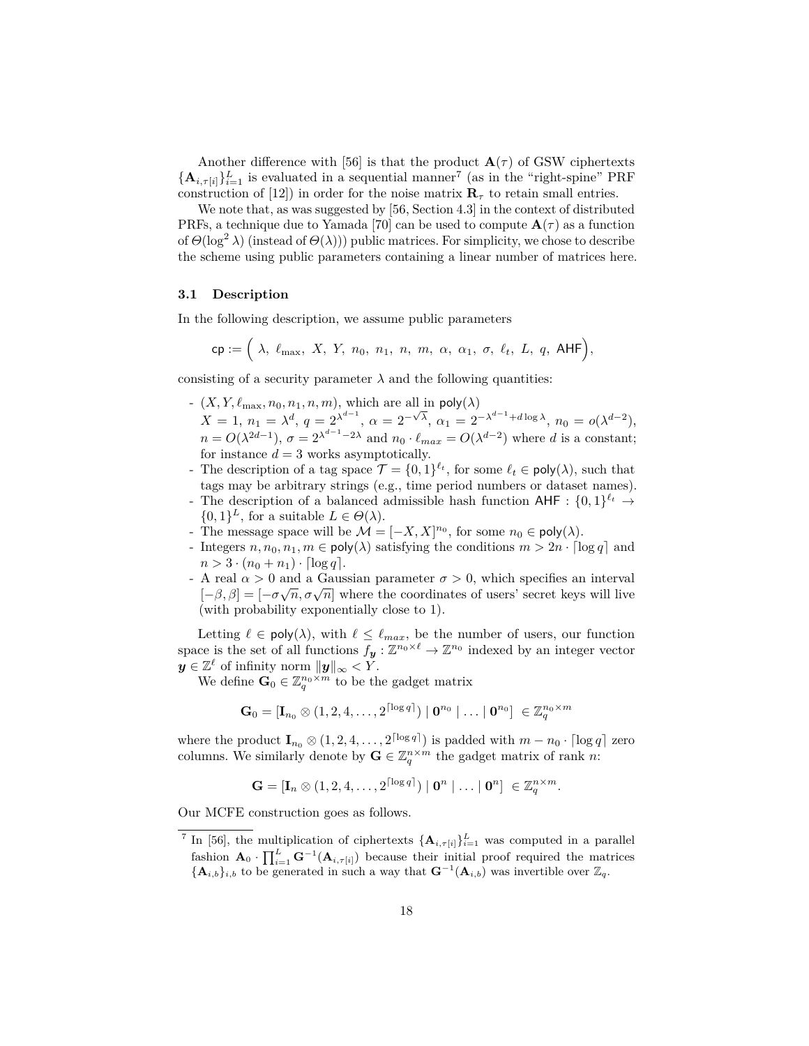Another difference with [56] is that the product $\mathbf{A}(\tau)$ of GSW ciphertexts $\{\mathbf{A}_{i,\tau[i]}\}_{i=1}^{L}$ is evaluated in a sequential manner[7] (as in the "right-spine" PRF construction of [12]) in order for the noise matrix $\mathbf{R}_\tau$ to retain small entries.

We note that, as was suggested by [56, Section 4.3] in the context of distributed PRFs, a technique due to Yamada [70] can be used to compute $\mathbf{A}(\tau)$ as a function of $\Theta(\log^2 \lambda)$ (instead of $\Theta(\lambda)$)) public matrices. For simplicity, we chose to describe the scheme using public parameters containing a linear number of matrices here.

### 3.1 Description

In the following description, we assume public parameters

$$\mathsf{cp} := \Big( \lambda,\ \ell_{\max},\ X,\ Y,\ n_0,\ n_1,\ n,\ m,\ \alpha,\ \alpha_1,\ \sigma,\ \ell_t,\ L,\ q,\ \mathsf{AHF} \Big),$$

consisting of a security parameter $\lambda$ and the following quantities:

- $(X, Y, \ell_{\max}, n_0, n_1, n, m)$, which are all in $\mathsf{poly}(\lambda)$
  $X = 1$, $n_1 = \lambda^d$, $q = 2^{\lambda^{d-1}}$, $\alpha = 2^{-\sqrt{\lambda}}$, $\alpha_1 = 2^{-\lambda^{d-1} + d \log \lambda}$, $n_0 = o(\lambda^{d-2})$, $n = O(\lambda^{2d-1})$, $\sigma = 2^{\lambda^{d-1} - 2\lambda}$ and $n_0 \cdot \ell_{max} = O(\lambda^{d-2})$ where $d$ is a constant; for instance $d = 3$ works asymptotically.
- The description of a tag space $\mathcal{T} = \{0,1\}^{\ell_t}$, for some $\ell_t \in \mathsf{poly}(\lambda)$, such that tags may be arbitrary strings (e.g., time period numbers or dataset names).
- The description of a balanced admissible hash function $\mathsf{AHF} : \{0,1\}^{\ell_t} \to \{0,1\}^L$, for a suitable $L \in \Theta(\lambda)$.
- The message space will be $\mathcal{M} = [-X, X]^{n_0}$, for some $n_0 \in \mathsf{poly}(\lambda)$.
- Integers $n, n_0, n_1, m \in \mathsf{poly}(\lambda)$ satisfying the conditions $m > 2n \cdot \lceil \log q \rceil$ and $n > 3 \cdot (n_0 + n_1) \cdot \lceil \log q \rceil$.
- A real $\alpha > 0$ and a Gaussian parameter $\sigma > 0$, which specifies an interval $[-\beta, \beta] = [-\sigma\sqrt{n}, \sigma\sqrt{n}]$ where the coordinates of users' secret keys will live (with probability exponentially close to 1).

Letting $\ell \in \mathsf{poly}(\lambda)$, with $\ell \leq \ell_{max}$, be the number of users, our function space is the set of all functions $f_{\boldsymbol{y}} : \mathbb{Z}^{n_0 \times \ell} \to \mathbb{Z}^{n_0}$ indexed by an integer vector $\boldsymbol{y} \in \mathbb{Z}^\ell$ of infinity norm $\|\boldsymbol{y}\|_\infty < Y$.

We define $\mathbf{G}_0 \in \mathbb{Z}_q^{n_0 \times m}$ to be the gadget matrix

$$\mathbf{G}_0 = [\mathbf{I}_{n_0} \otimes (1, 2, 4, \ldots, 2^{\lceil \log q \rceil}) \mid \mathbf{0}^{n_0} \mid \ldots \mid \mathbf{0}^{n_0}] \ \in \mathbb{Z}_q^{n_0 \times m}$$

where the product $\mathbf{I}_{n_0} \otimes (1, 2, 4, \ldots, 2^{\lceil \log q \rceil})$ is padded with $m - n_0 \cdot \lceil \log q \rceil$ zero columns. We similarly denote by $\mathbf{G} \in \mathbb{Z}_q^{n \times m}$ the gadget matrix of rank $n$:

$$\mathbf{G} = [\mathbf{I}_n \otimes (1, 2, 4, \ldots, 2^{\lceil \log q \rceil}) \mid \mathbf{0}^n \mid \ldots \mid \mathbf{0}^n] \ \in \mathbb{Z}_q^{n \times m}.$$

Our MCFE construction goes as follows.

---

[7] In [56], the multiplication of ciphertexts $\{\mathbf{A}_{i,\tau[i]}\}_{i=1}^{L}$ was computed in a parallel fashion $\mathbf{A}_0 \cdot \prod_{i=1}^{L} \mathbf{G}^{-1}(\mathbf{A}_{i,\tau[i]})$ because their initial proof required the matrices $\{\mathbf{A}_{i,b}\}_{i,b}$ to be generated in such a way that $\mathbf{G}^{-1}(\mathbf{A}_{i,b})$ was invertible over $\mathbb{Z}_q$.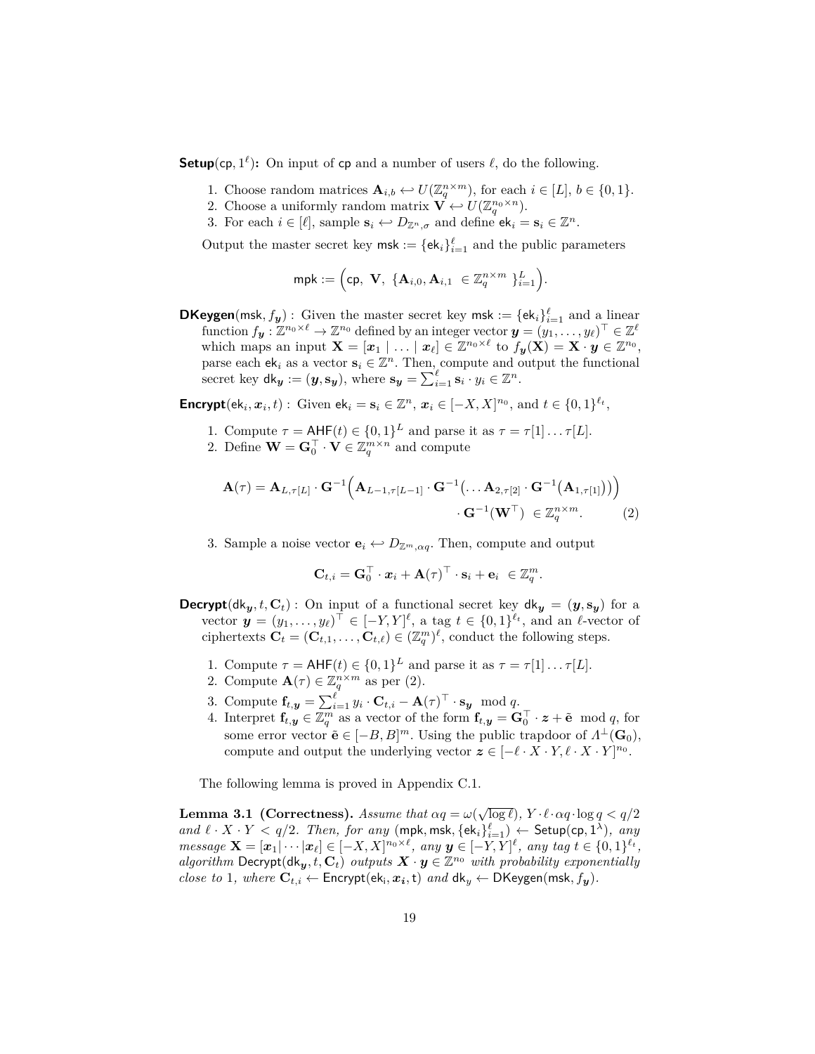**Setup**$(\mathsf{cp}, 1^\ell)$**:** On input of $\mathsf{cp}$ and a number of users $\ell$, do the following.

1. Choose random matrices $\mathbf{A}_{i,b} \hookleftarrow U(\mathbb{Z}_q^{n \times m})$, for each $i \in [L]$, $b \in \{0,1\}$.
2. Choose a uniformly random matrix $\mathbf{V} \hookleftarrow U(\mathbb{Z}_q^{n_0 \times n})$.
3. For each $i \in [\ell]$, sample $\mathbf{s}_i \hookleftarrow D_{\mathbb{Z}^n,\sigma}$ and define $\mathsf{ek}_i = \mathbf{s}_i \in \mathbb{Z}^n$.

Output the master secret key $\mathsf{msk} := \{\mathsf{ek}_i\}_{i=1}^{\ell}$ and the public parameters

$$\mathsf{mpk} := \Big(\mathsf{cp},\ \mathbf{V},\ \{\mathbf{A}_{i,0}, \mathbf{A}_{i,1}\ \in \mathbb{Z}_q^{n \times m}\ \}_{i=1}^{L}\Big).$$

**DKeygen**$(\mathsf{msk}, f_{\boldsymbol{y}})$ **:** Given the master secret key $\mathsf{msk} := \{\mathsf{ek}_i\}_{i=1}^{\ell}$ and a linear function $f_{\boldsymbol{y}} : \mathbb{Z}^{n_0 \times \ell} \to \mathbb{Z}^{n_0}$ defined by an integer vector $\boldsymbol{y} = (y_1, \ldots, y_\ell)^\top \in \mathbb{Z}^\ell$ which maps an input $\mathbf{X} = [\boldsymbol{x}_1 \mid \ldots \mid \boldsymbol{x}_\ell] \in \mathbb{Z}^{n_0 \times \ell}$ to $f_{\boldsymbol{y}}(\mathbf{X}) = \mathbf{X} \cdot \boldsymbol{y} \in \mathbb{Z}^{n_0}$, parse each $\mathsf{ek}_i$ as a vector $\mathbf{s}_i \in \mathbb{Z}^n$. Then, compute and output the functional secret key $\mathsf{dk}_{\boldsymbol{y}} := (\boldsymbol{y}, \mathbf{s}_{\boldsymbol{y}})$, where $\mathbf{s}_{\boldsymbol{y}} = \sum_{i=1}^{\ell} \mathbf{s}_i \cdot y_i \in \mathbb{Z}^n$.

**Encrypt**$(\mathsf{ek}_i, \boldsymbol{x}_i, t)$ **:** Given $\mathsf{ek}_i = \mathbf{s}_i \in \mathbb{Z}^n$, $\boldsymbol{x}_i \in [-X, X]^{n_0}$, and $t \in \{0,1\}^{\ell_t}$,

1. Compute $\tau = \mathsf{AHF}(t) \in \{0,1\}^L$ and parse it as $\tau = \tau[1] \ldots \tau[L]$.
2. Define $\mathbf{W} = \mathbf{G}_0^\top \cdot \mathbf{V} \in \mathbb{Z}_q^{m \times n}$ and compute

$$\mathbf{A}(\tau) = \mathbf{A}_{L,\tau[L]} \cdot \mathbf{G}^{-1}\Big(\mathbf{A}_{L-1,\tau[L-1]} \cdot \mathbf{G}^{-1}\big(\ldots \mathbf{A}_{2,\tau[2]} \cdot \mathbf{G}^{-1}\big(\mathbf{A}_{1,\tau[1]}\big)\big)\Big) \cdot \mathbf{G}^{-1}(\mathbf{W}^\top)\ \in \mathbb{Z}_q^{n \times m}. \tag{2}$$

3. Sample a noise vector $\mathbf{e}_i \hookleftarrow D_{\mathbb{Z}^m,\alpha q}$. Then, compute and output

$$\mathbf{C}_{t,i} = \mathbf{G}_0^\top \cdot \boldsymbol{x}_i + \mathbf{A}(\tau)^\top \cdot \mathbf{s}_i + \mathbf{e}_i\ \in \mathbb{Z}_q^m.$$

**Decrypt**$(\mathsf{dk}_{\boldsymbol{y}}, t, \mathbf{C}_t)$ **:** On input of a functional secret key $\mathsf{dk}_{\boldsymbol{y}} = (\boldsymbol{y}, \mathbf{s}_{\boldsymbol{y}})$ for a vector $\boldsymbol{y} = (y_1, \ldots, y_\ell)^\top \in [-Y, Y]^\ell$, a tag $t \in \{0,1\}^{\ell_t}$, and an $\ell$-vector of ciphertexts $\mathbf{C}_t = (\mathbf{C}_{t,1}, \ldots, \mathbf{C}_{t,\ell}) \in (\mathbb{Z}_q^m)^\ell$, conduct the following steps.

1. Compute $\tau = \mathsf{AHF}(t) \in \{0,1\}^L$ and parse it as $\tau = \tau[1] \ldots \tau[L]$.
2. Compute $\mathbf{A}(\tau) \in \mathbb{Z}_q^{n \times m}$ as per (2).
3. Compute $\mathbf{f}_{t,\boldsymbol{y}} = \sum_{i=1}^{\ell} y_i \cdot \mathbf{C}_{t,i} - \mathbf{A}(\tau)^\top \cdot \mathbf{s}_{\boldsymbol{y}} \mod q$.
4. Interpret $\mathbf{f}_{t,\boldsymbol{y}} \in \mathbb{Z}_q^m$ as a vector of the form $\mathbf{f}_{t,\boldsymbol{y}} = \mathbf{G}_0^\top \cdot \boldsymbol{z} + \tilde{\mathbf{e}} \mod q$, for some error vector $\tilde{\mathbf{e}} \in [-B, B]^m$. Using the public trapdoor of $\Lambda^\perp(\mathbf{G}_0)$, compute and output the underlying vector $\boldsymbol{z} \in [-\ell \cdot X \cdot Y, \ell \cdot X \cdot Y]^{n_0}$.

The following lemma is proved in Appendix C.1.

**Lemma 3.1 (Correctness).** *Assume that $\alpha q = \omega(\sqrt{\log \ell})$, $Y \cdot \ell \cdot \alpha q \cdot \log q < q/2$ and $\ell \cdot X \cdot Y < q/2$. Then, for any $(\mathsf{mpk}, \mathsf{msk}, \{\mathsf{ek}_i\}_{i=1}^{\ell}) \leftarrow \mathsf{Setup}(\mathsf{cp}, 1^\lambda)$, any message $\mathbf{X} = [\boldsymbol{x}_1 | \cdots | \boldsymbol{x}_\ell] \in [-X, X]^{n_0 \times \ell}$, any $\boldsymbol{y} \in [-Y, Y]^\ell$, any tag $t \in \{0,1\}^{\ell_t}$, algorithm $\mathsf{Decrypt}(\mathsf{dk}_{\boldsymbol{y}}, t, \mathbf{C}_t)$ outputs $\boldsymbol{X} \cdot \boldsymbol{y} \in \mathbb{Z}^{n_0}$ with probability exponentially close to 1, where $\mathbf{C}_{t,i} \leftarrow \mathsf{Encrypt}(\mathsf{ek_i}, \boldsymbol{x_i}, \mathsf{t})$ and $\mathsf{dk}_y \leftarrow \mathsf{DKeygen}(\mathsf{msk}, f_{\boldsymbol{y}})$.*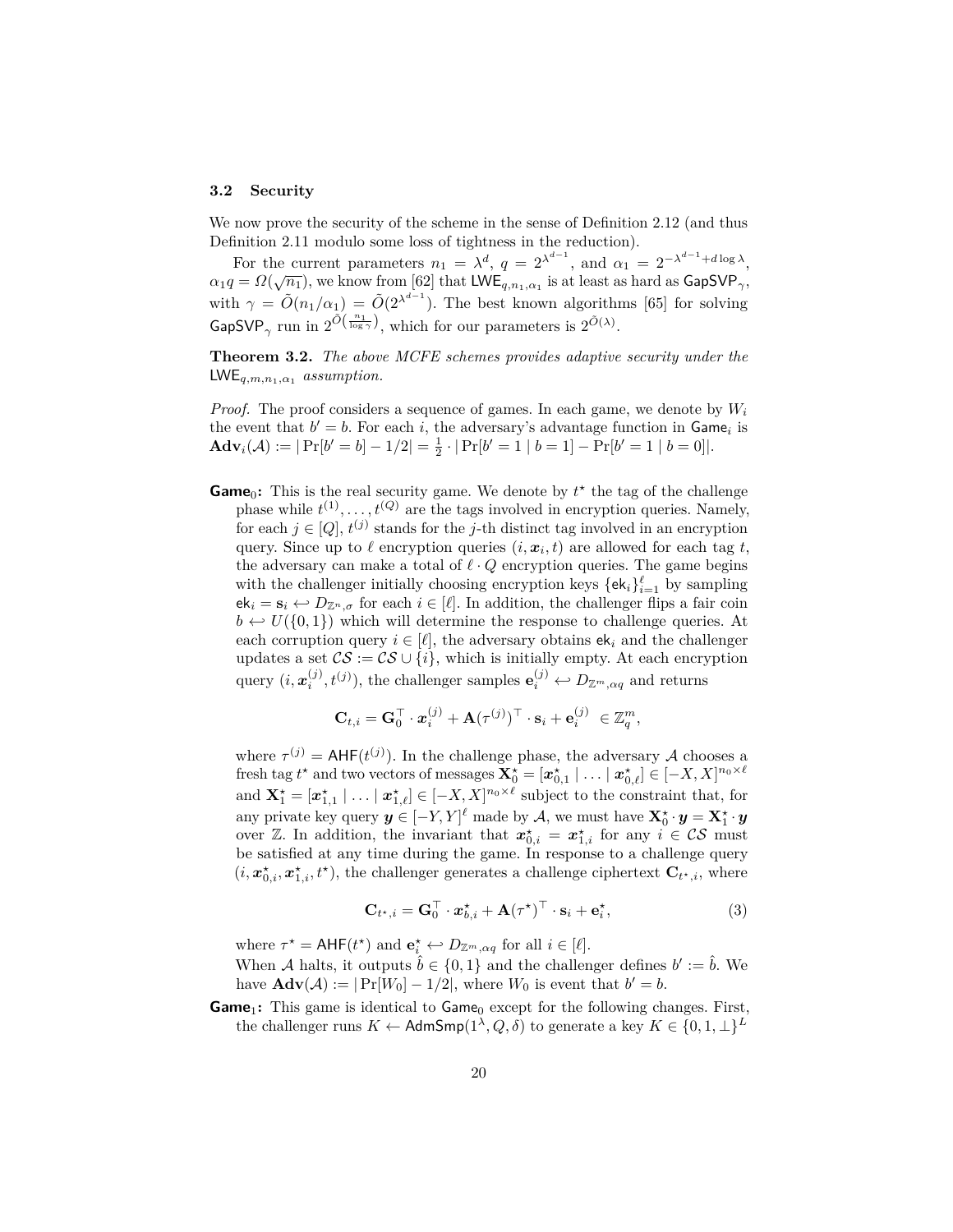### 3.2 Security

We now prove the security of the scheme in the sense of Definition 2.12 (and thus Definition 2.11 modulo some loss of tightness in the reduction).

For the current parameters $n_1 = \lambda^d$, $q = 2^{\lambda^{d-1}}$, and $\alpha_1 = 2^{-\lambda^{d-1}+d\log\lambda}$, $\alpha_1 q = \Omega(\sqrt{n_1})$, we know from [62] that $\mathsf{LWE}_{q,n_1,\alpha_1}$ is at least as hard as $\mathsf{GapSVP}_\gamma$, with $\gamma = \tilde{O}(n_1/\alpha_1) = \tilde{O}(2^{\lambda^{d-1}})$. The best known algorithms [65] for solving $\mathsf{GapSVP}_\gamma$ run in $2^{\tilde{O}(\frac{n_1}{\log\gamma})}$, which for our parameters is $2^{\tilde{O}(\lambda)}$.

**Theorem 3.2.** *The above MCFE schemes provides adaptive security under the* $\mathsf{LWE}_{q,m,n_1,\alpha_1}$ *assumption.*

*Proof.* The proof considers a sequence of games. In each game, we denote by $W_i$ the event that $b' = b$. For each $i$, the adversary's advantage function in $\mathsf{Game}_i$ is $\mathbf{Adv}_i(\mathcal{A}) := |\Pr[b' = b] - 1/2| = \frac{1}{2}\cdot|\Pr[b' = 1 \mid b = 1] - \Pr[b' = 1 \mid b = 0]|$.

**$\mathsf{Game}_0$:** This is the real security game. We denote by $t^\star$ the tag of the challenge phase while $t^{(1)}, \ldots, t^{(Q)}$ are the tags involved in encryption queries. Namely, for each $j \in [Q]$, $t^{(j)}$ stands for the $j$-th distinct tag involved in an encryption query. Since up to $\ell$ encryption queries $(i, \boldsymbol{x}_i, t)$ are allowed for each tag $t$, the adversary can make a total of $\ell \cdot Q$ encryption queries. The game begins with the challenger initially choosing encryption keys $\{\mathsf{ek}_i\}_{i=1}^{\ell}$ by sampling $\mathsf{ek}_i = \mathbf{s}_i \hookleftarrow D_{\mathbb{Z}^n,\sigma}$ for each $i \in [\ell]$. In addition, the challenger flips a fair coin $b \hookleftarrow U(\{0,1\})$ which will determine the response to challenge queries. At each corruption query $i \in [\ell]$, the adversary obtains $\mathsf{ek}_i$ and the challenger updates a set $\mathcal{CS} := \mathcal{CS} \cup \{i\}$, which is initially empty. At each encryption query $(i, \boldsymbol{x}_i^{(j)}, t^{(j)})$, the challenger samples $\mathbf{e}_i^{(j)} \hookleftarrow D_{\mathbb{Z}^m,\alpha q}$ and returns

$$\mathbf{C}_{t,i} = \mathbf{G}_0^\top \cdot \boldsymbol{x}_i^{(j)} + \mathbf{A}(\tau^{(j)})^\top \cdot \mathbf{s}_i + \mathbf{e}_i^{(j)} \ \in \mathbb{Z}_q^m,$$

where $\tau^{(j)} = \mathsf{AHF}(t^{(j)})$. In the challenge phase, the adversary $\mathcal{A}$ chooses a fresh tag $t^\star$ and two vectors of messages $\mathbf{X}_0^\star = [\boldsymbol{x}_{0,1}^\star \mid \ldots \mid \boldsymbol{x}_{0,\ell}^\star] \in [-X, X]^{n_0\times\ell}$ and $\mathbf{X}_1^\star = [\boldsymbol{x}_{1,1}^\star \mid \ldots \mid \boldsymbol{x}_{1,\ell}^\star] \in [-X, X]^{n_0\times\ell}$ subject to the constraint that, for any private key query $\boldsymbol{y} \in [-Y, Y]^\ell$ made by $\mathcal{A}$, we must have $\mathbf{X}_0^\star \cdot \boldsymbol{y} = \mathbf{X}_1^\star \cdot \boldsymbol{y}$ over $\mathbb{Z}$. In addition, the invariant that $\boldsymbol{x}_{0,i}^\star = \boldsymbol{x}_{1,i}^\star$ for any $i \in \mathcal{CS}$ must be satisfied at any time during the game. In response to a challenge query $(i, \boldsymbol{x}_{0,i}^\star, \boldsymbol{x}_{1,i}^\star, t^\star)$, the challenger generates a challenge ciphertext $\mathbf{C}_{t^\star,i}$, where

$$\mathbf{C}_{t^\star,i} = \mathbf{G}_0^\top \cdot \boldsymbol{x}_{b,i}^\star + \mathbf{A}(\tau^\star)^\top \cdot \mathbf{s}_i + \mathbf{e}_i^\star, \tag{3}$$

where $\tau^\star = \mathsf{AHF}(t^\star)$ and $\mathbf{e}_i^\star \hookleftarrow D_{\mathbb{Z}^m,\alpha q}$ for all $i \in [\ell]$.

When $\mathcal{A}$ halts, it outputs $\hat{b} \in \{0,1\}$ and the challenger defines $b' := \hat{b}$. We have $\mathbf{Adv}(\mathcal{A}) := |\Pr[W_0] - 1/2|$, where $W_0$ is event that $b' = b$.

**$\mathsf{Game}_1$:** This game is identical to $\mathsf{Game}_0$ except for the following changes. First, the challenger runs $K \leftarrow \mathsf{AdmSmp}(1^\lambda, Q, \delta)$ to generate a key $K \in \{0, 1, \perp\}^L$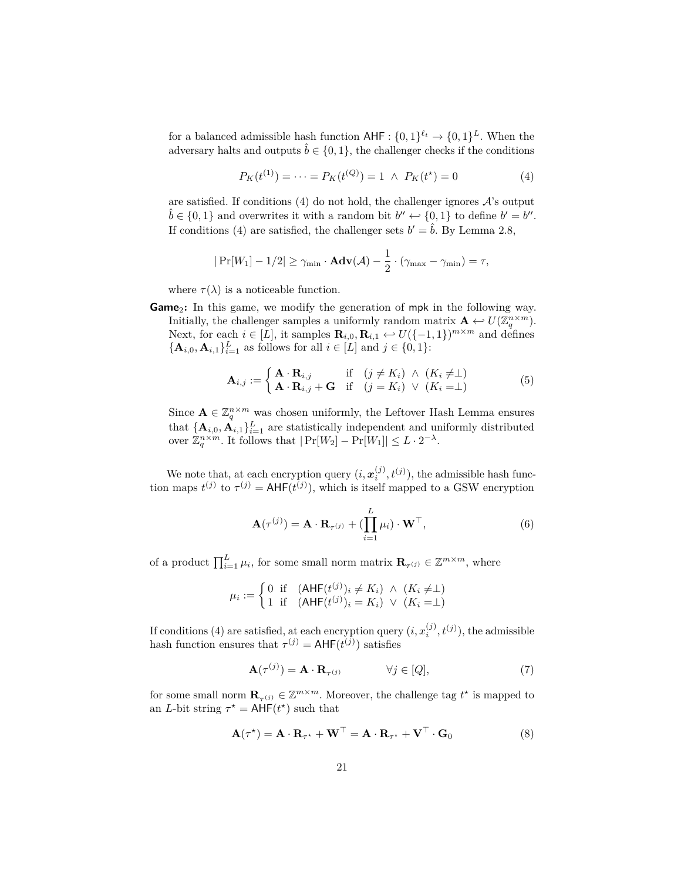for a balanced admissible hash function $\mathsf{AHF} : \{0,1\}^{\ell_t} \to \{0,1\}^L$. When the adversary halts and outputs $\hat{b} \in \{0,1\}$, the challenger checks if the conditions

$$P_K(t^{(1)}) = \cdots = P_K(t^{(Q)}) = 1 \ \wedge \ P_K(t^\star) = 0 \tag{4}$$

are satisfied. If conditions (4) do not hold, the challenger ignores $\mathcal{A}$'s output $\hat{b} \in \{0,1\}$ and overwrites it with a random bit $b'' \hookleftarrow \{0,1\}$ to define $b' = b''$. If conditions (4) are satisfied, the challenger sets $b' = \hat{b}$. By Lemma 2.8,

$$|\Pr[W_1] - 1/2| \geq \gamma_{\min} \cdot \mathbf{Adv}(\mathcal{A}) - \frac{1}{2} \cdot (\gamma_{\max} - \gamma_{\min}) = \tau,$$

where $\tau(\lambda)$ is a noticeable function.

**$\mathsf{Game}_2$:** In this game, we modify the generation of $\mathsf{mpk}$ in the following way. Initially, the challenger samples a uniformly random matrix $\mathbf{A} \hookleftarrow U(\mathbb{Z}_q^{n \times m})$. Next, for each $i \in [L]$, it samples $\mathbf{R}_{i,0}, \mathbf{R}_{i,1} \hookleftarrow U(\{-1,1\})^{m \times m}$ and defines $\{\mathbf{A}_{i,0}, \mathbf{A}_{i,1}\}_{i=1}^L$ as follows for all $i \in [L]$ and $j \in \{0,1\}$:

$$\mathbf{A}_{i,j} := \begin{cases} \mathbf{A} \cdot \mathbf{R}_{i,j} & \text{if} \quad (j \neq K_i) \ \wedge \ (K_i \neq \perp) \\ \mathbf{A} \cdot \mathbf{R}_{i,j} + \mathbf{G} & \text{if} \quad (j = K_i) \ \vee \ (K_i = \perp) \end{cases} \tag{5}$$

Since $\mathbf{A} \in \mathbb{Z}_q^{n \times m}$ was chosen uniformly, the Leftover Hash Lemma ensures that $\{\mathbf{A}_{i,0}, \mathbf{A}_{i,1}\}_{i=1}^L$ are statistically independent and uniformly distributed over $\mathbb{Z}_q^{n \times m}$. It follows that $|\Pr[W_2] - \Pr[W_1]| \leq L \cdot 2^{-\lambda}$.

We note that, at each encryption query $(i, \boldsymbol{x}_i^{(j)}, t^{(j)})$, the admissible hash function maps $t^{(j)}$ to $\tau^{(j)} = \mathsf{AHF}(t^{(j)})$, which is itself mapped to a GSW encryption

$$\mathbf{A}(\tau^{(j)}) = \mathbf{A} \cdot \mathbf{R}_{\tau^{(j)}} + (\prod_{i=1}^{L} \mu_i) \cdot \mathbf{W}^\top, \tag{6}$$

of a product $\prod_{i=1}^L \mu_i$, for some small norm matrix $\mathbf{R}_{\tau^{(j)}} \in \mathbb{Z}^{m \times m}$, where

$$\mu_i := \begin{cases} 0 & \text{if} \quad (\mathsf{AHF}(t^{(j)})_i \neq K_i) \ \wedge \ (K_i \neq \perp) \\ 1 & \text{if} \quad (\mathsf{AHF}(t^{(j)})_i = K_i) \ \vee \ (K_i = \perp) \end{cases}$$

If conditions (4) are satisfied, at each encryption query $(i, x_i^{(j)}, t^{(j)})$, the admissible hash function ensures that $\tau^{(j)} = \mathsf{AHF}(t^{(j)})$ satisfies

$$\mathbf{A}(\tau^{(j)}) = \mathbf{A} \cdot \mathbf{R}_{\tau^{(j)}} \qquad \forall j \in [Q], \tag{7}$$

for some small norm $\mathbf{R}_{\tau^{(j)}} \in \mathbb{Z}^{m \times m}$. Moreover, the challenge tag $t^\star$ is mapped to an $L$-bit string $\tau^\star = \mathsf{AHF}(t^\star)$ such that

$$\mathbf{A}(\tau^\star) = \mathbf{A} \cdot \mathbf{R}_{\tau^\star} + \mathbf{W}^\top = \mathbf{A} \cdot \mathbf{R}_{\tau^\star} + \mathbf{V}^\top \cdot \mathbf{G}_0 \tag{8}$$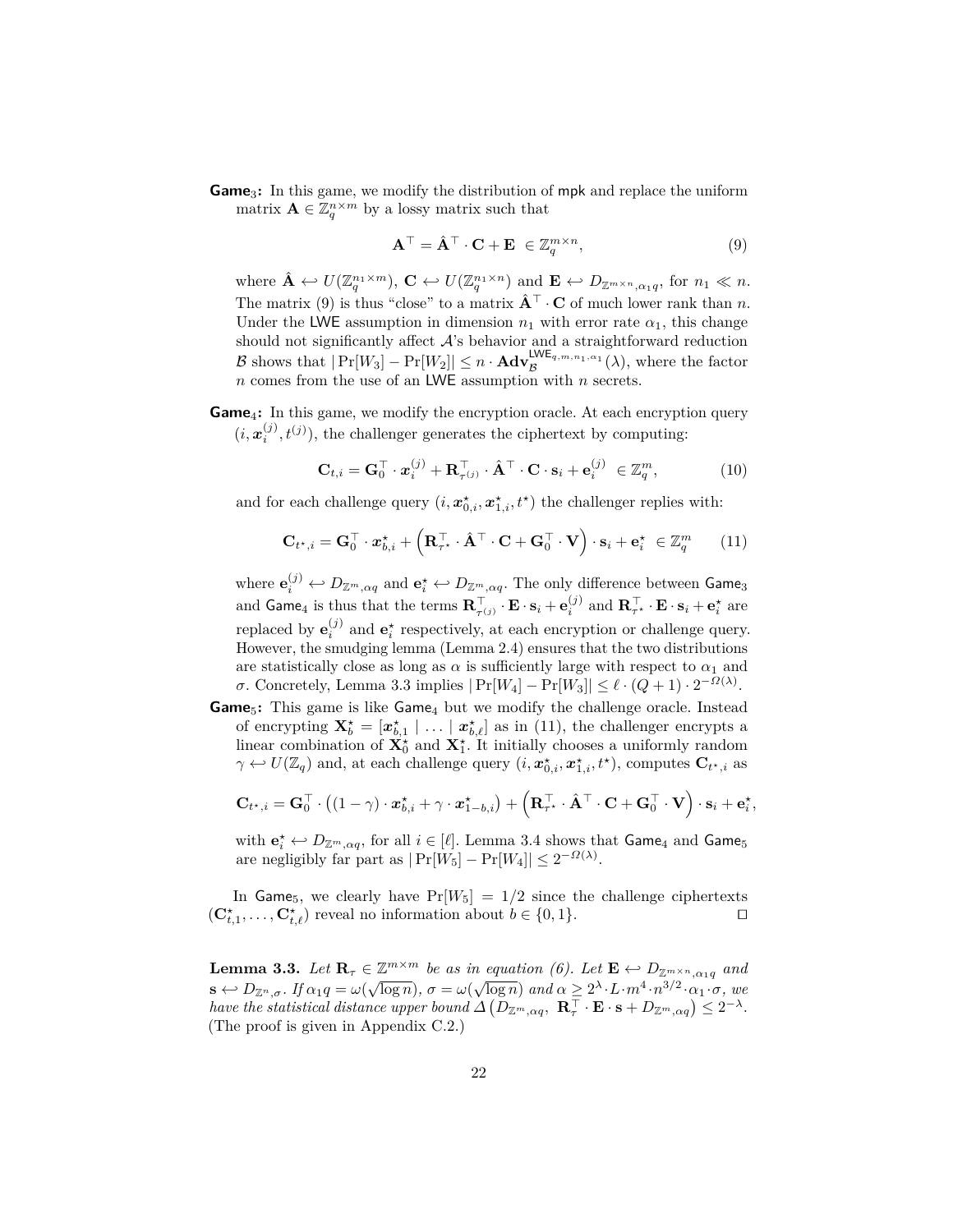**Game$_3$:** In this game, we modify the distribution of $\mathsf{mpk}$ and replace the uniform matrix $\mathbf{A} \in \mathbb{Z}_q^{n \times m}$ by a lossy matrix such that

$$\mathbf{A}^\top = \hat{\mathbf{A}}^\top \cdot \mathbf{C} + \mathbf{E} \ \in \mathbb{Z}_q^{m \times n}, \tag{9}$$

where $\hat{\mathbf{A}} \hookleftarrow U(\mathbb{Z}_q^{n_1 \times m})$, $\mathbf{C} \hookleftarrow U(\mathbb{Z}_q^{n_1 \times n})$ and $\mathbf{E} \hookleftarrow D_{\mathbb{Z}^{m \times n}, \alpha_1 q}$, for $n_1 \ll n$. The matrix (9) is thus "close" to a matrix $\hat{\mathbf{A}}^\top \cdot \mathbf{C}$ of much lower rank than $n$. Under the $\mathsf{LWE}$ assumption in dimension $n_1$ with error rate $\alpha_1$, this change should not significantly affect $\mathcal{A}$'s behavior and a straightforward reduction $\mathcal{B}$ shows that $|\Pr[W_3] - \Pr[W_2]| \leq n \cdot \mathbf{Adv}_{\mathcal{B}}^{\mathsf{LWE}_{q,m,n_1,\alpha_1}}(\lambda)$, where the factor $n$ comes from the use of an $\mathsf{LWE}$ assumption with $n$ secrets.

**Game$_4$:** In this game, we modify the encryption oracle. At each encryption query $(i, \boldsymbol{x}_i^{(j)}, t^{(j)})$, the challenger generates the ciphertext by computing:

$$\mathbf{C}_{t,i} = \mathbf{G}_0^\top \cdot \boldsymbol{x}_i^{(j)} + \mathbf{R}_{\tau^{(j)}}^\top \cdot \hat{\mathbf{A}}^\top \cdot \mathbf{C} \cdot \mathbf{s}_i + \mathbf{e}_i^{(j)} \ \in \mathbb{Z}_q^m, \tag{10}$$

and for each challenge query $(i, \boldsymbol{x}_{0,i}^\star, \boldsymbol{x}_{1,i}^\star, t^\star)$ the challenger replies with:

$$\mathbf{C}_{t^\star,i} = \mathbf{G}_0^\top \cdot \boldsymbol{x}_{b,i}^\star + \left(\mathbf{R}_{\tau^\star}^\top \cdot \hat{\mathbf{A}}^\top \cdot \mathbf{C} + \mathbf{G}_0^\top \cdot \mathbf{V}\right) \cdot \mathbf{s}_i + \mathbf{e}_i^\star \ \in \mathbb{Z}_q^m \tag{11}$$

where $\mathbf{e}_i^{(j)} \hookleftarrow D_{\mathbb{Z}^m, \alpha q}$ and $\mathbf{e}_i^\star \hookleftarrow D_{\mathbb{Z}^m, \alpha q}$. The only difference between $\mathsf{Game}_3$ and $\mathsf{Game}_4$ is thus that the terms $\mathbf{R}_{\tau^{(j)}}^\top \cdot \mathbf{E} \cdot \mathbf{s}_i + \mathbf{e}_i^{(j)}$ and $\mathbf{R}_{\tau^\star}^\top \cdot \mathbf{E} \cdot \mathbf{s}_i + \mathbf{e}_i^\star$ are replaced by $\mathbf{e}_i^{(j)}$ and $\mathbf{e}_i^\star$ respectively, at each encryption or challenge query. However, the smudging lemma (Lemma 2.4) ensures that the two distributions are statistically close as long as $\alpha$ is sufficiently large with respect to $\alpha_1$ and $\sigma$. Concretely, Lemma 3.3 implies $|\Pr[W_4] - \Pr[W_3]| \leq \ell \cdot (Q+1) \cdot 2^{-\Omega(\lambda)}$.

**Game$_5$:** This game is like $\mathsf{Game}_4$ but we modify the challenge oracle. Instead of encrypting $\mathbf{X}_b^\star = [\boldsymbol{x}_{b,1}^\star \mid \ldots \mid \boldsymbol{x}_{b,\ell}^\star]$ as in (11), the challenger encrypts a linear combination of $\mathbf{X}_0^\star$ and $\mathbf{X}_1^\star$. It initially chooses a uniformly random $\gamma \hookleftarrow U(\mathbb{Z}_q)$ and, at each challenge query $(i, \boldsymbol{x}_{0,i}^\star, \boldsymbol{x}_{1,i}^\star, t^\star)$, computes $\mathbf{C}_{t^\star,i}$ as

$$\mathbf{C}_{t^\star,i} = \mathbf{G}_0^\top \cdot \left((1-\gamma) \cdot \boldsymbol{x}_{b,i}^\star + \gamma \cdot \boldsymbol{x}_{1-b,i}^\star\right) + \left(\mathbf{R}_{\tau^\star}^\top \cdot \hat{\mathbf{A}}^\top \cdot \mathbf{C} + \mathbf{G}_0^\top \cdot \mathbf{V}\right) \cdot \mathbf{s}_i + \mathbf{e}_i^\star,$$

with $\mathbf{e}_i^\star \hookleftarrow D_{\mathbb{Z}^m, \alpha q}$, for all $i \in [\ell]$. Lemma 3.4 shows that $\mathsf{Game}_4$ and $\mathsf{Game}_5$ are negligibly far part as $|\Pr[W_5] - \Pr[W_4]| \leq 2^{-\Omega(\lambda)}$.

In $\mathsf{Game}_5$, we clearly have $\Pr[W_5] = 1/2$ since the challenge ciphertexts $(\mathbf{C}_{t,1}^\star, \ldots, \mathbf{C}_{t,\ell}^\star)$ reveal no information about $b \in \{0,1\}$. $\square$

**Lemma 3.3.** *Let $\mathbf{R}_\tau \in \mathbb{Z}^{m \times m}$ be as in equation (6). Let $\mathbf{E} \hookleftarrow D_{\mathbb{Z}^{m \times n}, \alpha_1 q}$ and $\mathbf{s} \hookleftarrow D_{\mathbb{Z}^n, \sigma}$. If $\alpha_1 q = \omega(\sqrt{\log n})$, $\sigma = \omega(\sqrt{\log n})$ and $\alpha \geq 2^\lambda \cdot L \cdot m^4 \cdot n^{3/2} \cdot \alpha_1 \cdot \sigma$, we have the statistical distance upper bound $\Delta\left(D_{\mathbb{Z}^m, \alpha q},\ \mathbf{R}_\tau^\top \cdot \mathbf{E} \cdot \mathbf{s} + D_{\mathbb{Z}^m, \alpha q}\right) \leq 2^{-\lambda}$.* (The proof is given in Appendix C.2.)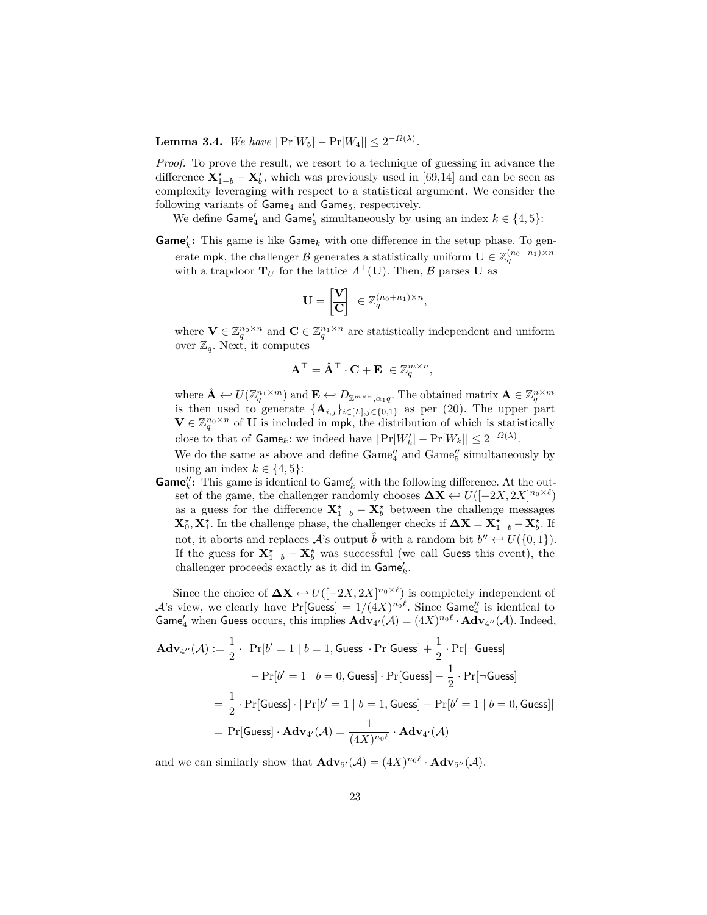**Lemma 3.4.** *We have* $|\Pr[W_5] - \Pr[W_4]| \leq 2^{-\Omega(\lambda)}$.

*Proof.* To prove the result, we resort to a technique of guessing in advance the difference $\mathbf{X}^\star_{1-b} - \mathbf{X}^\star_b$, which was previously used in [69,14] and can be seen as complexity leveraging with respect to a statistical argument. We consider the following variants of $\mathsf{Game}_4$ and $\mathsf{Game}_5$, respectively.

We define $\mathsf{Game}'_4$ and $\mathsf{Game}'_5$ simultaneously by using an index $k \in \{4, 5\}$:

**$\mathsf{Game}'_k$:** This game is like $\mathsf{Game}_k$ with one difference in the setup phase. To generate $\mathsf{mpk}$, the challenger $\mathcal{B}$ generates a statistically uniform $\mathbf{U} \in \mathbb{Z}_q^{(n_0+n_1)\times n}$ with a trapdoor $\mathbf{T}_U$ for the lattice $\Lambda^\perp(\mathbf{U})$. Then, $\mathcal{B}$ parses $\mathbf{U}$ as

$$\mathbf{U} = \begin{bmatrix} \mathbf{V} \\ \mathbf{C} \end{bmatrix} \in \mathbb{Z}_q^{(n_0+n_1)\times n},$$

where $\mathbf{V} \in \mathbb{Z}_q^{n_0 \times n}$ and $\mathbf{C} \in \mathbb{Z}_q^{n_1 \times n}$ are statistically independent and uniform over $\mathbb{Z}_q$. Next, it computes

$$\mathbf{A}^\top = \hat{\mathbf{A}}^\top \cdot \mathbf{C} + \mathbf{E} \in \mathbb{Z}_q^{m \times n},$$

where $\hat{\mathbf{A}} \hookleftarrow U(\mathbb{Z}_q^{n_1 \times m})$ and $\mathbf{E} \hookleftarrow D_{\mathbb{Z}^{m\times n}, \alpha_1 q}$. The obtained matrix $\mathbf{A} \in \mathbb{Z}_q^{n \times m}$ is then used to generate $\{\mathbf{A}_{i,j}\}_{i\in[L], j\in\{0,1\}}$ as per (20). The upper part $\mathbf{V} \in \mathbb{Z}_q^{n_0 \times n}$ of $\mathbf{U}$ is included in $\mathsf{mpk}$, the distribution of which is statistically close to that of $\mathsf{Game}_k$: we indeed have $|\Pr[W'_k] - \Pr[W_k]| \leq 2^{-\Omega(\lambda)}$.

We do the same as above and define Game$''_4$ and Game$''_5$ simultaneously by using an index $k \in \{4, 5\}$:

**$\mathsf{Game}''_k$:** This game is identical to $\mathsf{Game}'_k$ with the following difference. At the outset of the game, the challenger randomly chooses $\mathbf{\Delta X} \hookleftarrow U([-2X, 2X]^{n_0 \times \ell})$ as a guess for the difference $\mathbf{X}^\star_{1-b} - \mathbf{X}^\star_b$ between the challenge messages $\mathbf{X}^\star_0, \mathbf{X}^\star_1$. In the challenge phase, the challenger checks if $\mathbf{\Delta X} = \mathbf{X}^\star_{1-b} - \mathbf{X}^\star_b$. If not, it aborts and replaces $\mathcal{A}$'s output $\hat{b}$ with a random bit $b'' \hookleftarrow U(\{0,1\})$. If the guess for $\mathbf{X}^\star_{1-b} - \mathbf{X}^\star_b$ was successful (we call $\mathsf{Guess}$ this event), the challenger proceeds exactly as it did in $\mathsf{Game}'_k$.

Since the choice of $\mathbf{\Delta X} \hookleftarrow U([-2X, 2X]^{n_0 \times \ell})$ is completely independent of $\mathcal{A}$'s view, we clearly have $\Pr[\mathsf{Guess}] = 1/(4X)^{n_0 \ell}$. Since $\mathsf{Game}''_4$ is identical to $\mathsf{Game}'_4$ when $\mathsf{Guess}$ occurs, this implies $\mathbf{Adv}_{4'}(\mathcal{A}) = (4X)^{n_0\ell} \cdot \mathbf{Adv}_{4''}(\mathcal{A})$. Indeed,

$$\begin{aligned}
\mathbf{Adv}_{4''}(\mathcal{A}) &:= \frac{1}{2} \cdot |\Pr[b' = 1 \mid b = 1, \mathsf{Guess}] \cdot \Pr[\mathsf{Guess}] + \frac{1}{2} \cdot \Pr[\neg\mathsf{Guess}] \\
&\qquad - \Pr[b' = 1 \mid b = 0, \mathsf{Guess}] \cdot \Pr[\mathsf{Guess}] - \frac{1}{2} \cdot \Pr[\neg\mathsf{Guess}]| \\
&= \frac{1}{2} \cdot \Pr[\mathsf{Guess}] \cdot |\Pr[b' = 1 \mid b = 1, \mathsf{Guess}] - \Pr[b' = 1 \mid b = 0, \mathsf{Guess}]| \\
&= \Pr[\mathsf{Guess}] \cdot \mathbf{Adv}_{4'}(\mathcal{A}) = \frac{1}{(4X)^{n_0\ell}} \cdot \mathbf{Adv}_{4'}(\mathcal{A})
\end{aligned}$$

and we can similarly show that $\mathbf{Adv}_{5'}(\mathcal{A}) = (4X)^{n_0\ell} \cdot \mathbf{Adv}_{5''}(\mathcal{A})$.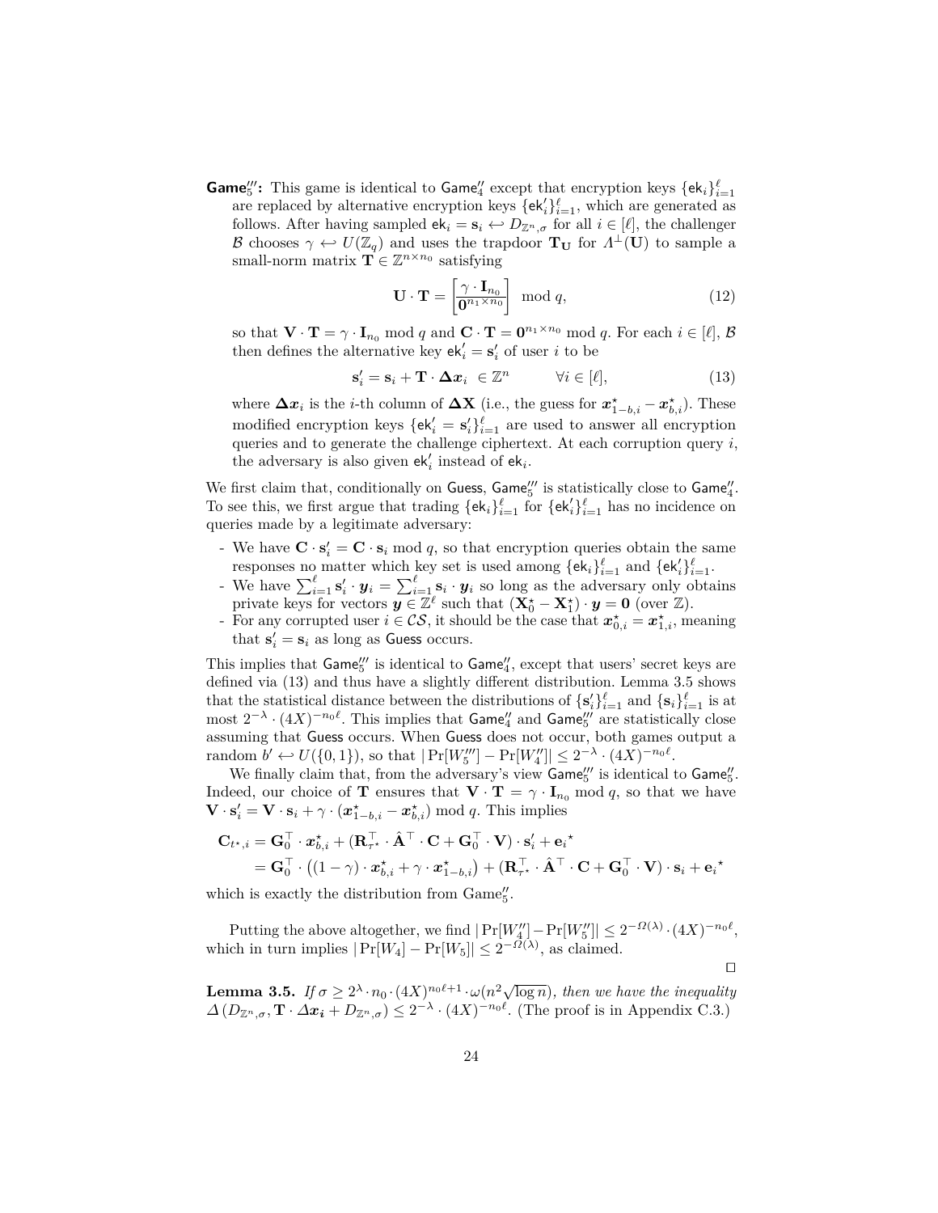**Game$_5'''$:** This game is identical to Game$_4''$ except that encryption keys $\{\mathsf{ek}_i\}_{i=1}^{\ell}$ are replaced by alternative encryption keys $\{\mathsf{ek}_i'\}_{i=1}^{\ell}$, which are generated as follows. After having sampled $\mathsf{ek}_i = \mathbf{s}_i \hookleftarrow D_{\mathbb{Z}^n,\sigma}$ for all $i \in [\ell]$, the challenger $\mathcal{B}$ chooses $\gamma \hookleftarrow U(\mathbb{Z}_q)$ and uses the trapdoor $\mathbf{T}_{\mathbf{U}}$ for $\Lambda^{\perp}(\mathbf{U})$ to sample a small-norm matrix $\mathbf{T} \in \mathbb{Z}^{n \times n_0}$ satisfying

$$\mathbf{U} \cdot \mathbf{T} = \begin{bmatrix} \gamma \cdot \mathbf{I}_{n_0} \\ \mathbf{0}^{n_1 \times n_0} \end{bmatrix} \mod q, \tag{12}$$

so that $\mathbf{V} \cdot \mathbf{T} = \gamma \cdot \mathbf{I}_{n_0} \bmod q$ and $\mathbf{C} \cdot \mathbf{T} = \mathbf{0}^{n_1 \times n_0} \bmod q$. For each $i \in [\ell]$, $\mathcal{B}$ then defines the alternative key $\mathsf{ek}_i' = \mathbf{s}_i'$ of user $i$ to be

$$\mathbf{s}_i' = \mathbf{s}_i + \mathbf{T} \cdot \boldsymbol{\Delta x}_i \ \in \mathbb{Z}^n \qquad \forall i \in [\ell], \tag{13}$$

where $\boldsymbol{\Delta x}_i$ is the $i$-th column of $\boldsymbol{\Delta}\mathbf{X}$ (i.e., the guess for $\boldsymbol{x}^{\star}_{1-b,i} - \boldsymbol{x}^{\star}_{b,i}$). These modified encryption keys $\{\mathsf{ek}_i' = \mathbf{s}_i'\}_{i=1}^{\ell}$ are used to answer all encryption queries and to generate the challenge ciphertext. At each corruption query $i$, the adversary is also given $\mathsf{ek}_i'$ instead of $\mathsf{ek}_i$.

We first claim that, conditionally on Guess, Game$_5'''$ is statistically close to Game$_4''$. To see this, we first argue that trading $\{\mathsf{ek}_i\}_{i=1}^{\ell}$ for $\{\mathsf{ek}_i'\}_{i=1}^{\ell}$ has no incidence on queries made by a legitimate adversary:

- We have $\mathbf{C} \cdot \mathbf{s}_i' = \mathbf{C} \cdot \mathbf{s}_i \bmod q$, so that encryption queries obtain the same responses no matter which key set is used among $\{\mathsf{ek}_i\}_{i=1}^{\ell}$ and $\{\mathsf{ek}_i'\}_{i=1}^{\ell}$.
- We have $\sum_{i=1}^{\ell} \mathbf{s}_i' \cdot \boldsymbol{y}_i = \sum_{i=1}^{\ell} \mathbf{s}_i \cdot \boldsymbol{y}_i$ so long as the adversary only obtains private keys for vectors $\boldsymbol{y} \in \mathbb{Z}^{\ell}$ such that $(\mathbf{X}_0^{\star} - \mathbf{X}_1^{\star}) \cdot \boldsymbol{y} = \mathbf{0}$ (over $\mathbb{Z}$).
- For any corrupted user $i \in \mathcal{CS}$, it should be the case that $\boldsymbol{x}^{\star}_{0,i} = \boldsymbol{x}^{\star}_{1,i}$, meaning that $\mathbf{s}_i' = \mathbf{s}_i$ as long as Guess occurs.

This implies that Game$_5'''$ is identical to Game$_4''$, except that users' secret keys are defined via (13) and thus have a slightly different distribution. Lemma 3.5 shows that the statistical distance between the distributions of $\{\mathbf{s}_i'\}_{i=1}^{\ell}$ and $\{\mathbf{s}_i\}_{i=1}^{\ell}$ is at most $2^{-\lambda} \cdot (4X)^{-n_0 \ell}$. This implies that Game$_4''$ and Game$_5'''$ are statistically close assuming that Guess occurs. When Guess does not occur, both games output a random $b' \hookleftarrow U(\{0,1\})$, so that $|\Pr[W_5'''] - \Pr[W_4'']| \leq 2^{-\lambda} \cdot (4X)^{-n_0 \ell}$.

We finally claim that, from the adversary's view Game$_5'''$ is identical to Game$_5''$. Indeed, our choice of $\mathbf{T}$ ensures that $\mathbf{V} \cdot \mathbf{T} = \gamma \cdot \mathbf{I}_{n_0} \bmod q$, so that we have $\mathbf{V} \cdot \mathbf{s}_i' = \mathbf{V} \cdot \mathbf{s}_i + \gamma \cdot (\boldsymbol{x}^{\star}_{1-b,i} - \boldsymbol{x}^{\star}_{b,i}) \bmod q$. This implies

$$\begin{aligned}
\mathbf{C}_{t^{\star},i} &= \mathbf{G}_0^{\top} \cdot \boldsymbol{x}^{\star}_{b,i} + (\mathbf{R}_{\tau^{\star}}^{\top} \cdot \hat{\mathbf{A}}^{\top} \cdot \mathbf{C} + \mathbf{G}_0^{\top} \cdot \mathbf{V}) \cdot \mathbf{s}_i' + \mathbf{e}_i{}^{\star} \\
&= \mathbf{G}_0^{\top} \cdot \big((1-\gamma) \cdot \boldsymbol{x}^{\star}_{b,i} + \gamma \cdot \boldsymbol{x}^{\star}_{1-b,i}\big) + (\mathbf{R}_{\tau^{\star}}^{\top} \cdot \hat{\mathbf{A}}^{\top} \cdot \mathbf{C} + \mathbf{G}_0^{\top} \cdot \mathbf{V}) \cdot \mathbf{s}_i + \mathbf{e}_i{}^{\star}
\end{aligned}$$

which is exactly the distribution from Game$_5''$.

Putting the above altogether, we find $|\Pr[W_4''] - \Pr[W_5'']| \leq 2^{-\Omega(\lambda)} \cdot (4X)^{-n_0 \ell}$, which in turn implies $|\Pr[W_4] - \Pr[W_5]| \leq 2^{-\Omega(\lambda)}$, as claimed.

$\square$

**Lemma 3.5.** *If $\sigma \geq 2^{\lambda} \cdot n_0 \cdot (4X)^{n_0 \ell + 1} \cdot \omega(n^2 \sqrt{\log n})$, then we have the inequality $\Delta\left(D_{\mathbb{Z}^n,\sigma}, \mathbf{T} \cdot \boldsymbol{\Delta x_i} + D_{\mathbb{Z}^n,\sigma}\right) \leq 2^{-\lambda} \cdot (4X)^{-n_0 \ell}$.* (The proof is in Appendix C.3.)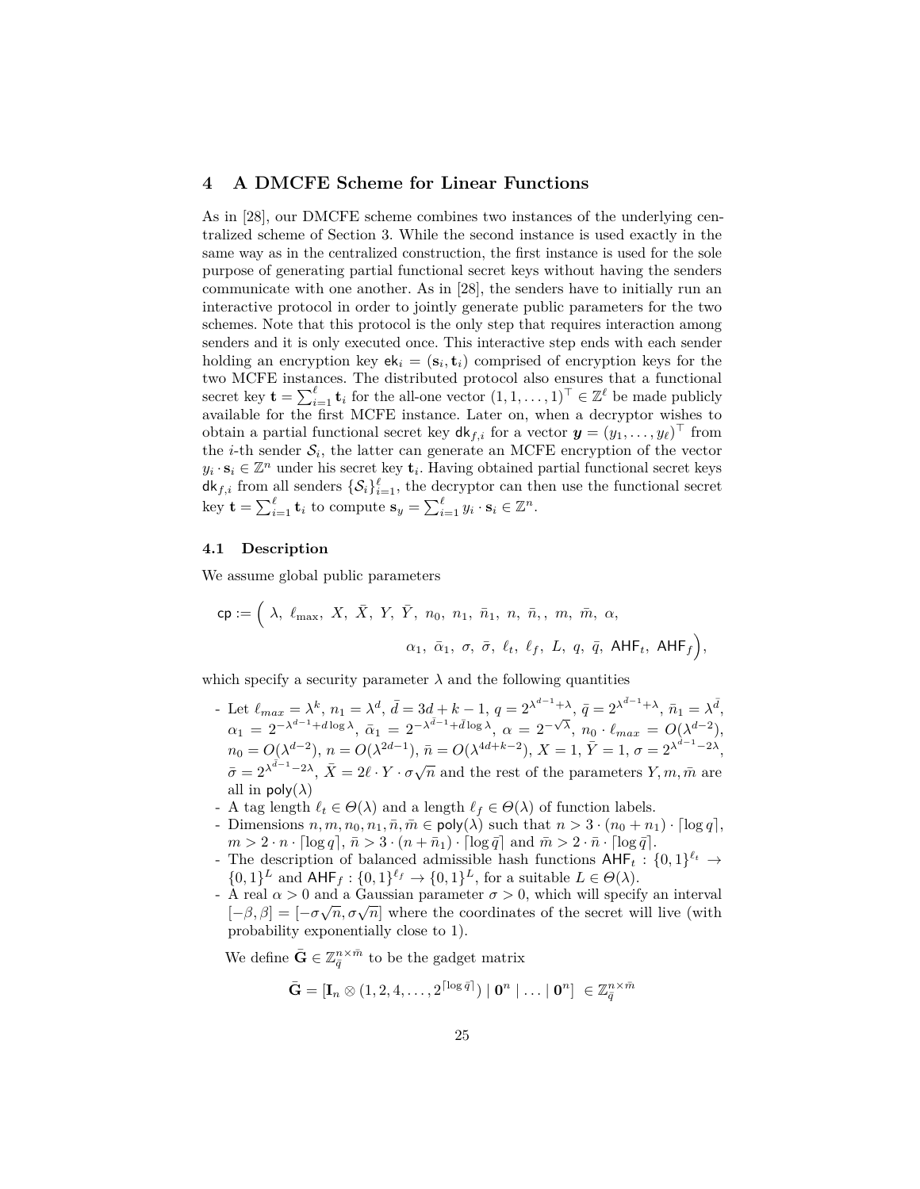# 4 A DMCFE Scheme for Linear Functions

As in [28], our DMCFE scheme combines two instances of the underlying centralized scheme of Section 3. While the second instance is used exactly in the same way as in the centralized construction, the first instance is used for the sole purpose of generating partial functional secret keys without having the senders communicate with one another. As in [28], the senders have to initially run an interactive protocol in order to jointly generate public parameters for the two schemes. Note that this protocol is the only step that requires interaction among senders and it is only executed once. This interactive step ends with each sender holding an encryption key $\mathsf{ek}_i = (\mathbf{s}_i, \mathbf{t}_i)$ comprised of encryption keys for the two MCFE instances. The distributed protocol also ensures that a functional secret key $\mathbf{t} = \sum_{i=1}^{\ell} \mathbf{t}_i$ for the all-one vector $(1, 1, \ldots, 1)^\top \in \mathbb{Z}^\ell$ be made publicly available for the first MCFE instance. Later on, when a decryptor wishes to obtain a partial functional secret key $\mathsf{dk}_{f,i}$ for a vector $\boldsymbol{y} = (y_1, \ldots, y_\ell)^\top$ from the $i$-th sender $\mathcal{S}_i$, the latter can generate an MCFE encryption of the vector $y_i \cdot \mathbf{s}_i \in \mathbb{Z}^n$ under his secret key $\mathbf{t}_i$. Having obtained partial functional secret keys $\mathsf{dk}_{f,i}$ from all senders $\{\mathcal{S}_i\}_{i=1}^{\ell}$, the decryptor can then use the functional secret key $\mathbf{t} = \sum_{i=1}^{\ell} \mathbf{t}_i$ to compute $\mathbf{s}_y = \sum_{i=1}^{\ell} y_i \cdot \mathbf{s}_i \in \mathbb{Z}^n$.

## 4.1 Description

We assume global public parameters

$$\mathsf{cp} := \Big( \lambda,\ \ell_{\max},\ X,\ \bar{X},\ Y,\ \bar{Y},\ n_0,\ n_1,\ \bar{n}_1,\ n,\ \bar{n},,\ m,\ \bar{m},\ \alpha,$$
$$\alpha_1,\ \bar{\alpha}_1,\ \sigma,\ \bar{\sigma},\ \ell_t,\ \ell_f,\ L,\ q,\ \bar{q},\ \mathsf{AHF}_t,\ \mathsf{AHF}_f \Big),$$

which specify a security parameter $\lambda$ and the following quantities

- Let $\ell_{max} = \lambda^k$, $n_1 = \lambda^d$, $\bar{d} = 3d + k - 1$, $q = 2^{\lambda^{d-1}+\lambda}$, $\bar{q} = 2^{\lambda^{\bar{d}-1}+\lambda}$, $\bar{n}_1 = \lambda^{\bar{d}}$, $\alpha_1 = 2^{-\lambda^{d-1}+d\log\lambda}$, $\bar{\alpha}_1 = 2^{-\lambda^{\bar{d}-1}+\bar{d}\log\lambda}$, $\alpha = 2^{-\sqrt{\lambda}}$, $n_0 \cdot \ell_{max} = O(\lambda^{d-2})$, $n_0 = O(\lambda^{d-2})$, $n = O(\lambda^{2d-1})$, $\bar{n} = O(\lambda^{4d+k-2})$, $X = 1$, $\bar{Y} = 1$, $\sigma = 2^{\lambda^{d-1}-2\lambda}$, $\bar{\sigma} = 2^{\lambda^{\bar{d}-1}-2\lambda}$, $\bar{X} = 2\ell \cdot Y \cdot \sigma\sqrt{n}$ and the rest of the parameters $Y, m, \bar{m}$ are all in $\mathsf{poly}(\lambda)$
- A tag length $\ell_t \in \Theta(\lambda)$ and a length $\ell_f \in \Theta(\lambda)$ of function labels.
- Dimensions $n, m, n_0, n_1, \bar{n}, \bar{m} \in \mathsf{poly}(\lambda)$ such that $n > 3 \cdot (n_0 + n_1) \cdot \lceil \log q \rceil$, $m > 2 \cdot n \cdot \lceil \log q \rceil$, $\bar{n} > 3 \cdot (n + \bar{n}_1) \cdot \lceil \log \bar{q} \rceil$ and $\bar{m} > 2 \cdot \bar{n} \cdot \lceil \log \bar{q} \rceil$.
- The description of balanced admissible hash functions $\mathsf{AHF}_t : \{0,1\}^{\ell_t} \to \{0,1\}^L$ and $\mathsf{AHF}_f : \{0,1\}^{\ell_f} \to \{0,1\}^L$, for a suitable $L \in \Theta(\lambda)$.
- A real $\alpha > 0$ and a Gaussian parameter $\sigma > 0$, which will specify an interval $[-\beta, \beta] = [-\sigma\sqrt{n}, \sigma\sqrt{n}]$ where the coordinates of the secret will live (with probability exponentially close to 1).

We define $\bar{\mathbf{G}} \in \mathbb{Z}_{\bar{q}}^{n \times \bar{m}}$ to be the gadget matrix

$$\bar{\mathbf{G}} = [\mathbf{I}_n \otimes (1, 2, 4, \ldots, 2^{\lceil \log \bar{q} \rceil}) \mid \mathbf{0}^n \mid \ldots \mid \mathbf{0}^n] \ \in \mathbb{Z}_{\bar{q}}^{n \times \bar{m}}$$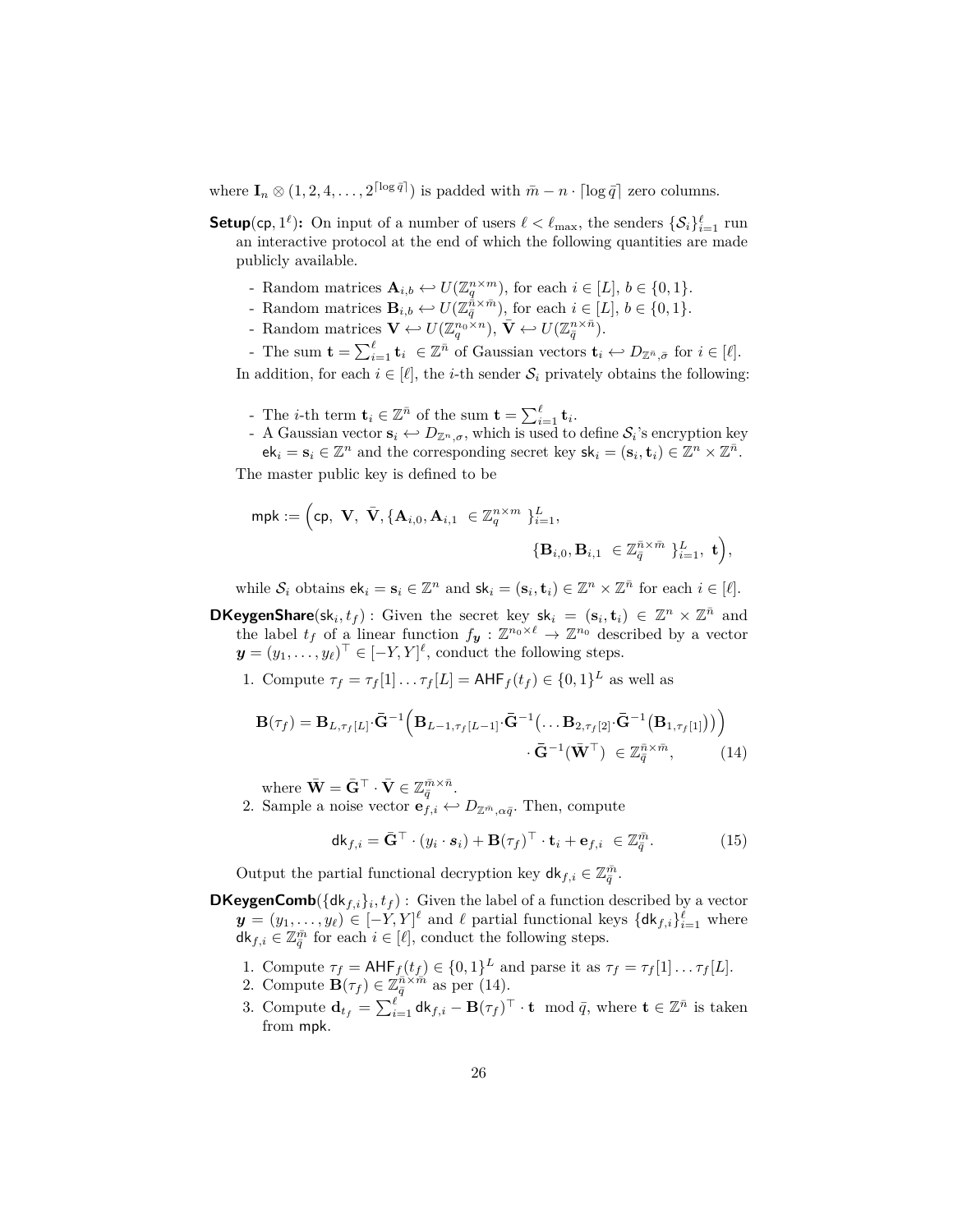where $\mathbf{I}_n \otimes (1, 2, 4, \ldots, 2^{\lceil \log \bar{q} \rceil})$ is padded with $\bar{m} - n \cdot \lceil \log \bar{q} \rceil$ zero columns.

**Setup**$(\mathsf{cp}, 1^\ell)$**:** On input of a number of users $\ell < \ell_{\max}$, the senders $\{\mathcal{S}_i\}_{i=1}^{\ell}$ run an interactive protocol at the end of which the following quantities are made publicly available.

- Random matrices $\mathbf{A}_{i,b} \hookleftarrow U(\mathbb{Z}_q^{n \times m})$, for each $i \in [L]$, $b \in \{0, 1\}$.
- Random matrices $\mathbf{B}_{i,b} \hookleftarrow U(\mathbb{Z}_{\bar{q}}^{\bar{n} \times \bar{m}})$, for each $i \in [L]$, $b \in \{0, 1\}$.
- Random matrices $\mathbf{V} \hookleftarrow U(\mathbb{Z}_q^{n_0 \times n})$, $\bar{\mathbf{V}} \hookleftarrow U(\mathbb{Z}_{\bar{q}}^{n \times \bar{n}})$.
- The sum $\mathbf{t} = \sum_{i=1}^{\ell} \mathbf{t}_i \in \mathbb{Z}^{\bar{n}}$ of Gaussian vectors $\mathbf{t}_i \hookleftarrow D_{\mathbb{Z}^{\bar{n}}, \bar{\sigma}}$ for $i \in [\ell]$.

In addition, for each $i \in [\ell]$, the $i$-th sender $\mathcal{S}_i$ privately obtains the following:

- The $i$-th term $\mathbf{t}_i \in \mathbb{Z}^{\bar{n}}$ of the sum $\mathbf{t} = \sum_{i=1}^{\ell} \mathbf{t}_i$.
- A Gaussian vector $\mathbf{s}_i \hookleftarrow D_{\mathbb{Z}^n, \sigma}$, which is used to define $\mathcal{S}_i$'s encryption key $\mathsf{ek}_i = \mathbf{s}_i \in \mathbb{Z}^n$ and the corresponding secret key $\mathsf{sk}_i = (\mathbf{s}_i, \mathbf{t}_i) \in \mathbb{Z}^n \times \mathbb{Z}^{\bar{n}}$.

The master public key is defined to be

$$\mathsf{mpk} := \Big(\mathsf{cp},\ \mathbf{V},\ \bar{\mathbf{V}}, \{\mathbf{A}_{i,0}, \mathbf{A}_{i,1} \ \in \mathbb{Z}_q^{n \times m}\ \}_{i=1}^{L}, \qquad \{\mathbf{B}_{i,0}, \mathbf{B}_{i,1} \ \in \mathbb{Z}_{\bar{q}}^{\bar{n} \times \bar{m}}\ \}_{i=1}^{L},\ \mathbf{t}\Big),$$

while $\mathcal{S}_i$ obtains $\mathsf{ek}_i = \mathbf{s}_i \in \mathbb{Z}^n$ and $\mathsf{sk}_i = (\mathbf{s}_i, \mathbf{t}_i) \in \mathbb{Z}^n \times \mathbb{Z}^{\bar{n}}$ for each $i \in [\ell]$.

**DKeygenShare**$(\mathsf{sk}_i, t_f)$ **:** Given the secret key $\mathsf{sk}_i = (\mathbf{s}_i, \mathbf{t}_i) \in \mathbb{Z}^n \times \mathbb{Z}^{\bar{n}}$ and the label $t_f$ of a linear function $f_{\boldsymbol{y}} : \mathbb{Z}^{n_0 \times \ell} \to \mathbb{Z}^{n_0}$ described by a vector $\boldsymbol{y} = (y_1, \ldots, y_\ell)^\top \in [-Y, Y]^\ell$, conduct the following steps.

1. Compute $\tau_f = \tau_f[1] \ldots \tau_f[L] = \mathsf{AHF}_f(t_f) \in \{0,1\}^L$ as well as
$$\mathbf{B}(\tau_f) = \mathbf{B}_{L,\tau_f[L]} \cdot \bar{\mathbf{G}}^{-1}\Big(\mathbf{B}_{L-1,\tau_f[L-1]} \cdot \bar{\mathbf{G}}^{-1}\big(\ldots \mathbf{B}_{2,\tau_f[2]} \cdot \bar{\mathbf{G}}^{-1}\big(\mathbf{B}_{1,\tau_f[1]}\big)\big)\Big) \cdot \bar{\mathbf{G}}^{-1}(\bar{\mathbf{W}}^\top) \ \in \mathbb{Z}_{\bar{q}}^{\bar{n} \times \bar{m}}, \tag{14}$$
where $\bar{\mathbf{W}} = \bar{\mathbf{G}}^\top \cdot \bar{\mathbf{V}} \in \mathbb{Z}_{\bar{q}}^{\bar{m} \times \bar{n}}$.
2. Sample a noise vector $\mathbf{e}_{f,i} \hookleftarrow D_{\mathbb{Z}^{\bar{m}}, \alpha \bar{q}}$. Then, compute
$$\mathsf{dk}_{f,i} = \bar{\mathbf{G}}^\top \cdot (y_i \cdot \boldsymbol{s}_i) + \mathbf{B}(\tau_f)^\top \cdot \mathbf{t}_i + \mathbf{e}_{f,i} \ \in \mathbb{Z}_{\bar{q}}^{\bar{m}}. \tag{15}$$

Output the partial functional decryption key $\mathsf{dk}_{f,i} \in \mathbb{Z}_{\bar{q}}^{\bar{m}}$.

**DKeygenComb**$(\{\mathsf{dk}_{f,i}\}_i, t_f)$ **:** Given the label of a function described by a vector $\boldsymbol{y} = (y_1, \ldots, y_\ell) \in [-Y, Y]^\ell$ and $\ell$ partial functional keys $\{\mathsf{dk}_{f,i}\}_{i=1}^{\ell}$ where $\mathsf{dk}_{f,i} \in \mathbb{Z}_{\bar{q}}^{\bar{m}}$ for each $i \in [\ell]$, conduct the following steps.

1. Compute $\tau_f = \mathsf{AHF}_f(t_f) \in \{0,1\}^L$ and parse it as $\tau_f = \tau_f[1] \ldots \tau_f[L]$.
2. Compute $\mathbf{B}(\tau_f) \in \mathbb{Z}_{\bar{q}}^{\bar{n} \times \bar{m}}$ as per (14).
3. Compute $\mathbf{d}_{t_f} = \sum_{i=1}^{\ell} \mathsf{dk}_{f,i} - \mathbf{B}(\tau_f)^\top \cdot \mathbf{t} \mod \bar{q}$, where $\mathbf{t} \in \mathbb{Z}^{\bar{n}}$ is taken from $\mathsf{mpk}$.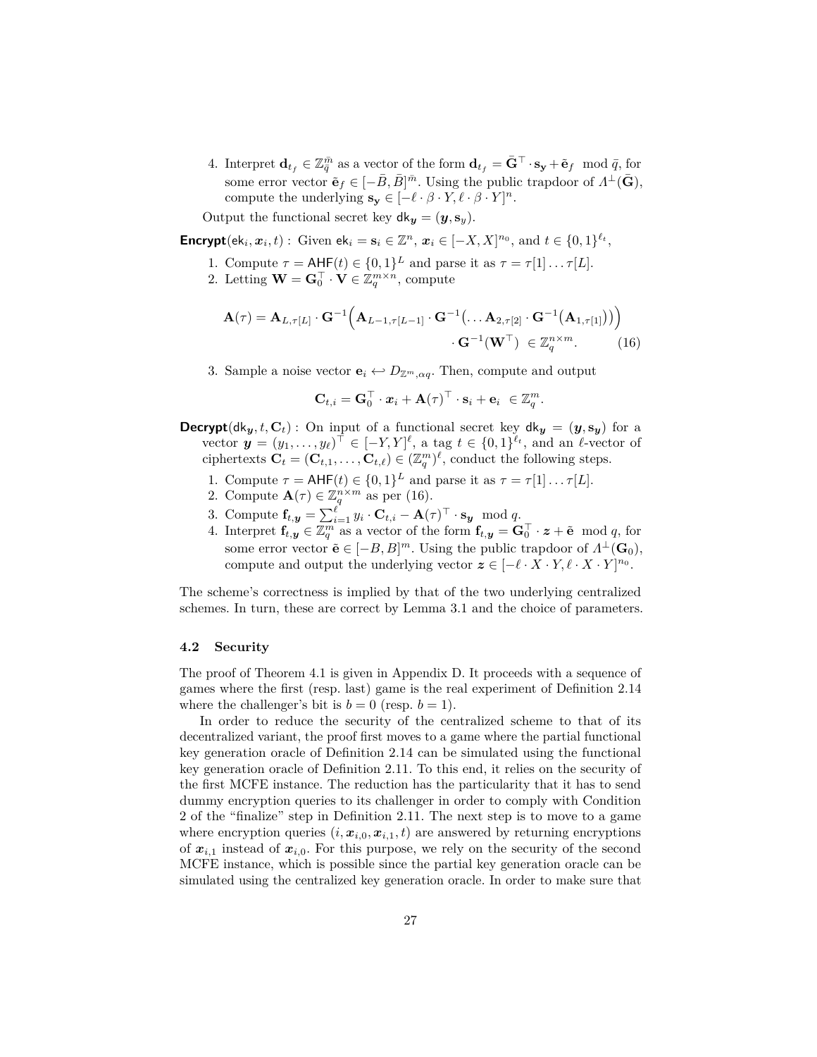4. Interpret $\mathbf{d}_{t_f} \in \mathbb{Z}_{\bar{q}}^{\bar{m}}$ as a vector of the form $\mathbf{d}_{t_f} = \bar{\mathbf{G}}^\top \cdot \mathbf{s}_\mathbf{y} + \tilde{\mathbf{e}}_f \mod \bar{q}$, for some error vector $\tilde{\mathbf{e}}_f \in [-\bar{B}, \bar{B}]^{\bar{m}}$. Using the public trapdoor of $\Lambda^\perp(\bar{\mathbf{G}})$, compute the underlying $\mathbf{s}_\mathbf{y} \in [-\ell \cdot \beta \cdot Y, \ell \cdot \beta \cdot Y]^n$.

Output the functional secret key $\mathsf{dk}_{\boldsymbol{y}} = (\boldsymbol{y}, \mathbf{s}_y)$.

**Encrypt**$(\mathsf{ek}_i, \boldsymbol{x}_i, t)$ : Given $\mathsf{ek}_i = \mathbf{s}_i \in \mathbb{Z}^n$, $\boldsymbol{x}_i \in [-X, X]^{n_0}$, and $t \in \{0,1\}^{\ell_t}$,

1. Compute $\tau = \mathsf{AHF}(t) \in \{0,1\}^L$ and parse it as $\tau = \tau[1] \ldots \tau[L]$.
2. Letting $\mathbf{W} = \mathbf{G}_0^\top \cdot \mathbf{V} \in \mathbb{Z}_q^{m \times n}$, compute

$$\mathbf{A}(\tau) = \mathbf{A}_{L,\tau[L]} \cdot \mathbf{G}^{-1}\Big(\mathbf{A}_{L-1,\tau[L-1]} \cdot \mathbf{G}^{-1}\big(\ldots \mathbf{A}_{2,\tau[2]} \cdot \mathbf{G}^{-1}\big(\mathbf{A}_{1,\tau[1]}\big)\big)\Big) \cdot \mathbf{G}^{-1}(\mathbf{W}^\top) \in \mathbb{Z}_q^{n \times m}. \quad (16)$$

3. Sample a noise vector $\mathbf{e}_i \hookleftarrow D_{\mathbb{Z}^m, \alpha q}$. Then, compute and output

$$\mathbf{C}_{t,i} = \mathbf{G}_0^\top \cdot \boldsymbol{x}_i + \mathbf{A}(\tau)^\top \cdot \mathbf{s}_i + \mathbf{e}_i \in \mathbb{Z}_q^m.$$

**Decrypt**$(\mathsf{dk}_{\boldsymbol{y}}, t, \mathbf{C}_t)$ : On input of a functional secret key $\mathsf{dk}_{\boldsymbol{y}} = (\boldsymbol{y}, \mathbf{s}_{\boldsymbol{y}})$ for a vector $\boldsymbol{y} = (y_1, \ldots, y_\ell)^\top \in [-Y, Y]^\ell$, a tag $t \in \{0,1\}^{\ell_t}$, and an $\ell$-vector of ciphertexts $\mathbf{C}_t = (\mathbf{C}_{t,1}, \ldots, \mathbf{C}_{t,\ell}) \in (\mathbb{Z}_q^m)^\ell$, conduct the following steps.

1. Compute $\tau = \mathsf{AHF}(t) \in \{0,1\}^L$ and parse it as $\tau = \tau[1] \ldots \tau[L]$.
2. Compute $\mathbf{A}(\tau) \in \mathbb{Z}_q^{n \times m}$ as per (16).
3. Compute $\mathbf{f}_{t,\boldsymbol{y}} = \sum_{i=1}^{\ell} y_i \cdot \mathbf{C}_{t,i} - \mathbf{A}(\tau)^\top \cdot \mathbf{s}_{\boldsymbol{y}} \mod q$.
4. Interpret $\mathbf{f}_{t,\boldsymbol{y}} \in \mathbb{Z}_q^m$ as a vector of the form $\mathbf{f}_{t,\boldsymbol{y}} = \mathbf{G}_0^\top \cdot \boldsymbol{z} + \tilde{\mathbf{e}} \mod q$, for some error vector $\tilde{\mathbf{e}} \in [-B, B]^m$. Using the public trapdoor of $\Lambda^\perp(\mathbf{G}_0)$, compute and output the underlying vector $\boldsymbol{z} \in [-\ell \cdot X \cdot Y, \ell \cdot X \cdot Y]^{n_0}$.

The scheme's correctness is implied by that of the two underlying centralized schemes. In turn, these are correct by Lemma 3.1 and the choice of parameters.

### 4.2 Security

The proof of Theorem 4.1 is given in Appendix D. It proceeds with a sequence of games where the first (resp. last) game is the real experiment of Definition 2.14 where the challenger's bit is $b = 0$ (resp. $b = 1$).

In order to reduce the security of the centralized scheme to that of its decentralized variant, the proof first moves to a game where the partial functional key generation oracle of Definition 2.14 can be simulated using the functional key generation oracle of Definition 2.11. To this end, it relies on the security of the first MCFE instance. The reduction has the particularity that it has to send dummy encryption queries to its challenger in order to comply with Condition 2 of the "finalize" step in Definition 2.11. The next step is to move to a game where encryption queries $(i, \boldsymbol{x}_{i,0}, \boldsymbol{x}_{i,1}, t)$ are answered by returning encryptions of $\boldsymbol{x}_{i,1}$ instead of $\boldsymbol{x}_{i,0}$. For this purpose, we rely on the security of the second MCFE instance, which is possible since the partial key generation oracle can be simulated using the centralized key generation oracle. In order to make sure that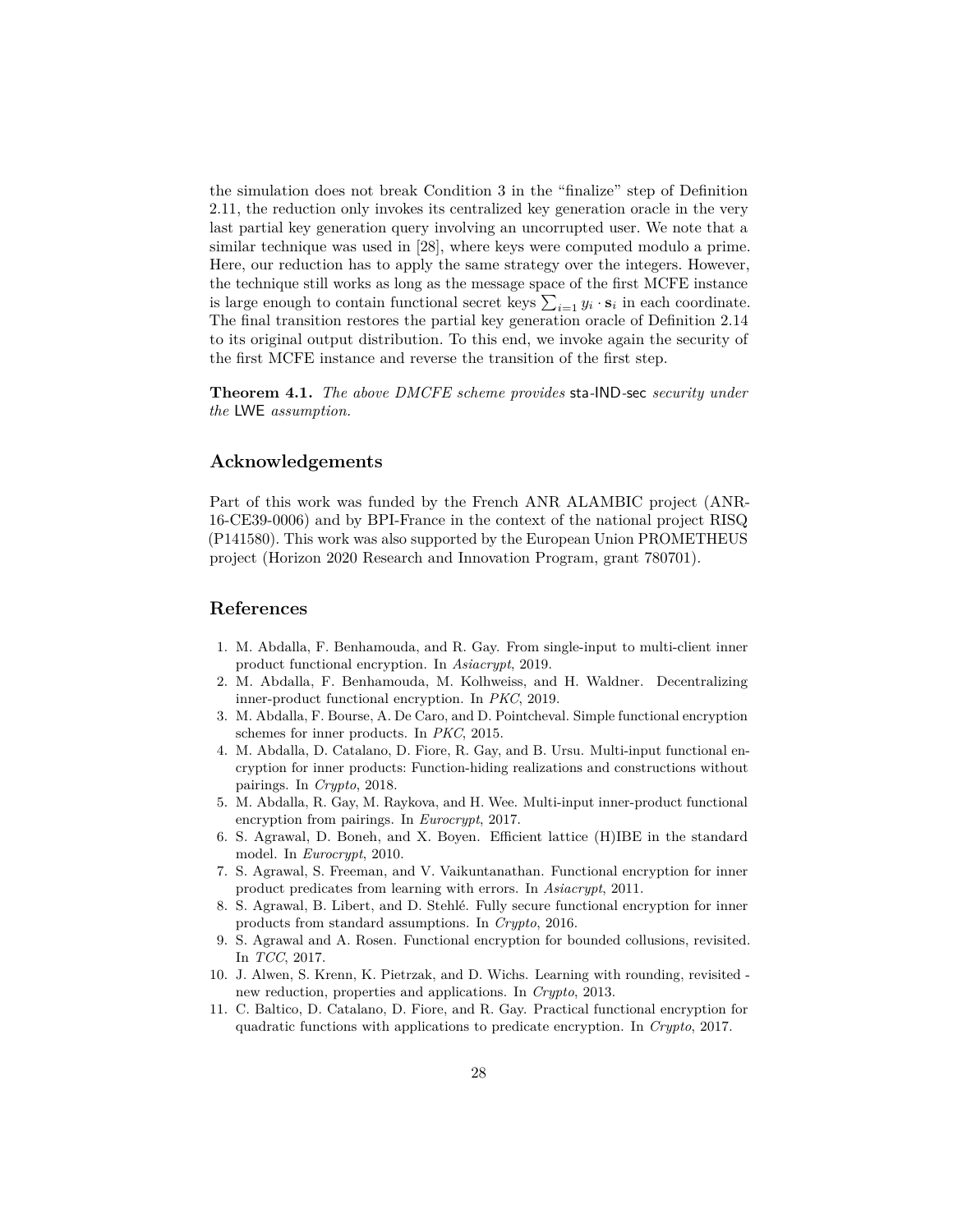the simulation does not break Condition 3 in the "finalize" step of Definition 2.11, the reduction only invokes its centralized key generation oracle in the very last partial key generation query involving an uncorrupted user. We note that a similar technique was used in [28], where keys were computed modulo a prime. Here, our reduction has to apply the same strategy over the integers. However, the technique still works as long as the message space of the first MCFE instance is large enough to contain functional secret keys $\sum_{i=1} y_i \cdot \mathbf{s}_i$ in each coordinate. The final transition restores the partial key generation oracle of Definition 2.14 to its original output distribution. To this end, we invoke again the security of the first MCFE instance and reverse the transition of the first step.

**Theorem 4.1.** *The above DMCFE scheme provides* sta-IND-sec *security under the* LWE *assumption.*

## Acknowledgements

Part of this work was funded by the French ANR ALAMBIC project (ANR-16-CE39-0006) and by BPI-France in the context of the national project RISQ (P141580). This work was also supported by the European Union PROMETHEUS project (Horizon 2020 Research and Innovation Program, grant 780701).

## References

1. M. Abdalla, F. Benhamouda, and R. Gay. From single-input to multi-client inner product functional encryption. In *Asiacrypt*, 2019.
2. M. Abdalla, F. Benhamouda, M. Kolhweiss, and H. Waldner. Decentralizing inner-product functional encryption. In *PKC*, 2019.
3. M. Abdalla, F. Bourse, A. De Caro, and D. Pointcheval. Simple functional encryption schemes for inner products. In *PKC*, 2015.
4. M. Abdalla, D. Catalano, D. Fiore, R. Gay, and B. Ursu. Multi-input functional encryption for inner products: Function-hiding realizations and constructions without pairings. In *Crypto*, 2018.
5. M. Abdalla, R. Gay, M. Raykova, and H. Wee. Multi-input inner-product functional encryption from pairings. In *Eurocrypt*, 2017.
6. S. Agrawal, D. Boneh, and X. Boyen. Efficient lattice (H)IBE in the standard model. In *Eurocrypt*, 2010.
7. S. Agrawal, S. Freeman, and V. Vaikuntanathan. Functional encryption for inner product predicates from learning with errors. In *Asiacrypt*, 2011.
8. S. Agrawal, B. Libert, and D. Stehlé. Fully secure functional encryption for inner products from standard assumptions. In *Crypto*, 2016.
9. S. Agrawal and A. Rosen. Functional encryption for bounded collusions, revisited. In *TCC*, 2017.
10. J. Alwen, S. Krenn, K. Pietrzak, and D. Wichs. Learning with rounding, revisited - new reduction, properties and applications. In *Crypto*, 2013.
11. C. Baltico, D. Catalano, D. Fiore, and R. Gay. Practical functional encryption for quadratic functions with applications to predicate encryption. In *Crypto*, 2017.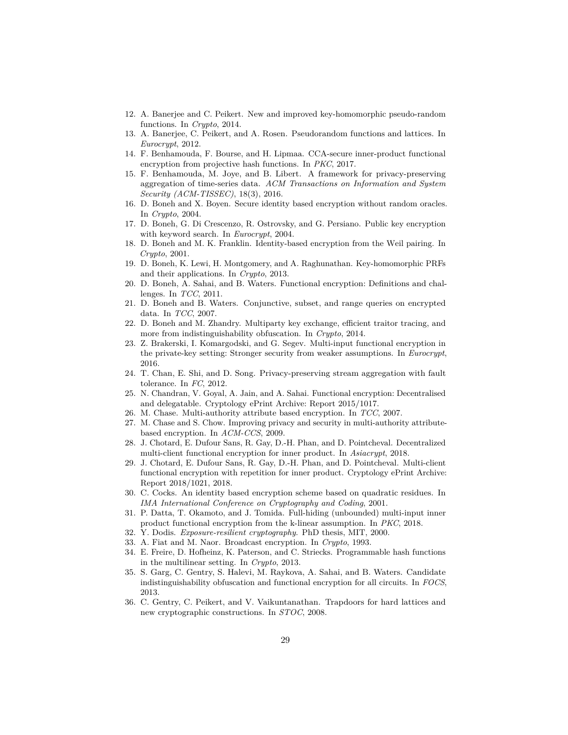12. A. Banerjee and C. Peikert. New and improved key-homomorphic pseudo-random functions. In *Crypto*, 2014.
13. A. Banerjee, C. Peikert, and A. Rosen. Pseudorandom functions and lattices. In *Eurocrypt*, 2012.
14. F. Benhamouda, F. Bourse, and H. Lipmaa. CCA-secure inner-product functional encryption from projective hash functions. In *PKC*, 2017.
15. F. Benhamouda, M. Joye, and B. Libert. A framework for privacy-preserving aggregation of time-series data. *ACM Transactions on Information and System Security (ACM-TISSEC)*, 18(3), 2016.
16. D. Boneh and X. Boyen. Secure identity based encryption without random oracles. In *Crypto*, 2004.
17. D. Boneh, G. Di Crescenzo, R. Ostrovsky, and G. Persiano. Public key encryption with keyword search. In *Eurocrypt*, 2004.
18. D. Boneh and M. K. Franklin. Identity-based encryption from the Weil pairing. In *Crypto*, 2001.
19. D. Boneh, K. Lewi, H. Montgomery, and A. Raghunathan. Key-homomorphic PRFs and their applications. In *Crypto*, 2013.
20. D. Boneh, A. Sahai, and B. Waters. Functional encryption: Definitions and challenges. In *TCC*, 2011.
21. D. Boneh and B. Waters. Conjunctive, subset, and range queries on encrypted data. In *TCC*, 2007.
22. D. Boneh and M. Zhandry. Multiparty key exchange, efficient traitor tracing, and more from indistinguishability obfuscation. In *Crypto*, 2014.
23. Z. Brakerski, I. Komargodski, and G. Segev. Multi-input functional encryption in the private-key setting: Stronger security from weaker assumptions. In *Eurocrypt*, 2016.
24. T. Chan, E. Shi, and D. Song. Privacy-preserving stream aggregation with fault tolerance. In *FC*, 2012.
25. N. Chandran, V. Goyal, A. Jain, and A. Sahai. Functional encryption: Decentralised and delegatable. Cryptology ePrint Archive: Report 2015/1017.
26. M. Chase. Multi-authority attribute based encryption. In *TCC*, 2007.
27. M. Chase and S. Chow. Improving privacy and security in multi-authority attribute-based encryption. In *ACM-CCS*, 2009.
28. J. Chotard, E. Dufour Sans, R. Gay, D.-H. Phan, and D. Pointcheval. Decentralized multi-client functional encryption for inner product. In *Asiacrypt*, 2018.
29. J. Chotard, E. Dufour Sans, R. Gay, D.-H. Phan, and D. Pointcheval. Multi-client functional encryption with repetition for inner product. Cryptology ePrint Archive: Report 2018/1021, 2018.
30. C. Cocks. An identity based encryption scheme based on quadratic residues. In *IMA International Conference on Cryptography and Coding*, 2001.
31. P. Datta, T. Okamoto, and J. Tomida. Full-hiding (unbounded) multi-input inner product functional encryption from the k-linear assumption. In *PKC*, 2018.
32. Y. Dodis. *Exposure-resilient cryptography*. PhD thesis, MIT, 2000.
33. A. Fiat and M. Naor. Broadcast encryption. In *Crypto*, 1993.
34. E. Freire, D. Hofheinz, K. Paterson, and C. Striecks. Programmable hash functions in the multilinear setting. In *Crypto*, 2013.
35. S. Garg, C. Gentry, S. Halevi, M. Raykova, A. Sahai, and B. Waters. Candidate indistinguishability obfuscation and functional encryption for all circuits. In *FOCS*, 2013.
36. C. Gentry, C. Peikert, and V. Vaikuntanathan. Trapdoors for hard lattices and new cryptographic constructions. In *STOC*, 2008.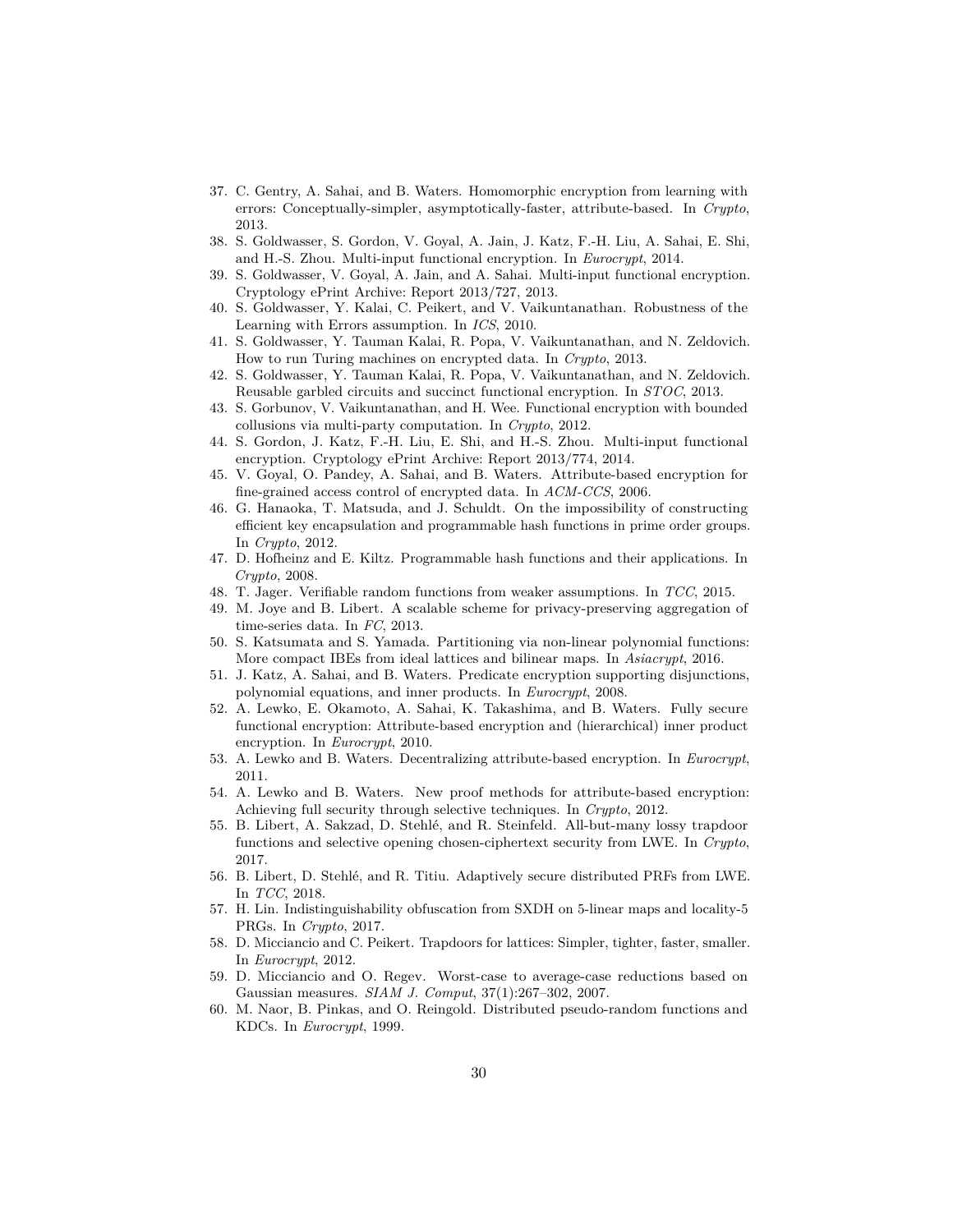37. C. Gentry, A. Sahai, and B. Waters. Homomorphic encryption from learning with errors: Conceptually-simpler, asymptotically-faster, attribute-based. In *Crypto*, 2013.
38. S. Goldwasser, S. Gordon, V. Goyal, A. Jain, J. Katz, F.-H. Liu, A. Sahai, E. Shi, and H.-S. Zhou. Multi-input functional encryption. In *Eurocrypt*, 2014.
39. S. Goldwasser, V. Goyal, A. Jain, and A. Sahai. Multi-input functional encryption. Cryptology ePrint Archive: Report 2013/727, 2013.
40. S. Goldwasser, Y. Kalai, C. Peikert, and V. Vaikuntanathan. Robustness of the Learning with Errors assumption. In *ICS*, 2010.
41. S. Goldwasser, Y. Tauman Kalai, R. Popa, V. Vaikuntanathan, and N. Zeldovich. How to run Turing machines on encrypted data. In *Crypto*, 2013.
42. S. Goldwasser, Y. Tauman Kalai, R. Popa, V. Vaikuntanathan, and N. Zeldovich. Reusable garbled circuits and succinct functional encryption. In *STOC*, 2013.
43. S. Gorbunov, V. Vaikuntanathan, and H. Wee. Functional encryption with bounded collusions via multi-party computation. In *Crypto*, 2012.
44. S. Gordon, J. Katz, F.-H. Liu, E. Shi, and H.-S. Zhou. Multi-input functional encryption. Cryptology ePrint Archive: Report 2013/774, 2014.
45. V. Goyal, O. Pandey, A. Sahai, and B. Waters. Attribute-based encryption for fine-grained access control of encrypted data. In *ACM-CCS*, 2006.
46. G. Hanaoka, T. Matsuda, and J. Schuldt. On the impossibility of constructing efficient key encapsulation and programmable hash functions in prime order groups. In *Crypto*, 2012.
47. D. Hofheinz and E. Kiltz. Programmable hash functions and their applications. In *Crypto*, 2008.
48. T. Jager. Verifiable random functions from weaker assumptions. In *TCC*, 2015.
49. M. Joye and B. Libert. A scalable scheme for privacy-preserving aggregation of time-series data. In *FC*, 2013.
50. S. Katsumata and S. Yamada. Partitioning via non-linear polynomial functions: More compact IBEs from ideal lattices and bilinear maps. In *Asiacrypt*, 2016.
51. J. Katz, A. Sahai, and B. Waters. Predicate encryption supporting disjunctions, polynomial equations, and inner products. In *Eurocrypt*, 2008.
52. A. Lewko, E. Okamoto, A. Sahai, K. Takashima, and B. Waters. Fully secure functional encryption: Attribute-based encryption and (hierarchical) inner product encryption. In *Eurocrypt*, 2010.
53. A. Lewko and B. Waters. Decentralizing attribute-based encryption. In *Eurocrypt*, 2011.
54. A. Lewko and B. Waters. New proof methods for attribute-based encryption: Achieving full security through selective techniques. In *Crypto*, 2012.
55. B. Libert, A. Sakzad, D. Stehlé, and R. Steinfeld. All-but-many lossy trapdoor functions and selective opening chosen-ciphertext security from LWE. In *Crypto*, 2017.
56. B. Libert, D. Stehlé, and R. Titiu. Adaptively secure distributed PRFs from LWE. In *TCC*, 2018.
57. H. Lin. Indistinguishability obfuscation from SXDH on 5-linear maps and locality-5 PRGs. In *Crypto*, 2017.
58. D. Micciancio and C. Peikert. Trapdoors for lattices: Simpler, tighter, faster, smaller. In *Eurocrypt*, 2012.
59. D. Micciancio and O. Regev. Worst-case to average-case reductions based on Gaussian measures. *SIAM J. Comput*, 37(1):267–302, 2007.
60. M. Naor, B. Pinkas, and O. Reingold. Distributed pseudo-random functions and KDCs. In *Eurocrypt*, 1999.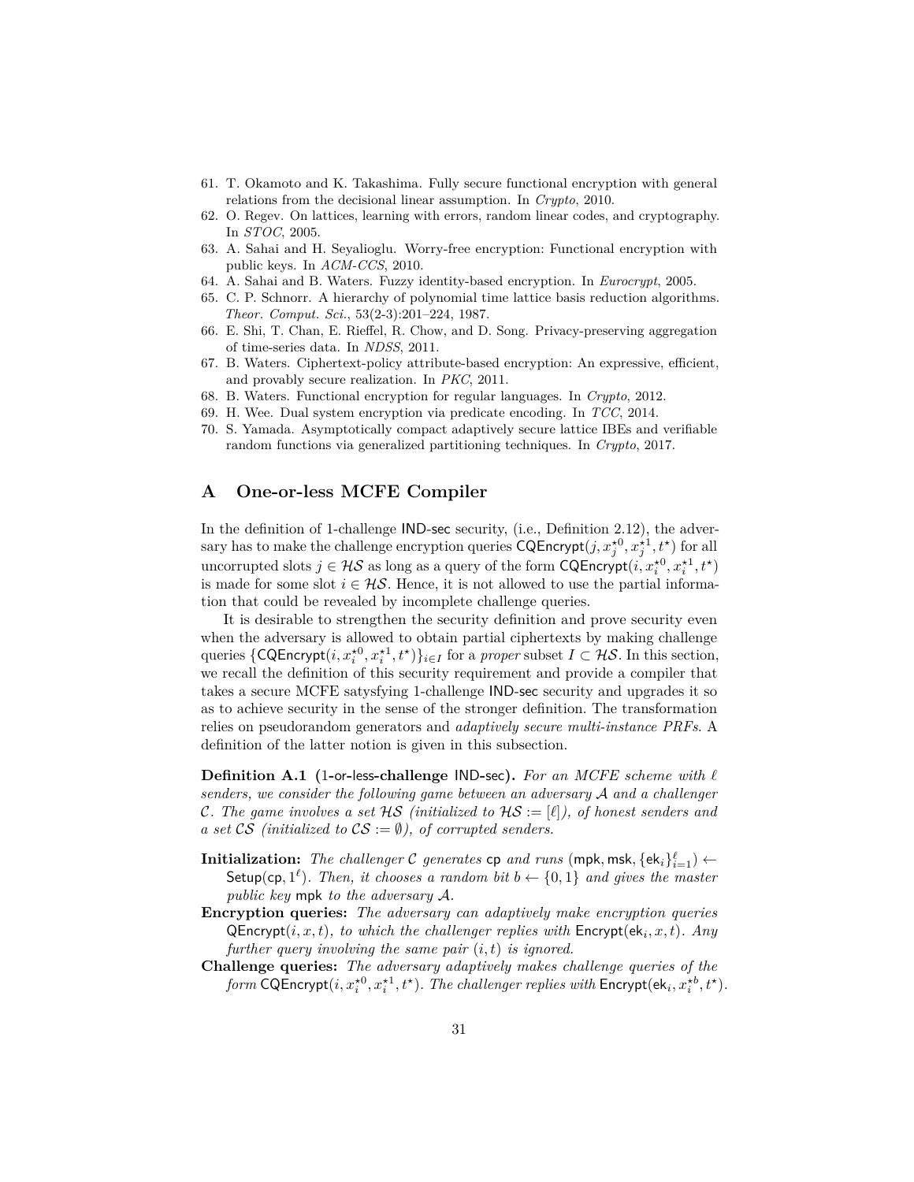61. T. Okamoto and K. Takashima. Fully secure functional encryption with general relations from the decisional linear assumption. In *Crypto*, 2010.
62. O. Regev. On lattices, learning with errors, random linear codes, and cryptography. In *STOC*, 2005.
63. A. Sahai and H. Seyalioglu. Worry-free encryption: Functional encryption with public keys. In *ACM-CCS*, 2010.
64. A. Sahai and B. Waters. Fuzzy identity-based encryption. In *Eurocrypt*, 2005.
65. C. P. Schnorr. A hierarchy of polynomial time lattice basis reduction algorithms. *Theor. Comput. Sci.*, 53(2-3):201–224, 1987.
66. E. Shi, T. Chan, E. Rieffel, R. Chow, and D. Song. Privacy-preserving aggregation of time-series data. In *NDSS*, 2011.
67. B. Waters. Ciphertext-policy attribute-based encryption: An expressive, efficient, and provably secure realization. In *PKC*, 2011.
68. B. Waters. Functional encryption for regular languages. In *Crypto*, 2012.
69. H. Wee. Dual system encryption via predicate encoding. In *TCC*, 2014.
70. S. Yamada. Asymptotically compact adaptively secure lattice IBEs and verifiable random functions via generalized partitioning techniques. In *Crypto*, 2017.

# A One-or-less MCFE Compiler

In the definition of 1-challenge IND-sec security, (i.e., Definition 2.12), the adversary has to make the challenge encryption queries $\mathsf{CQEncrypt}(j, x_j^{\star 0}, x_j^{\star 1}, t^\star)$ for all uncorrupted slots $j \in \mathcal{HS}$ as long as a query of the form $\mathsf{CQEncrypt}(i, x_i^{\star 0}, x_i^{\star 1}, t^\star)$ is made for some slot $i \in \mathcal{HS}$. Hence, it is not allowed to use the partial information that could be revealed by incomplete challenge queries.

It is desirable to strengthen the security definition and prove security even when the adversary is allowed to obtain partial ciphertexts by making challenge queries $\{\mathsf{CQEncrypt}(i, x_i^{\star 0}, x_i^{\star 1}, t^\star)\}_{i \in I}$ for a *proper* subset $I \subset \mathcal{HS}$. In this section, we recall the definition of this security requirement and provide a compiler that takes a secure MCFE satysfying 1-challenge IND-sec security and upgrades it so as to achieve security in the sense of the stronger definition. The transformation relies on pseudorandom generators and *adaptively secure multi-instance PRFs*. A definition of the latter notion is given in this subsection.

**Definition A.1 (1-or-less-challenge IND-sec).** *For an MCFE scheme with $\ell$ senders, we consider the following game between an adversary $\mathcal{A}$ and a challenger $\mathcal{C}$. The game involves a set $\mathcal{HS}$ (initialized to $\mathcal{HS} := [\ell]$), of honest senders and a set $\mathcal{CS}$ (initialized to $\mathcal{CS} := \emptyset$), of corrupted senders.*

**Initialization:** *The challenger $\mathcal{C}$ generates* $\mathsf{cp}$ *and runs* $(\mathsf{mpk}, \mathsf{msk}, \{\mathsf{ek}_i\}_{i=1}^{\ell}) \leftarrow \mathsf{Setup}(\mathsf{cp}, 1^\ell)$. *Then, it chooses a random bit $b \leftarrow \{0, 1\}$ and gives the master public key* $\mathsf{mpk}$ *to the adversary $\mathcal{A}$.*

**Encryption queries:** *The adversary can adaptively make encryption queries* $\mathsf{QEncrypt}(i, x, t)$*, to which the challenger replies with* $\mathsf{Encrypt}(\mathsf{ek}_i, x, t)$*. Any further query involving the same pair $(i, t)$ is ignored.*

**Challenge queries:** *The adversary adaptively makes challenge queries of the form* $\mathsf{CQEncrypt}(i, x_i^{\star 0}, x_i^{\star 1}, t^\star)$*. The challenger replies with* $\mathsf{Encrypt}(\mathsf{ek}_i, x_i^{\star b}, t^\star)$*.*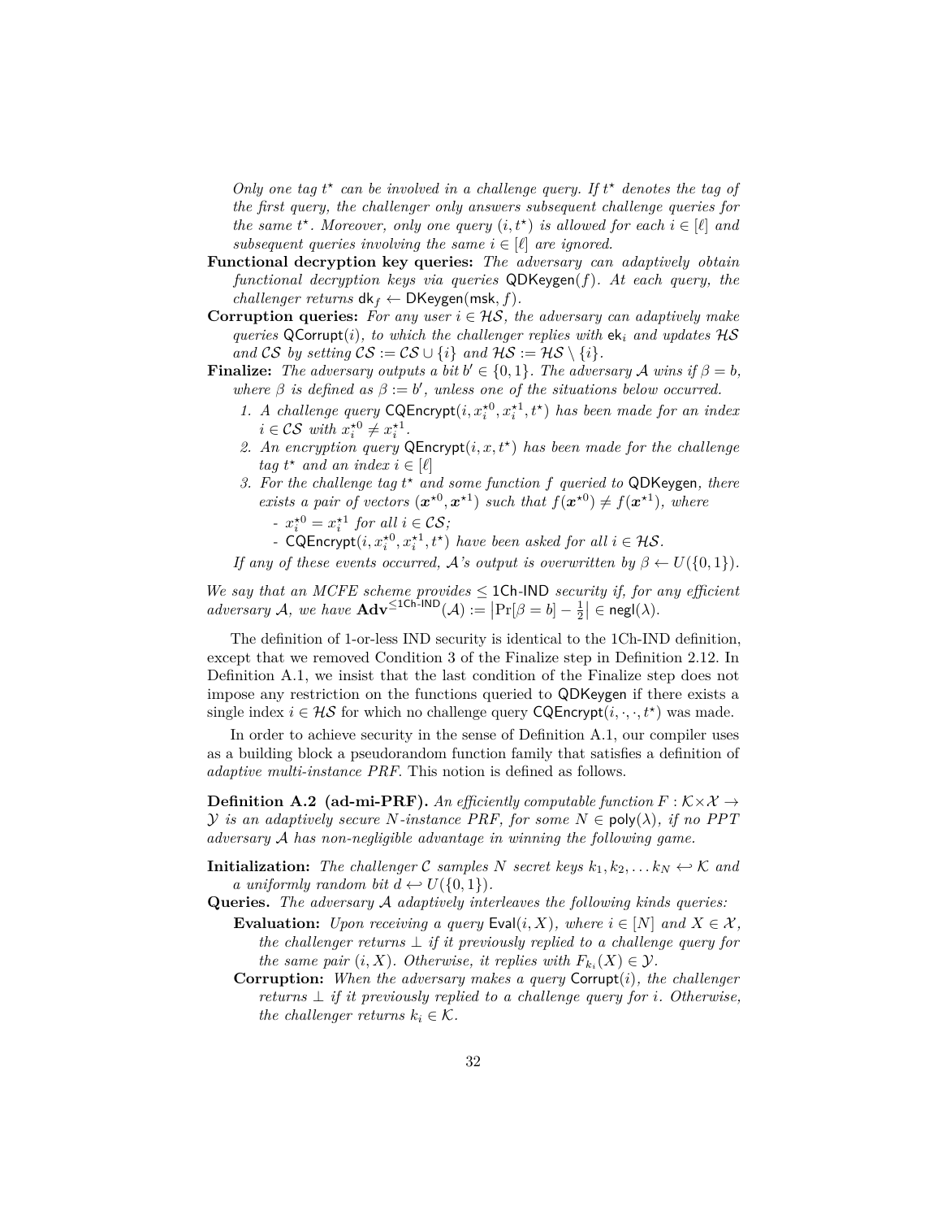*Only one tag $t^\star$ can be involved in a challenge query. If $t^\star$ denotes the tag of the first query, the challenger only answers subsequent challenge queries for the same $t^\star$. Moreover, only one query $(i, t^\star)$ is allowed for each $i \in [\ell]$ and subsequent queries involving the same $i \in [\ell]$ are ignored.*

**Functional decryption key queries:** *The adversary can adaptively obtain functional decryption keys via queries* $\mathsf{QDKeygen}(f)$. *At each query, the challenger returns* $\mathsf{dk}_f \leftarrow \mathsf{DKeygen}(\mathsf{msk}, f)$.

**Corruption queries:** *For any user* $i \in \mathcal{HS}$, *the adversary can adaptively make queries* $\mathsf{QCorrupt}(i)$, *to which the challenger replies with* $\mathsf{ek}_i$ *and updates* $\mathcal{HS}$ *and* $\mathcal{CS}$ *by setting* $\mathcal{CS} := \mathcal{CS} \cup \{i\}$ *and* $\mathcal{HS} := \mathcal{HS} \setminus \{i\}$.

**Finalize:** *The adversary outputs a bit* $b' \in \{0, 1\}$. *The adversary* $\mathcal{A}$ *wins if* $\beta = b$, *where* $\beta$ *is defined as* $\beta := b'$, *unless one of the situations below occurred.*

1. *A challenge query* $\mathsf{CQEncrypt}(i, x_i^{\star 0}, x_i^{\star 1}, t^\star)$ *has been made for an index* $i \in \mathcal{CS}$ *with* $x_i^{\star 0} \neq x_i^{\star 1}$.
2. *An encryption query* $\mathsf{QEncrypt}(i, x, t^\star)$ *has been made for the challenge tag* $t^\star$ *and an index* $i \in [\ell]$
3. *For the challenge tag* $t^\star$ *and some function* $f$ *queried to* $\mathsf{QDKeygen}$, *there exists a pair of vectors* $(\boldsymbol{x}^{\star 0}, \boldsymbol{x}^{\star 1})$ *such that* $f(\boldsymbol{x}^{\star 0}) \neq f(\boldsymbol{x}^{\star 1})$, *where*
   - $x_i^{\star 0} = x_i^{\star 1}$ *for all* $i \in \mathcal{CS}$;
   - $\mathsf{CQEncrypt}(i, x_i^{\star 0}, x_i^{\star 1}, t^\star)$ *have been asked for all* $i \in \mathcal{HS}$.

*If any of these events occurred,* $\mathcal{A}$*'s output is overwritten by* $\beta \leftarrow U(\{0, 1\})$.

*We say that an MCFE scheme provides* $\leq \mathsf{1Ch\text{-}IND}$ *security if, for any efficient adversary* $\mathcal{A}$, *we have* $\mathbf{Adv}^{\leq \mathsf{1Ch\text{-}IND}}(\mathcal{A}) := \left|\Pr[\beta = b] - \frac{1}{2}\right| \in \mathsf{negl}(\lambda)$.

The definition of 1-or-less IND security is identical to the 1Ch-IND definition, except that we removed Condition 3 of the Finalize step in Definition 2.12. In Definition A.1, we insist that the last condition of the Finalize step does not impose any restriction on the functions queried to $\mathsf{QDKeygen}$ if there exists a single index $i \in \mathcal{HS}$ for which no challenge query $\mathsf{CQEncrypt}(i, \cdot, \cdot, t^\star)$ was made.

In order to achieve security in the sense of Definition A.1, our compiler uses as a building block a pseudorandom function family that satisfies a definition of *adaptive multi-instance PRF*. This notion is defined as follows.

**Definition A.2 (ad-mi-PRF).** *An efficiently computable function* $F : \mathcal{K} \times \mathcal{X} \to \mathcal{Y}$ *is an adaptively secure* $N$*-instance PRF, for some* $N \in \mathsf{poly}(\lambda)$, *if no PPT adversary* $\mathcal{A}$ *has non-negligible advantage in winning the following game.*

**Initialization:** *The challenger* $\mathcal{C}$ *samples* $N$ *secret keys* $k_1, k_2, \ldots k_N \hookleftarrow \mathcal{K}$ *and a uniformly random bit* $d \hookleftarrow U(\{0, 1\})$.

**Queries.** *The adversary* $\mathcal{A}$ *adaptively interleaves the following kinds queries:*

**Evaluation:** *Upon receiving a query* $\mathsf{Eval}(i, X)$, *where* $i \in [N]$ *and* $X \in \mathcal{X}$, *the challenger returns* $\perp$ *if it previously replied to a challenge query for the same pair* $(i, X)$. *Otherwise, it replies with* $F_{k_i}(X) \in \mathcal{Y}$.

**Corruption:** *When the adversary makes a query* $\mathsf{Corrupt}(i)$, *the challenger returns* $\perp$ *if it previously replied to a challenge query for* $i$. *Otherwise, the challenger returns* $k_i \in \mathcal{K}$.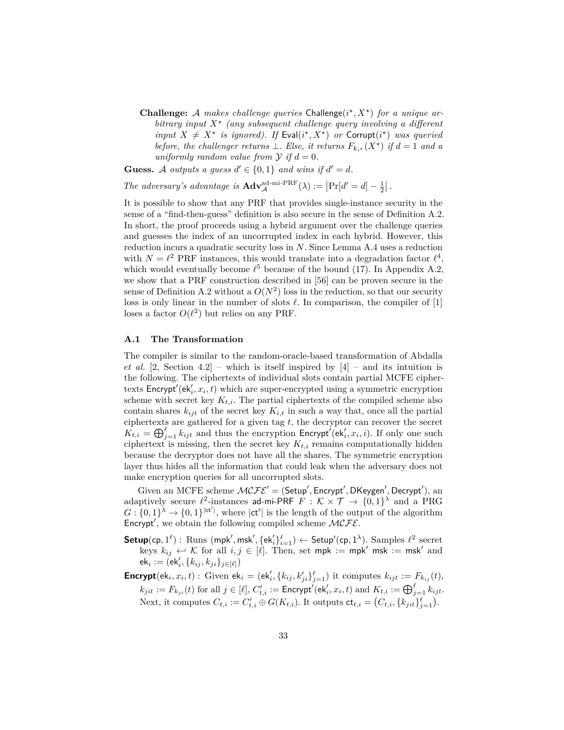**Challenge:** $\mathcal{A}$ *makes challenge queries* $\mathsf{Challenge}(i^\star, X^\star)$ *for a unique arbitrary input* $X^\star$ *(any subsequent challenge query involving a different input* $X \neq X^\star$ *is ignored). If* $\mathsf{Eval}(i^\star, X^\star)$ *or* $\mathsf{Corrupt}(i^\star)$ *was queried before, the challenger returns* $\perp$*. Else, it returns* $F_{k_{i^\star}}(X^\star)$ *if* $d = 1$ *and a uniformly random value from* $\mathcal{Y}$ *if* $d = 0$*.*

**Guess.** $\mathcal{A}$ *outputs a guess* $d' \in \{0,1\}$ *and wins if* $d' = d$*.*

*The adversary's advantage is* $\mathbf{Adv}_{\mathcal{A}}^{\text{ad-mi-PRF}}(\lambda) := \left|\Pr[d' = d] - \frac{1}{2}\right|$*.*

It is possible to show that any PRF that provides single-instance security in the sense of a "find-then-guess" definition is also secure in the sense of Definition A.2. In short, the proof proceeds using a hybrid argument over the challenge queries and guesses the index of an uncorrupted index in each hybrid. However, this reduction incurs a quadratic security loss in $N$. Since Lemma A.4 uses a reduction with $N = \ell^2$ PRF instances, this would translate into a degradation factor $\ell^4$, which would eventually become $\ell^5$ because of the bound (17). In Appendix A.2, we show that a PRF construction described in [56] can be proven secure in the sense of Definition A.2 without a $O(N^2)$ loss in the reduction, so that our security loss is only linear in the number of slots $\ell$. In comparison, the compiler of [1] loses a factor $O(\ell^2)$ but relies on any PRF.

### A.1 The Transformation

The compiler is similar to the random-oracle-based transformation of Abdalla *et al.* [2, Section 4.2] – which is itself inspired by [4] – and its intuition is the following. The ciphertexts of individual slots contain partial MCFE ciphertexts $\mathsf{Encrypt}'(\mathsf{ek}'_i, x_i, t)$ which are super-encrypted using a symmetric encryption scheme with secret key $K_{t,i}$. The partial ciphertexts of the compiled scheme also contain shares $k_{ijt}$ of the secret key $K_{i,t}$ in such a way that, once all the partial ciphertexts are gathered for a given tag $t$, the decryptor can recover the secret $K_{t,i} = \bigoplus_{j=1}^{\ell} k_{ijt}$ and thus the encryption $\mathsf{Encrypt}'(\mathsf{ek}'_i, x_i, i)$. If only one such ciphertext is missing, then the secret key $K_{t,i}$ remains computationally hidden because the decryptor does not have all the shares. The symmetric encryption layer thus hides all the information that could leak when the adversary does not make encryption queries for all uncorrupted slots.

Given an MCFE scheme $\mathcal{MCFE}' = (\mathsf{Setup}', \mathsf{Encrypt}', \mathsf{DKeygen}', \mathsf{Decrypt}')$, an adaptively secure $\ell^2$-instances $\mathsf{ad\text{-}mi\text{-}PRF}$ $F : \mathcal{K} \times \mathcal{T} \rightarrow \{0,1\}^\lambda$ and a PRG $G : \{0,1\}^\lambda \rightarrow \{0,1\}^{|\mathsf{ct}'|}$, where $|\mathsf{ct}'|$ is the length of the output of the algorithm $\mathsf{Encrypt}'$, we obtain the following compiled scheme $\mathcal{MCFE}$.

**$\mathsf{Setup}(\mathsf{cp}, 1^\ell)$ :** Runs $(\mathsf{mpk}', \mathsf{msk}', \{\mathsf{ek}'_i\}_{i=1}^{\ell}) \leftarrow \mathsf{Setup}'(\mathsf{cp}, 1^\lambda)$. Samples $\ell^2$ secret keys $k_{ij} \hookleftarrow \mathcal{K}$ for all $i, j \in [\ell]$. Then, set $\mathsf{mpk} := \mathsf{mpk}'$ $\mathsf{msk} := \mathsf{msk}'$ and $\mathsf{ek}_i := (\mathsf{ek}'_i, \{k_{ij}, k_{ji}\}_{j \in [\ell]})$

**$\mathsf{Encrypt}(\mathsf{ek}_i, x_i, t)$ :** Given $\mathsf{ek}_i = (\mathsf{ek}'_i, \{k_{ij}, k'_{ji}\}_{j=1}^{\ell})$ it computes $k_{ijt} := F_{k_{ij}}(t)$, $k_{jit} := F_{k_{ji}}(t)$ for all $j \in [\ell]$, $C'_{t,i} := \mathsf{Encrypt}'(\mathsf{ek}'_i, x_i, t)$ and $K_{t,i} := \bigoplus_{j=1}^{\ell} k_{ijt}$. Next, it computes $C_{t,i} := C'_{t,i} \oplus G(K_{t,i})$. It outputs $\mathsf{ct}_{t,i} = \left(C_{t,i}, \{k_{jit}\}_{j=1}^{\ell}\right)$.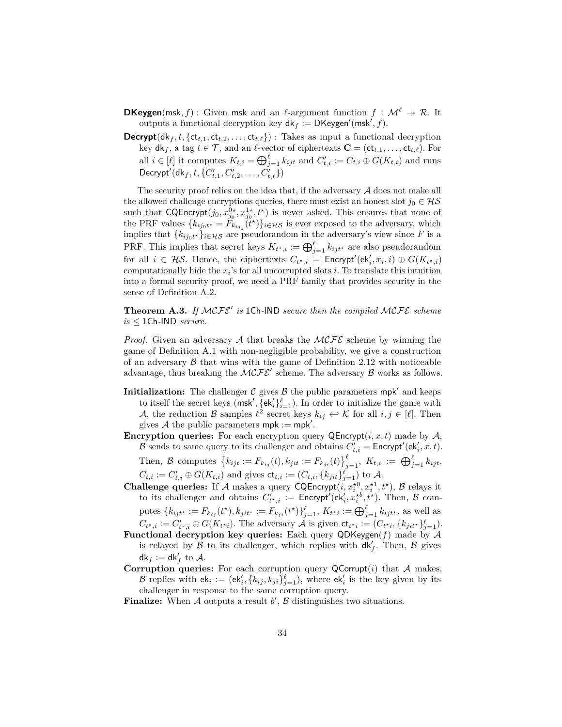**DKeygen**$(\mathsf{msk}, f)$ : Given $\mathsf{msk}$ and an $\ell$-argument function $f : \mathcal{M}^\ell \to \mathcal{R}$. It outputs a functional decryption key $\mathsf{dk}_f := \mathsf{DKeygen}'(\mathsf{msk}', f)$.

**Decrypt**$(\mathsf{dk}_f, t, \{\mathsf{ct}_{t,1}, \mathsf{ct}_{t,2}, \ldots, \mathsf{ct}_{t,\ell}\})$ : Takes as input a functional decryption key $\mathsf{dk}_f$, a tag $t \in \mathcal{T}$, and an $\ell$-vector of ciphertexts $\mathbf{C} = (\mathsf{ct}_{t,1}, \ldots, \mathsf{ct}_{t,\ell})$. For all $i \in [\ell]$ it computes $K_{t,i} = \bigoplus_{j=1}^{\ell} k_{ijt}$ and $C'_{t,i} := C_{t,i} \oplus G(K_{t,i})$ and runs $\mathsf{Decrypt}'(\mathsf{dk}_f, t, \{C'_{t,1}, C'_{t,2}, \ldots, C'_{t,\ell}\})$

The security proof relies on the idea that, if the adversary $\mathcal{A}$ does not make all the allowed challenge encryptions queries, there must exist an honest slot $j_0 \in \mathcal{HS}$ such that $\mathsf{CQEncrypt}(j_0, x_{j_0}^{0\star}, x_{j_0}^{1\star}, t^\star)$ is never asked. This ensures that none of the PRF values $\{k_{ij_0t^\star} = F_{k_{ij_0}}(t^\star)\}_{i \in \mathcal{HS}}$ is ever exposed to the adversary, which implies that $\{k_{ij_0t^\star}\}_{i\in\mathcal{HS}}$ are pseudorandom in the adversary's view since $F$ is a PRF. This implies that secret keys $K_{t^\star,i} := \bigoplus_{j=1}^{\ell} k_{ijt^\star}$ are also pseudorandom for all $i \in \mathcal{HS}$. Hence, the ciphertexts $C_{t^\star,i} = \mathsf{Encrypt}'(\mathsf{ek}'_i, x_i, i) \oplus G(K_{t^\star,i})$ computationally hide the $x_i$'s for all uncorrupted slots $i$. To translate this intuition into a formal security proof, we need a PRF family that provides security in the sense of Definition A.2.

**Theorem A.3.** *If $\mathcal{MCFE}'$ is* 1Ch-IND *secure then the compiled $\mathcal{MCFE}$ scheme is* $\leq$ 1Ch-IND *secure.*

*Proof.* Given an adversary $\mathcal{A}$ that breaks the $\mathcal{MCFE}$ scheme by winning the game of Definition A.1 with non-negligible probability, we give a construction of an adversary $\mathcal{B}$ that wins with the game of Definition 2.12 with noticeable advantage, thus breaking the $\mathcal{MCFE}'$ scheme. The adversary $\mathcal{B}$ works as follows.

**Initialization:** The challenger $\mathcal{C}$ gives $\mathcal{B}$ the public parameters $\mathsf{mpk}'$ and keeps to itself the secret keys $(\mathsf{msk}', \{\mathsf{ek}'_i\}_{i=1}^{\ell})$. In order to initialize the game with $\mathcal{A}$, the reduction $\mathcal{B}$ samples $\ell^2$ secret keys $k_{ij} \hookleftarrow \mathcal{K}$ for all $i, j \in [\ell]$. Then gives $\mathcal{A}$ the public parameters $\mathsf{mpk} := \mathsf{mpk}'$.

**Encryption queries:** For each encryption query $\mathsf{QEncrypt}(i, x, t)$ made by $\mathcal{A}$, $\mathcal{B}$ sends to same query to its challenger and obtains $C'_{t,i} = \mathsf{Encrypt}'(\mathsf{ek}'_i, x, t)$. Then, $\mathcal{B}$ computes $\left\{k_{ijt} := F_{k_{ij}}(t), k_{jit} := F_{k_{ji}}(t)\right\}_{j=1}^{\ell}$, $K_{t,i} := \bigoplus_{j=1}^{\ell} k_{ijt}$, $C_{t,i} := C'_{t,i} \oplus G(K_{t,i})$ and gives $\mathsf{ct}_{t,i} := (C_{t,i}, \{k_{jit}\}_{j=1}^{\ell})$ to $\mathcal{A}$.

**Challenge queries:** If $\mathcal{A}$ makes a query $\mathsf{CQEncrypt}(i, x_i^{\star 0}, x_i^{\star 1}, t^\star)$, $\mathcal{B}$ relays it to its challenger and obtains $C'_{t^\star,i} := \mathsf{Encrypt}'(\mathsf{ek}'_i, x_i^{\star b}, t^\star)$. Then, $\mathcal{B}$ computes $\{k_{ijt^\star} := F_{k_{ij}}(t^\star), k_{jit^\star} := F_{k_{ji}}(t^\star)\}_{j=1}^{\ell}$, $K_{t^\star i} := \bigoplus_{j=1}^{\ell} k_{ijt^\star}$, as well as $C_{t^\star,i} := C'_{t^\star,i} \oplus G(K_{t^\star i})$. The adversary $\mathcal{A}$ is given $\mathsf{ct}_{t^\star i} := (C_{t^\star i}, \{k_{jit^\star}\}_{j=1}^{\ell})$.

**Functional decryption key queries:** Each query $\mathsf{QDKeygen}(f)$ made by $\mathcal{A}$ is relayed by $\mathcal{B}$ to its challenger, which replies with $\mathsf{dk}'_f$. Then, $\mathcal{B}$ gives $\mathsf{dk}_f := \mathsf{dk}'_f$ to $\mathcal{A}$.

**Corruption queries:** For each corruption query $\mathsf{QCorrupt}(i)$ that $\mathcal{A}$ makes, $\mathcal{B}$ replies with $\mathsf{ek}_i := (\mathsf{ek}'_i, \{k_{ij}, k_{ji}\}_{j=1}^{\ell})$, where $\mathsf{ek}'_i$ is the key given by its challenger in response to the same corruption query.

**Finalize:** When $\mathcal{A}$ outputs a result $b'$, $\mathcal{B}$ distinguishes two situations.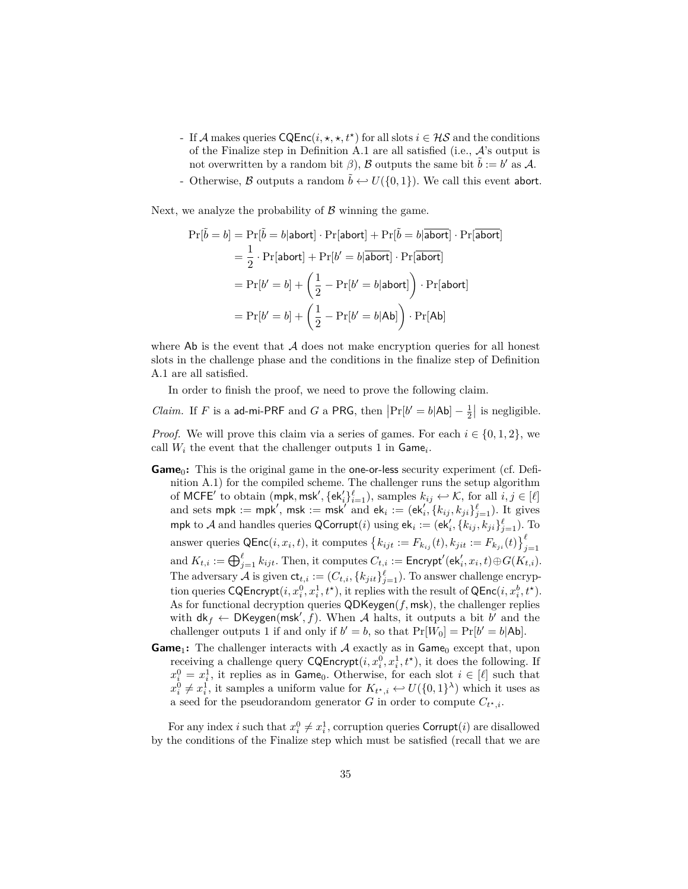- If $\mathcal{A}$ makes queries $\mathsf{CQEnc}(i, \star, \star, t^\star)$ for all slots $i \in \mathcal{HS}$ and the conditions of the Finalize step in Definition A.1 are all satisfied (i.e., $\mathcal{A}$'s output is not overwritten by a random bit $\beta$), $\mathcal{B}$ outputs the same bit $\tilde{b} := b'$ as $\mathcal{A}$.
- Otherwise, $\mathcal{B}$ outputs a random $\tilde{b} \hookleftarrow U(\{0,1\})$. We call this event $\mathsf{abort}$.

Next, we analyze the probability of $\mathcal{B}$ winning the game.

$$
\begin{aligned}
\Pr[\tilde{b} = b] &= \Pr[\tilde{b} = b|\mathsf{abort}] \cdot \Pr[\mathsf{abort}] + \Pr[\tilde{b} = b|\overline{\mathsf{abort}}] \cdot \Pr[\overline{\mathsf{abort}}] \\
&= \frac{1}{2} \cdot \Pr[\mathsf{abort}] + \Pr[b' = b|\overline{\mathsf{abort}}] \cdot \Pr[\overline{\mathsf{abort}}] \\
&= \Pr[b' = b] + \left(\frac{1}{2} - \Pr[b' = b|\mathsf{abort}]\right) \cdot \Pr[\mathsf{abort}] \\
&= \Pr[b' = b] + \left(\frac{1}{2} - \Pr[b' = b|\mathsf{Ab}]\right) \cdot \Pr[\mathsf{Ab}]
\end{aligned}
$$

where $\mathsf{Ab}$ is the event that $\mathcal{A}$ does not make encryption queries for all honest slots in the challenge phase and the conditions in the finalize step of Definition A.1 are all satisfied.

In order to finish the proof, we need to prove the following claim.

*Claim.* If $F$ is a $\mathsf{ad\text{-}mi\text{-}PRF}$ and $G$ a $\mathsf{PRG}$, then $\left|\Pr[b' = b|\mathsf{Ab}] - \frac{1}{2}\right|$ is negligible.

*Proof.* We will prove this claim via a series of games. For each $i \in \{0,1,2\}$, we call $W_i$ the event that the challenger outputs 1 in $\mathsf{Game}_i$.

**$\mathsf{Game}_0$:** This is the original game in the one-or-less security experiment (cf. Definition A.1) for the compiled scheme. The challenger runs the setup algorithm of $\mathsf{MCFE}'$ to obtain $(\mathsf{mpk}, \mathsf{msk}', \{\mathsf{ek}'_i\}_{i=1}^{\ell})$, samples $k_{ij} \hookleftarrow \mathcal{K}$, for all $i, j \in [\ell]$ and sets $\mathsf{mpk} := \mathsf{mpk}'$, $\mathsf{msk} := \mathsf{msk}'$ and $\mathsf{ek}_i := (\mathsf{ek}'_i, \{k_{ij}, k_{ji}\}_{j=1}^{\ell})$. It gives $\mathsf{mpk}$ to $\mathcal{A}$ and handles queries $\mathsf{QCorrupt}(i)$ using $\mathsf{ek}_i := (\mathsf{ek}'_i, \{k_{ij}, k_{ji}\}_{j=1}^{\ell})$. To answer queries $\mathsf{QEnc}(i, x_i, t)$, it computes $\left\{k_{ijt} := F_{k_{ij}}(t), k_{jit} := F_{k_{ji}}(t)\right\}_{j=1}^{\ell}$ and $K_{t,i} := \bigoplus_{j=1}^{\ell} k_{ijt}$. Then, it computes $C_{t,i} := \mathsf{Encrypt}'(\mathsf{ek}'_i, x_i, t) \oplus G(K_{t,i})$. The adversary $\mathcal{A}$ is given $\mathsf{ct}_{t,i} := (C_{t,i}, \{k_{jit}\}_{j=1}^{\ell})$. To answer challenge encryption queries $\mathsf{CQEncrypt}(i, x_i^0, x_i^1, t^\star)$, it replies with the result of $\mathsf{QEnc}(i, x_i^b, t^\star)$. As for functional decryption queries $\mathsf{QDKeygen}(f, \mathsf{msk})$, the challenger replies with $\mathsf{dk}_f \leftarrow \mathsf{DKeygen}(\mathsf{msk}', f)$. When $\mathcal{A}$ halts, it outputs a bit $b'$ and the challenger outputs 1 if and only if $b' = b$, so that $\Pr[W_0] = \Pr[b' = b|\mathsf{Ab}]$.

**$\mathsf{Game}_1$:** The challenger interacts with $\mathcal{A}$ exactly as in $\mathsf{Game}_0$ except that, upon receiving a challenge query $\mathsf{CQEncrypt}(i, x_i^0, x_i^1, t^\star)$, it does the following. If $x_i^0 = x_i^1$, it replies as in $\mathsf{Game}_0$. Otherwise, for each slot $i \in [\ell]$ such that $x_i^0 \neq x_i^1$, it samples a uniform value for $K_{t^\star,i} \hookleftarrow U(\{0,1\}^\lambda)$ which it uses as a seed for the pseudorandom generator $G$ in order to compute $C_{t^\star,i}$.

For any index $i$ such that $x_i^0 \neq x_i^1$, corruption queries $\mathsf{Corrupt}(i)$ are disallowed by the conditions of the Finalize step which must be satisfied (recall that we are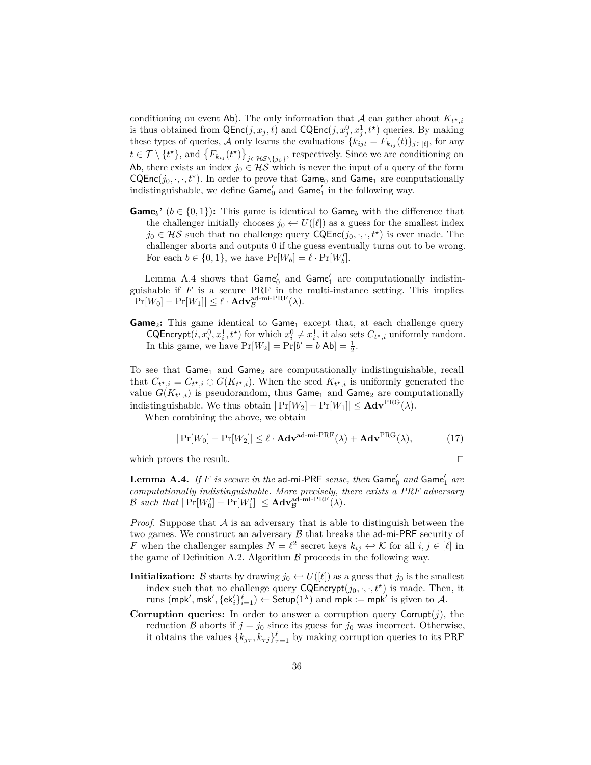conditioning on event $\mathsf{Ab}$). The only information that $\mathcal{A}$ can gather about $K_{t^\star,i}$ is thus obtained from $\mathsf{QEnc}(j, x_j, t)$ and $\mathsf{CQEnc}(j, x_j^0, x_j^1, t^\star)$ queries. By making these types of queries, $\mathcal{A}$ only learns the evaluations $\{k_{ijt} = F_{k_{ij}}(t)\}_{j \in [\ell]}$, for any $t \in \mathcal{T} \setminus \{t^\star\}$, and $\left\{F_{k_{ij}}(t^\star)\right\}_{j \in \mathcal{HS} \setminus \{j_0\}}$, respectively. Since we are conditioning on $\mathsf{Ab}$, there exists an index $j_0 \in \mathcal{HS}$ which is never the input of a query of the form $\mathsf{CQEnc}(j_0, \cdot, \cdot, t^\star)$. In order to prove that $\mathsf{Game}_0$ and $\mathsf{Game}_1$ are computationally indistinguishable, we define $\mathsf{Game}_0'$ and $\mathsf{Game}_1'$ in the following way.

**Game$_b$' ($b \in \{0,1\}$):** This game is identical to $\mathsf{Game}_b$ with the difference that the challenger initially chooses $j_0 \hookleftarrow U([\ell])$ as a guess for the smallest index $j_0 \in \mathcal{HS}$ such that no challenge query $\mathsf{CQEnc}(j_0, \cdot, \cdot, t^\star)$ is ever made. The challenger aborts and outputs 0 if the guess eventually turns out to be wrong. For each $b \in \{0,1\}$, we have $\Pr[W_b] = \ell \cdot \Pr[W_b']$.

Lemma A.4 shows that $\mathsf{Game}_0'$ and $\mathsf{Game}_1'$ are computationally indistinguishable if $F$ is a secure PRF in the multi-instance setting. This implies $|\Pr[W_0] - \Pr[W_1]| \leq \ell \cdot \mathbf{Adv}_{\mathcal{B}}^{\text{ad-mi-PRF}}(\lambda)$.

**Game$_2$:** This game identical to $\mathsf{Game}_1$ except that, at each challenge query $\mathsf{CQEncrypt}(i, x_i^0, x_i^1, t^\star)$ for which $x_i^0 \neq x_i^1$, it also sets $C_{t^\star,i}$ uniformly random. In this game, we have $\Pr[W_2] = \Pr[b' = b | \mathsf{Ab}] = \frac{1}{2}$.

To see that $\mathsf{Game}_1$ and $\mathsf{Game}_2$ are computationally indistinguishable, recall that $C_{t^\star,i} = C_{t^\star,i} \oplus G(K_{t^\star,i})$. When the seed $K_{t^\star,i}$ is uniformly generated the value $G(K_{t^\star,i})$ is pseudorandom, thus $\mathsf{Game}_1$ and $\mathsf{Game}_2$ are computationally indistinguishable. We thus obtain $|\Pr[W_2] - \Pr[W_1]| \leq \mathbf{Adv}^{\text{PRG}}(\lambda)$.

When combining the above, we obtain

$$|\Pr[W_0] - \Pr[W_2]| \leq \ell \cdot \mathbf{Adv}^{\text{ad-mi-PRF}}(\lambda) + \mathbf{Adv}^{\text{PRG}}(\lambda), \tag{17}$$

which proves the result. ◻

**Lemma A.4.** *If $F$ is secure in the* ad-mi-PRF *sense, then* $\mathsf{Game}_0'$ *and* $\mathsf{Game}_1'$ *are computationally indistinguishable. More precisely, there exists a PRF adversary $\mathcal{B}$ such that* $|\Pr[W_0'] - \Pr[W_1']| \leq \mathbf{Adv}_{\mathcal{B}}^{\text{ad-mi-PRF}}(\lambda)$.

*Proof.* Suppose that $\mathcal{A}$ is an adversary that is able to distinguish between the two games. We construct an adversary $\mathcal{B}$ that breaks the ad-mi-PRF security of $F$ when the challenger samples $N = \ell^2$ secret keys $k_{ij} \hookleftarrow \mathcal{K}$ for all $i, j \in [\ell]$ in the game of Definition A.2. Algorithm $\mathcal{B}$ proceeds in the following way.

**Initialization:** $\mathcal{B}$ starts by drawing $j_0 \hookleftarrow U([\ell])$ as a guess that $j_0$ is the smallest index such that no challenge query $\mathsf{CQEncrypt}(j_0, \cdot, \cdot, t^\star)$ is made. Then, it runs $(\mathsf{mpk}', \mathsf{msk}', \{\mathsf{ek}_i'\}_{i=1}^{\ell}) \leftarrow \mathsf{Setup}(1^\lambda)$ and $\mathsf{mpk} := \mathsf{mpk}'$ is given to $\mathcal{A}$.

**Corruption queries:** In order to answer a corruption query $\mathsf{Corrupt}(j)$, the reduction $\mathcal{B}$ aborts if $j = j_0$ since its guess for $j_0$ was incorrect. Otherwise, it obtains the values $\{k_{j\tau}, k_{\tau j}\}_{\tau=1}^{\ell}$ by making corruption queries to its PRF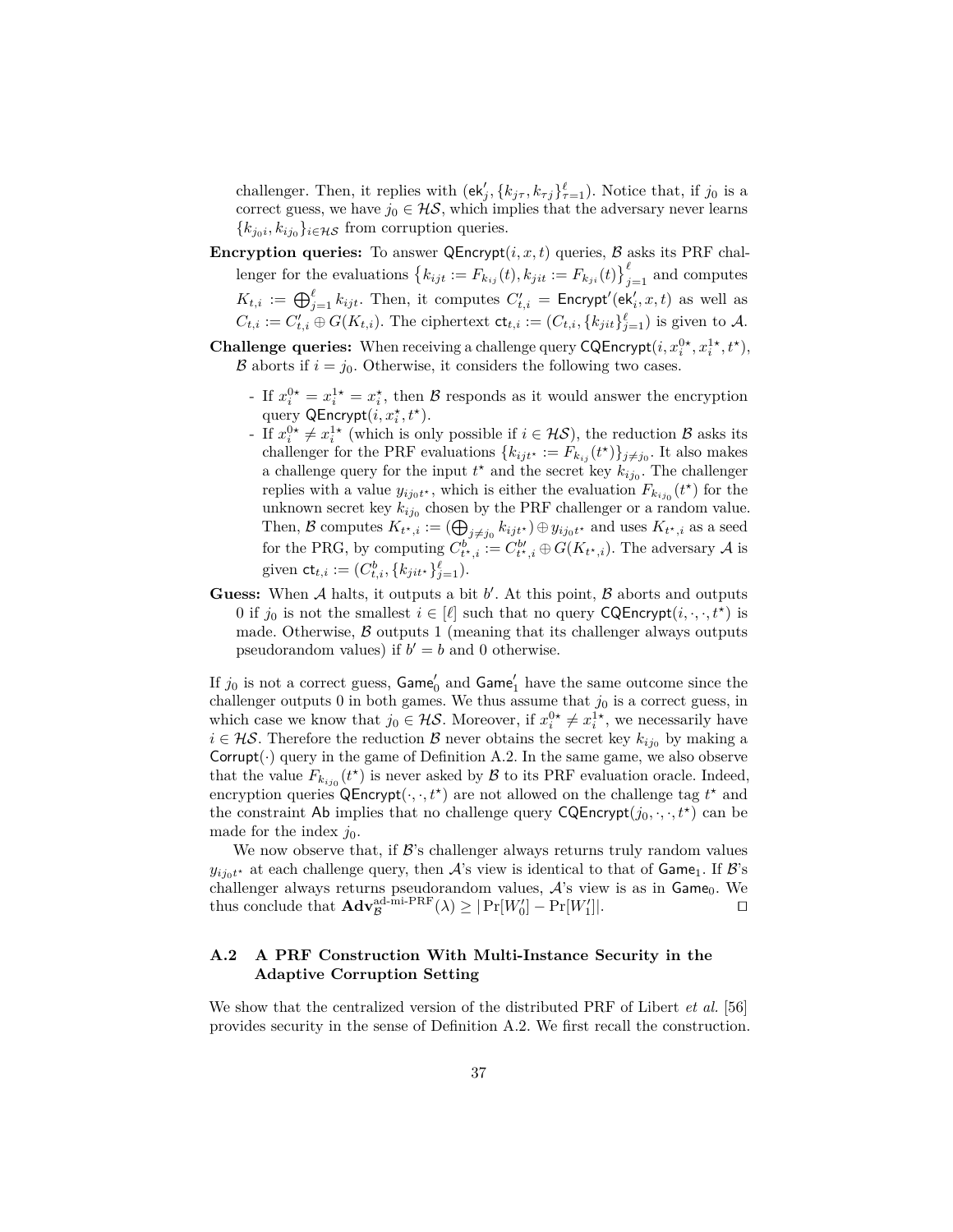challenger. Then, it replies with $(\mathsf{ek}'_j, \{k_{j\tau}, k_{\tau j}\}_{\tau=1}^{\ell})$. Notice that, if $j_0$ is a correct guess, we have $j_0 \in \mathcal{HS}$, which implies that the adversary never learns $\{k_{j_0 i}, k_{i j_0}\}_{i \in \mathcal{HS}}$ from corruption queries.

**Encryption queries:** To answer $\mathsf{QEncrypt}(i, x, t)$ queries, $\mathcal{B}$ asks its PRF challenger for the evaluations $\left\{k_{ijt} := F_{k_{ij}}(t), k_{jit} := F_{k_{ji}}(t)\right\}_{j=1}^{\ell}$ and computes $K_{t,i} := \bigoplus_{j=1}^{\ell} k_{ijt}$. Then, it computes $C'_{t,i} = \mathsf{Encrypt}'(\mathsf{ek}'_i, x, t)$ as well as $C_{t,i} := C'_{t,i} \oplus G(K_{t,i})$. The ciphertext $\mathsf{ct}_{t,i} := (C_{t,i}, \{k_{jit}\}_{j=1}^{\ell})$ is given to $\mathcal{A}$.

**Challenge queries:** When receiving a challenge query $\mathsf{CQEncrypt}(i, x_i^{0\star}, x_i^{1\star}, t^\star)$, $\mathcal{B}$ aborts if $i = j_0$. Otherwise, it considers the following two cases.

- If $x_i^{0\star} = x_i^{1\star} = x_i^\star$, then $\mathcal{B}$ responds as it would answer the encryption query $\mathsf{QEncrypt}(i, x_i^\star, t^\star)$.
- If $x_i^{0\star} \neq x_i^{1\star}$ (which is only possible if $i \in \mathcal{HS}$), the reduction $\mathcal{B}$ asks its challenger for the PRF evaluations $\{k_{ijt^\star} := F_{k_{ij}}(t^\star)\}_{j \neq j_0}$. It also makes a challenge query for the input $t^\star$ and the secret key $k_{ij_0}$. The challenger replies with a value $y_{ij_0 t^\star}$, which is either the evaluation $F_{k_{ij_0}}(t^\star)$ for the unknown secret key $k_{ij_0}$ chosen by the PRF challenger or a random value. Then, $\mathcal{B}$ computes $K_{t^\star,i} := (\bigoplus_{j \neq j_0} k_{ijt^\star}) \oplus y_{ij_0 t^\star}$ and uses $K_{t^\star,i}$ as a seed for the PRG, by computing $C^b_{t^\star,i} := C^{b\prime}_{t^\star,i} \oplus G(K_{t^\star,i})$. The adversary $\mathcal{A}$ is given $\mathsf{ct}_{t,i} := (C^b_{t,i}, \{k_{jit^\star}\}_{j=1}^{\ell})$.

**Guess:** When $\mathcal{A}$ halts, it outputs a bit $b'$. At this point, $\mathcal{B}$ aborts and outputs 0 if $j_0$ is not the smallest $i \in [\ell]$ such that no query $\mathsf{CQEncrypt}(i, \cdot, \cdot, t^\star)$ is made. Otherwise, $\mathcal{B}$ outputs 1 (meaning that its challenger always outputs pseudorandom values) if $b' = b$ and 0 otherwise.

If $j_0$ is not a correct guess, $\mathsf{Game}'_0$ and $\mathsf{Game}'_1$ have the same outcome since the challenger outputs 0 in both games. We thus assume that $j_0$ is a correct guess, in which case we know that $j_0 \in \mathcal{HS}$. Moreover, if $x_i^{0\star} \neq x_i^{1\star}$, we necessarily have $i \in \mathcal{HS}$. Therefore the reduction $\mathcal{B}$ never obtains the secret key $k_{ij_0}$ by making a $\mathsf{Corrupt}(\cdot)$ query in the game of Definition A.2. In the same game, we also observe that the value $F_{k_{ij_0}}(t^\star)$ is never asked by $\mathcal{B}$ to its PRF evaluation oracle. Indeed, encryption queries $\mathsf{QEncrypt}(\cdot, \cdot, t^\star)$ are not allowed on the challenge tag $t^\star$ and the constraint $\mathsf{Ab}$ implies that no challenge query $\mathsf{CQEncrypt}(j_0, \cdot, \cdot, t^\star)$ can be made for the index $j_0$.

We now observe that, if $\mathcal{B}$'s challenger always returns truly random values $y_{ij_0 t^\star}$ at each challenge query, then $\mathcal{A}$'s view is identical to that of $\mathsf{Game}_1$. If $\mathcal{B}$'s challenger always returns pseudorandom values, $\mathcal{A}$'s view is as in $\mathsf{Game}_0$. We thus conclude that $\mathbf{Adv}_{\mathcal{B}}^{\text{ad-mi-PRF}}(\lambda) \geq |\Pr[W'_0] - \Pr[W'_1]|$. ◻

### A.2 A PRF Construction With Multi-Instance Security in the Adaptive Corruption Setting

We show that the centralized version of the distributed PRF of Libert *et al.* [56] provides security in the sense of Definition A.2. We first recall the construction.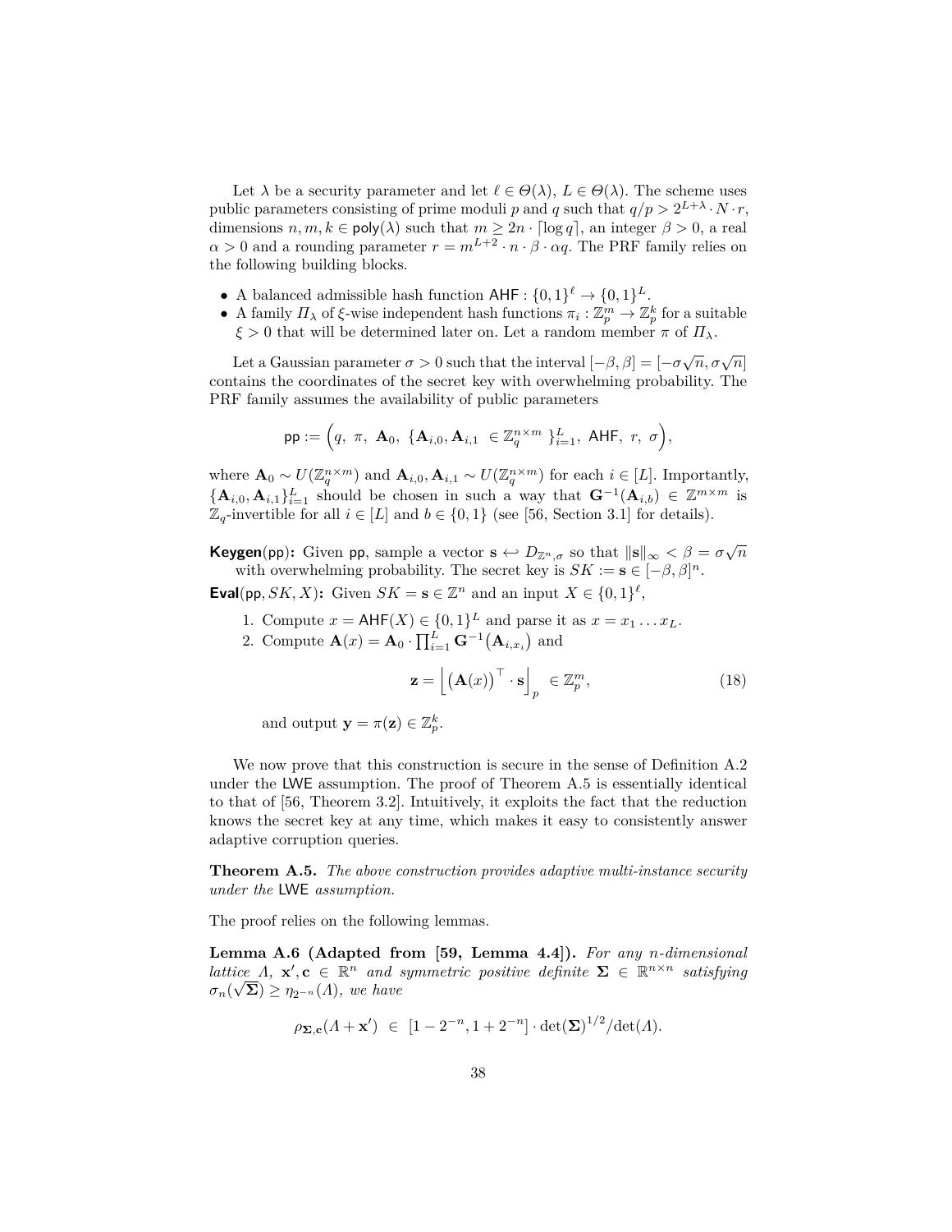Let $\lambda$ be a security parameter and let $\ell \in \Theta(\lambda)$, $L \in \Theta(\lambda)$. The scheme uses public parameters consisting of prime moduli $p$ and $q$ such that $q/p > 2^{L+\lambda} \cdot N \cdot r$, dimensions $n, m, k \in \mathsf{poly}(\lambda)$ such that $m \geq 2n \cdot \lceil \log q \rceil$, an integer $\beta > 0$, a real $\alpha > 0$ and a rounding parameter $r = m^{L+2} \cdot n \cdot \beta \cdot \alpha q$. The PRF family relies on the following building blocks.

- A balanced admissible hash function $\mathsf{AHF} : \{0,1\}^\ell \to \{0,1\}^L$.
- A family $\Pi_\lambda$ of $\xi$-wise independent hash functions $\pi_i : \mathbb{Z}_p^m \to \mathbb{Z}_p^k$ for a suitable $\xi > 0$ that will be determined later on. Let a random member $\pi$ of $\Pi_\lambda$.

Let a Gaussian parameter $\sigma > 0$ such that the interval $[-\beta, \beta] = [-\sigma\sqrt{n}, \sigma\sqrt{n}]$ contains the coordinates of the secret key with overwhelming probability. The PRF family assumes the availability of public parameters

$$\mathsf{pp} := \Big(q,\ \pi,\ \mathbf{A}_0,\ \{\mathbf{A}_{i,0}, \mathbf{A}_{i,1}\ \in \mathbb{Z}_q^{n \times m}\ \}_{i=1}^L,\ \mathsf{AHF},\ r,\ \sigma\Big),$$

where $\mathbf{A}_0 \sim U(\mathbb{Z}_q^{n \times m})$ and $\mathbf{A}_{i,0}, \mathbf{A}_{i,1} \sim U(\mathbb{Z}_q^{n \times m})$ for each $i \in [L]$. Importantly, $\{\mathbf{A}_{i,0}, \mathbf{A}_{i,1}\}_{i=1}^L$ should be chosen in such a way that $\mathbf{G}^{-1}(\mathbf{A}_{i,b}) \in \mathbb{Z}^{m \times m}$ is $\mathbb{Z}_q$-invertible for all $i \in [L]$ and $b \in \{0,1\}$ (see [56, Section 3.1] for details).

**Keygen(pp):** Given pp, sample a vector $\mathbf{s} \hookleftarrow D_{\mathbb{Z}^n,\sigma}$ so that $\|\mathbf{s}\|_\infty < \beta = \sigma\sqrt{n}$ with overwhelming probability. The secret key is $SK := \mathbf{s} \in [-\beta, \beta]^n$.

**Eval(pp, $SK$, $X$):** Given $SK = \mathbf{s} \in \mathbb{Z}^n$ and an input $X \in \{0,1\}^\ell$,

1. Compute $x = \mathsf{AHF}(X) \in \{0,1\}^L$ and parse it as $x = x_1 \dots x_L$.
2. Compute $\mathbf{A}(x) = \mathbf{A}_0 \cdot \prod_{i=1}^L \mathbf{G}^{-1}\big(\mathbf{A}_{i,x_i}\big)$ and

$$\mathbf{z} = \Big\lfloor \big(\mathbf{A}(x)\big)^\top \cdot \mathbf{s} \Big\rceil_p \ \in \mathbb{Z}_p^m, \tag{18}$$

and output $\mathbf{y} = \pi(\mathbf{z}) \in \mathbb{Z}_p^k$.

We now prove that this construction is secure in the sense of Definition A.2 under the LWE assumption. The proof of Theorem A.5 is essentially identical to that of [56, Theorem 3.2]. Intuitively, it exploits the fact that the reduction knows the secret key at any time, which makes it easy to consistently answer adaptive corruption queries.

**Theorem A.5.** *The above construction provides adaptive multi-instance security under the* LWE *assumption.*

The proof relies on the following lemmas.

**Lemma A.6 (Adapted from [59, Lemma 4.4]).** *For any $n$-dimensional lattice $\Lambda$, $\mathbf{x}', \mathbf{c} \in \mathbb{R}^n$ and symmetric positive definite $\mathbf{\Sigma} \in \mathbb{R}^{n \times n}$ satisfying $\sigma_n(\sqrt{\mathbf{\Sigma}}) \geq \eta_{2^{-n}}(\Lambda)$, we have*

$$\rho_{\mathbf{\Sigma},\mathbf{c}}(\Lambda + \mathbf{x}') \ \in \ [1 - 2^{-n}, 1 + 2^{-n}] \cdot \det(\mathbf{\Sigma})^{1/2} / \det(\Lambda).$$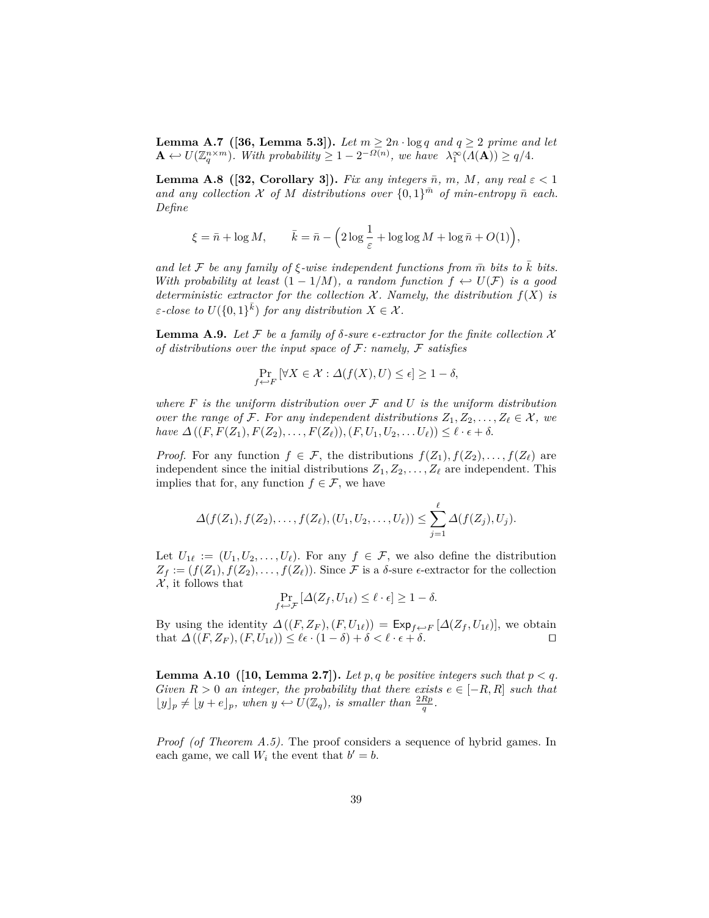**Lemma A.7 ([36, Lemma 5.3]).** *Let $m \geq 2n \cdot \log q$ and $q \geq 2$ prime and let $\mathbf{A} \hookleftarrow U(\mathbb{Z}_q^{n \times m})$. With probability $\geq 1 - 2^{-\Omega(n)}$, we have $\lambda_1^\infty(\Lambda(\mathbf{A})) \geq q/4$.*

**Lemma A.8 ([32, Corollary 3]).** *Fix any integers $\bar{n}$, $m$, $M$, any real $\varepsilon < 1$ and any collection $\mathcal{X}$ of $M$ distributions over $\{0,1\}^{\bar{m}}$ of min-entropy $\bar{n}$ each. Define*

$$\xi = \bar{n} + \log M, \qquad \bar{k} = \bar{n} - \Big(2 \log \frac{1}{\varepsilon} + \log \log M + \log \bar{n} + O(1)\Big),$$

*and let $\mathcal{F}$ be any family of $\xi$-wise independent functions from $\bar{m}$ bits to $\bar{k}$ bits. With probability at least $(1 - 1/M)$, a random function $f \hookleftarrow U(\mathcal{F})$ is a good deterministic extractor for the collection $\mathcal{X}$. Namely, the distribution $f(X)$ is $\varepsilon$-close to $U(\{0,1\}^{\bar{k}})$ for any distribution $X \in \mathcal{X}$.*

**Lemma A.9.** *Let $\mathcal{F}$ be a family of $\delta$-sure $\epsilon$-extractor for the finite collection $\mathcal{X}$ of distributions over the input space of $\mathcal{F}$: namely, $\mathcal{F}$ satisfies*

$$\Pr_{f \hookleftarrow F}\left[\forall X \in \mathcal{X} : \Delta(f(X), U) \leq \epsilon\right] \geq 1 - \delta,$$

*where $F$ is the uniform distribution over $\mathcal{F}$ and $U$ is the uniform distribution over the range of $\mathcal{F}$. For any independent distributions $Z_1, Z_2, \ldots, Z_\ell \in \mathcal{X}$, we have $\Delta\left((F, F(Z_1), F(Z_2), \ldots, F(Z_\ell)), (F, U_1, U_2, \ldots U_\ell)\right) \leq \ell \cdot \epsilon + \delta$.*

*Proof.* For any function $f \in \mathcal{F}$, the distributions $f(Z_1), f(Z_2), \ldots, f(Z_\ell)$ are independent since the initial distributions $Z_1, Z_2, \ldots, Z_\ell$ are independent. This implies that for, any function $f \in \mathcal{F}$, we have

$$\Delta(f(Z_1), f(Z_2), \ldots, f(Z_\ell), (U_1, U_2, \ldots, U_\ell)) \leq \sum_{j=1}^{\ell} \Delta(f(Z_j), U_j).$$

Let $U_{1\ell} := (U_1, U_2, \ldots, U_\ell)$. For any $f \in \mathcal{F}$, we also define the distribution $Z_f := (f(Z_1), f(Z_2), \ldots, f(Z_\ell))$. Since $\mathcal{F}$ is a $\delta$-sure $\epsilon$-extractor for the collection $\mathcal{X}$, it follows that

$$\Pr_{f \hookleftarrow \mathcal{F}}\left[\Delta(Z_f, U_{1\ell}) \leq \ell \cdot \epsilon\right] \geq 1 - \delta.$$

By using the identity $\Delta\left((F, Z_F), (F, U_{1\ell})\right) = \mathsf{Exp}_{f \hookleftarrow F}\left[\Delta(Z_f, U_{1\ell})\right]$, we obtain that $\Delta\left((F, Z_F), (F, U_{1\ell})\right) \leq \ell\epsilon \cdot (1 - \delta) + \delta < \ell \cdot \epsilon + \delta$. $\square$

**Lemma A.10 ([10, Lemma 2.7]).** *Let $p, q$ be positive integers such that $p < q$. Given $R > 0$ an integer, the probability that there exists $e \in [-R, R]$ such that $\lfloor y \rceil_p \neq \lfloor y + e \rceil_p$, when $y \hookleftarrow U(\mathbb{Z}_q)$, is smaller than $\frac{2Rp}{q}$.*

*Proof (of Theorem A.5).* The proof considers a sequence of hybrid games. In each game, we call $W_i$ the event that $b' = b$.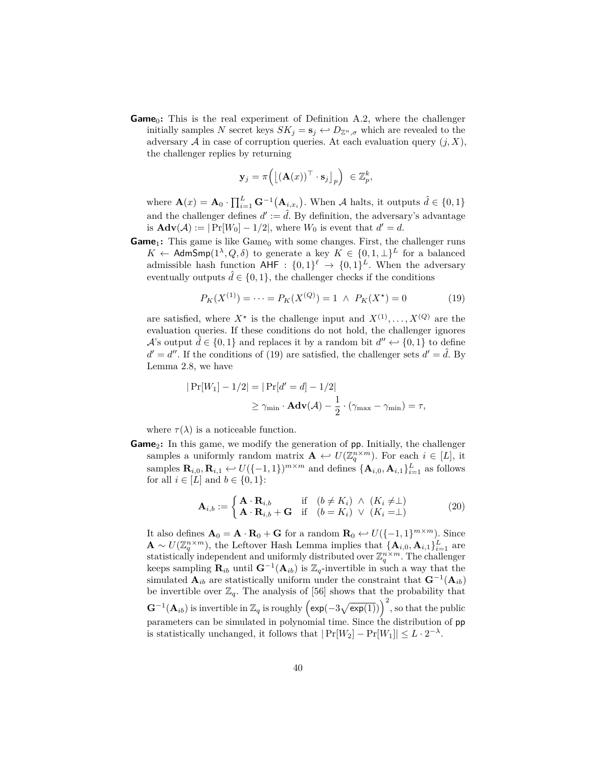**Game$_0$:** This is the real experiment of Definition A.2, where the challenger initially samples $N$ secret keys $SK_j = \mathbf{s}_j \hookleftarrow D_{\mathbb{Z}^n,\sigma}$ which are revealed to the adversary $\mathcal{A}$ in case of corruption queries. At each evaluation query $(j, X)$, the challenger replies by returning

$$\mathbf{y}_j = \pi\Big( \big\lfloor (\mathbf{A}(x))^\top \cdot \mathbf{s}_j \big\rceil_p \Big) \in \mathbb{Z}_p^k,$$

where $\mathbf{A}(x) = \mathbf{A}_0 \cdot \prod_{i=1}^{L} \mathbf{G}^{-1}\big(\mathbf{A}_{i,x_i}\big)$. When $\mathcal{A}$ halts, it outputs $\hat{d} \in \{0,1\}$ and the challenger defines $d' := \hat{d}$. By definition, the adversary's advantage is $\mathbf{Adv}(\mathcal{A}) := |\Pr[W_0] - 1/2|$, where $W_0$ is event that $d' = d$.

**Game$_1$:** This game is like Game$_0$ with some changes. First, the challenger runs $K \leftarrow \mathsf{AdmSmp}(1^\lambda, Q, \delta)$ to generate a key $K \in \{0,1,\perp\}^L$ for a balanced admissible hash function $\mathsf{AHF} : \{0,1\}^\ell \to \{0,1\}^L$. When the adversary eventually outputs $\hat{d} \in \{0,1\}$, the challenger checks if the conditions

$$P_K(X^{(1)}) = \cdots = P_K(X^{(Q)}) = 1 \ \wedge \ P_K(X^\star) = 0 \tag{19}$$

are satisfied, where $X^\star$ is the challenge input and $X^{(1)}, \ldots, X^{(Q)}$ are the evaluation queries. If these conditions do not hold, the challenger ignores $\mathcal{A}$'s output $\hat{d} \in \{0,1\}$ and replaces it by a random bit $d'' \hookleftarrow \{0,1\}$ to define $d' = d''$. If the conditions of (19) are satisfied, the challenger sets $d' = \hat{d}$. By Lemma 2.8, we have

$$\begin{aligned} |\Pr[W_1] - 1/2| &= |\Pr[d' = d] - 1/2| \\ &\geq \gamma_{\min} \cdot \mathbf{Adv}(\mathcal{A}) - \frac{1}{2} \cdot (\gamma_{\max} - \gamma_{\min}) = \tau, \end{aligned}$$

where $\tau(\lambda)$ is a noticeable function.

**Game$_2$:** In this game, we modify the generation of $\mathsf{pp}$. Initially, the challenger samples a uniformly random matrix $\mathbf{A} \hookleftarrow U(\mathbb{Z}_q^{n \times m})$. For each $i \in [L]$, it samples $\mathbf{R}_{i,0}, \mathbf{R}_{i,1} \hookleftarrow U(\{-1,1\})^{m \times m}$ and defines $\{\mathbf{A}_{i,0}, \mathbf{A}_{i,1}\}_{i=1}^{L}$ as follows for all $i \in [L]$ and $b \in \{0,1\}$:

$$\mathbf{A}_{i,b} := \begin{cases} \mathbf{A} \cdot \mathbf{R}_{i,b} & \text{if} \quad (b \neq K_i) \ \wedge \ (K_i \neq \perp) \\ \mathbf{A} \cdot \mathbf{R}_{i,b} + \mathbf{G} & \text{if} \quad (b = K_i) \ \vee \ (K_i = \perp) \end{cases} \tag{20}$$

It also defines $\mathbf{A}_0 = \mathbf{A} \cdot \mathbf{R}_0 + \mathbf{G}$ for a random $\mathbf{R}_0 \hookleftarrow U(\{-1,1\}^{m \times m})$. Since $\mathbf{A} \sim U(\mathbb{Z}_q^{n \times m})$, the Leftover Hash Lemma implies that $\{\mathbf{A}_{i,0}, \mathbf{A}_{i,1}\}_{i=1}^{L}$ are statistically independent and uniformly distributed over $\mathbb{Z}_q^{n \times m}$. The challenger keeps sampling $\mathbf{R}_{ib}$ until $\mathbf{G}^{-1}(\mathbf{A}_{ib})$ is $\mathbb{Z}_q$-invertible in such a way that the simulated $\mathbf{A}_{ib}$ are statistically uniform under the constraint that $\mathbf{G}^{-1}(\mathbf{A}_{ib})$ be invertible over $\mathbb{Z}_q$. The analysis of [56] shows that the probability that $\mathbf{G}^{-1}(\mathbf{A}_{ib})$ is invertible in $\mathbb{Z}_q$ is roughly $\Big(\mathsf{exp}(-3\sqrt{\mathsf{exp}(1)})\Big)^2$, so that the public parameters can be simulated in polynomial time. Since the distribution of $\mathsf{pp}$ is statistically unchanged, it follows that $|\Pr[W_2] - \Pr[W_1]| \leq L \cdot 2^{-\lambda}$.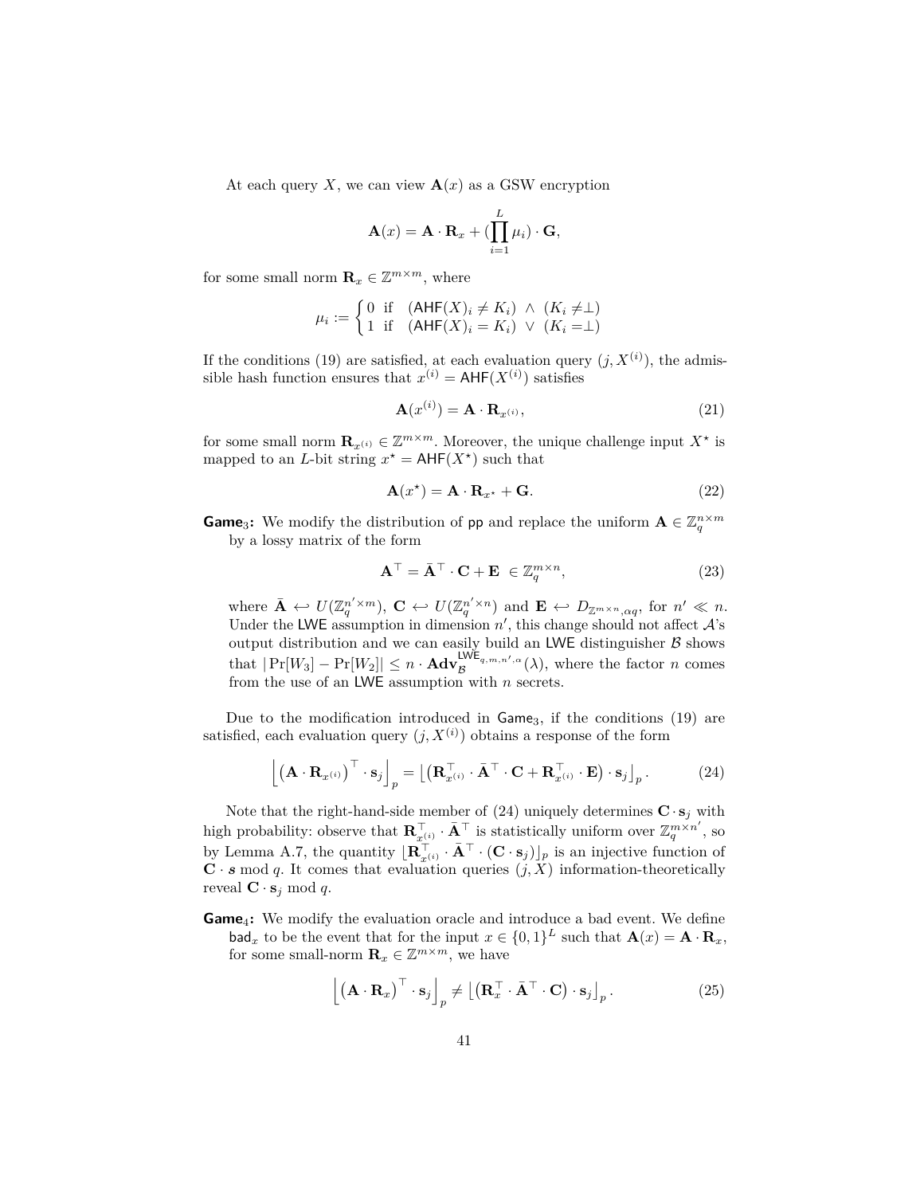At each query $X$, we can view $\mathbf{A}(x)$ as a GSW encryption

$$\mathbf{A}(x) = \mathbf{A} \cdot \mathbf{R}_x + (\prod_{i=1}^{L} \mu_i) \cdot \mathbf{G},$$

for some small norm $\mathbf{R}_x \in \mathbb{Z}^{m \times m}$, where

$$\mu_i := \begin{cases} 0 & \text{if} \quad (\mathsf{AHF}(X)_i \neq K_i) \ \wedge \ (K_i \neq \perp) \\ 1 & \text{if} \quad (\mathsf{AHF}(X)_i = K_i) \ \vee \ (K_i = \perp) \end{cases}$$

If the conditions (19) are satisfied, at each evaluation query $(j, X^{(i)})$, the admissible hash function ensures that $x^{(i)} = \mathsf{AHF}(X^{(i)})$ satisfies

$$\mathbf{A}(x^{(i)}) = \mathbf{A} \cdot \mathbf{R}_{x^{(i)}}, \tag{21}$$

for some small norm $\mathbf{R}_{x^{(i)}} \in \mathbb{Z}^{m \times m}$. Moreover, the unique challenge input $X^\star$ is mapped to an $L$-bit string $x^\star = \mathsf{AHF}(X^\star)$ such that

$$\mathbf{A}(x^\star) = \mathbf{A} \cdot \mathbf{R}_{x^\star} + \mathbf{G}. \tag{22}$$

**$\mathsf{Game}_3$:** We modify the distribution of $\mathsf{pp}$ and replace the uniform $\mathbf{A} \in \mathbb{Z}_q^{n \times m}$ by a lossy matrix of the form

$$\mathbf{A}^\top = \bar{\mathbf{A}}^\top \cdot \mathbf{C} + \mathbf{E} \ \in \mathbb{Z}_q^{m \times n}, \tag{23}$$

where $\bar{\mathbf{A}} \hookleftarrow U(\mathbb{Z}_q^{n' \times m})$, $\mathbf{C} \hookleftarrow U(\mathbb{Z}_q^{n' \times n})$ and $\mathbf{E} \hookleftarrow D_{\mathbb{Z}^{m \times n}, \alpha q}$, for $n' \ll n$. Under the $\mathsf{LWE}$ assumption in dimension $n'$, this change should not affect $\mathcal{A}$'s output distribution and we can easily build an $\mathsf{LWE}$ distinguisher $\mathcal{B}$ shows that $|\Pr[W_3] - \Pr[W_2]| \leq n \cdot \mathbf{Adv}_{\mathcal{B}}^{\mathsf{LWE}_{q,m,n',\alpha}}(\lambda)$, where the factor $n$ comes from the use of an $\mathsf{LWE}$ assumption with $n$ secrets.

Due to the modification introduced in $\mathsf{Game}_3$, if the conditions (19) are satisfied, each evaluation query $(j, X^{(i)})$ obtains a response of the form

$$\left\lfloor \left(\mathbf{A} \cdot \mathbf{R}_{x^{(i)}}\right)^\top \cdot \mathbf{s}_j \right\rfloor_p = \left\lfloor \left(\mathbf{R}_{x^{(i)}}^\top \cdot \bar{\mathbf{A}}^\top \cdot \mathbf{C} + \mathbf{R}_{x^{(i)}}^\top \cdot \mathbf{E}\right) \cdot \mathbf{s}_j \right\rfloor_p. \tag{24}$$

Note that the right-hand-side member of (24) uniquely determines $\mathbf{C} \cdot \mathbf{s}_j$ with high probability: observe that $\mathbf{R}_{x^{(i)}}^\top \cdot \bar{\mathbf{A}}^\top$ is statistically uniform over $\mathbb{Z}_q^{m \times n'}$, so by Lemma A.7, the quantity $\lfloor \mathbf{R}_{x^{(i)}}^\top \cdot \bar{\mathbf{A}}^\top \cdot (\mathbf{C} \cdot \mathbf{s}_j) \rfloor_p$ is an injective function of $\mathbf{C} \cdot \boldsymbol{s} \bmod q$. It comes that evaluation queries $(j, X)$ information-theoretically reveal $\mathbf{C} \cdot \mathbf{s}_j \bmod q$.

**$\mathsf{Game}_4$:** We modify the evaluation oracle and introduce a bad event. We define $\mathsf{bad}_x$ to be the event that for the input $x \in \{0,1\}^L$ such that $\mathbf{A}(x) = \mathbf{A} \cdot \mathbf{R}_x$, for some small-norm $\mathbf{R}_x \in \mathbb{Z}^{m \times m}$, we have

$$\left\lfloor \left(\mathbf{A} \cdot \mathbf{R}_x\right)^\top \cdot \mathbf{s}_j \right\rfloor_p \neq \left\lfloor \left(\mathbf{R}_x^\top \cdot \bar{\mathbf{A}}^\top \cdot \mathbf{C}\right) \cdot \mathbf{s}_j \right\rfloor_p. \tag{25}$$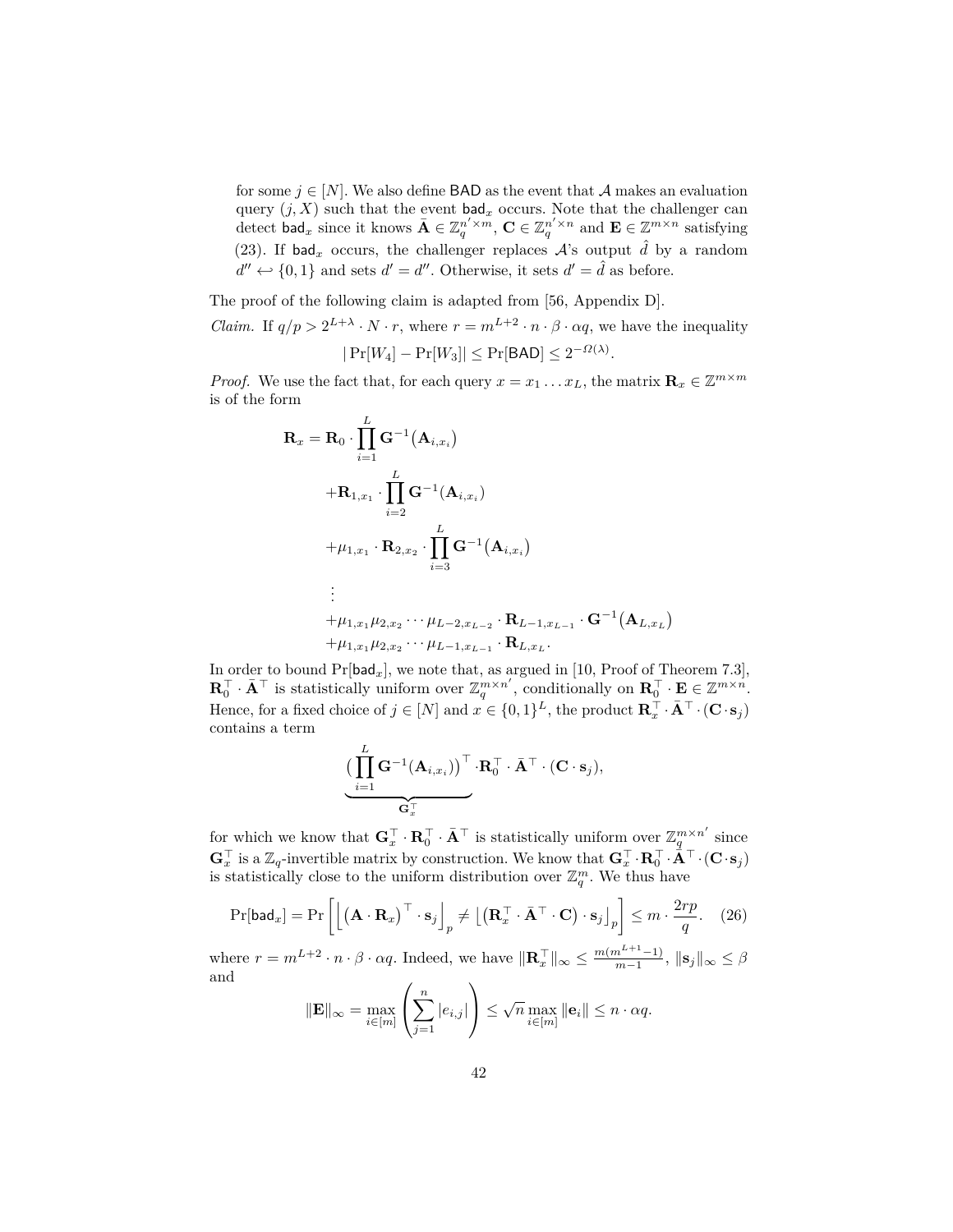for some $j \in [N]$. We also define $\mathsf{BAD}$ as the event that $\mathcal{A}$ makes an evaluation query $(j, X)$ such that the event $\mathsf{bad}_x$ occurs. Note that the challenger can detect $\mathsf{bad}_x$ since it knows $\bar{\mathbf{A}} \in \mathbb{Z}_q^{n' \times m}$, $\mathbf{C} \in \mathbb{Z}_q^{n' \times n}$ and $\mathbf{E} \in \mathbb{Z}^{m \times n}$ satisfying (23). If $\mathsf{bad}_x$ occurs, the challenger replaces $\mathcal{A}$'s output $\hat{d}$ by a random $d'' \hookleftarrow \{0, 1\}$ and sets $d' = d''$. Otherwise, it sets $d' = \hat{d}$ as before.

The proof of the following claim is adapted from [56, Appendix D].

*Claim.* If $q/p > 2^{L+\lambda} \cdot N \cdot r$, where $r = m^{L+2} \cdot n \cdot \beta \cdot \alpha q$, we have the inequality

$$|\Pr[W_4] - \Pr[W_3]| \leq \Pr[\mathsf{BAD}] \leq 2^{-\Omega(\lambda)}.$$

*Proof.* We use the fact that, for each query $x = x_1 \ldots x_L$, the matrix $\mathbf{R}_x \in \mathbb{Z}^{m \times m}$ is of the form

$$\begin{aligned}
\mathbf{R}_x = \mathbf{R}_0 \cdot & \prod_{i=1}^{L} \mathbf{G}^{-1}\big(\mathbf{A}_{i,x_i}\big) \\
& + \mathbf{R}_{1,x_1} \cdot \prod_{i=2}^{L} \mathbf{G}^{-1}(\mathbf{A}_{i,x_i}) \\
& + \mu_{1,x_1} \cdot \mathbf{R}_{2,x_2} \cdot \prod_{i=3}^{L} \mathbf{G}^{-1}\big(\mathbf{A}_{i,x_i}\big) \\
& \vdots \\
& + \mu_{1,x_1} \mu_{2,x_2} \cdots \mu_{L-2,x_{L-2}} \cdot \mathbf{R}_{L-1,x_{L-1}} \cdot \mathbf{G}^{-1}\big(\mathbf{A}_{L,x_L}\big) \\
& + \mu_{1,x_1} \mu_{2,x_2} \cdots \mu_{L-1,x_{L-1}} \cdot \mathbf{R}_{L,x_L}.
\end{aligned}$$

In order to bound $\Pr[\mathsf{bad}_x]$, we note that, as argued in [10, Proof of Theorem 7.3], $\mathbf{R}_0^\top \cdot \bar{\mathbf{A}}^\top$ is statistically uniform over $\mathbb{Z}_q^{m \times n'}$, conditionally on $\mathbf{R}_0^\top \cdot \mathbf{E} \in \mathbb{Z}^{m \times n}$. Hence, for a fixed choice of $j \in [N]$ and $x \in \{0,1\}^L$, the product $\mathbf{R}_x^\top \cdot \bar{\mathbf{A}}^\top \cdot (\mathbf{C} \cdot \mathbf{s}_j)$ contains a term

$$\underbrace{\big(\prod_{i=1}^{L} \mathbf{G}^{-1}(\mathbf{A}_{i,x_i})\big)^\top}_{\mathbf{G}_x^\top} \cdot \mathbf{R}_0^\top \cdot \bar{\mathbf{A}}^\top \cdot (\mathbf{C} \cdot \mathbf{s}_j),$$

for which we know that $\mathbf{G}_x^\top \cdot \mathbf{R}_0^\top \cdot \bar{\mathbf{A}}^\top$ is statistically uniform over $\mathbb{Z}_q^{m \times n'}$ since $\mathbf{G}_x^\top$ is a $\mathbb{Z}_q$-invertible matrix by construction. We know that $\mathbf{G}_x^\top \cdot \mathbf{R}_0^\top \cdot \bar{\mathbf{A}}^\top \cdot (\mathbf{C} \cdot \mathbf{s}_j)$ is statistically close to the uniform distribution over $\mathbb{Z}_q^m$. We thus have

$$\Pr[\mathsf{bad}_x] = \Pr\Big[\big\lfloor \big(\mathbf{A} \cdot \mathbf{R}_x\big)^\top \cdot \mathbf{s}_j \big\rfloor_p \neq \big\lfloor \big(\mathbf{R}_x^\top \cdot \bar{\mathbf{A}}^\top \cdot \mathbf{C}\big) \cdot \mathbf{s}_j \big\rfloor_p \Big] \leq m \cdot \frac{2rp}{q}. \quad (26)$$

where $r = m^{L+2} \cdot n \cdot \beta \cdot \alpha q$. Indeed, we have $\|\mathbf{R}_x^\top\|_\infty \leq \frac{m(m^{L+1}-1)}{m-1}$, $\|\mathbf{s}_j\|_\infty \leq \beta$ and

$$\|\mathbf{E}\|_\infty = \max_{i \in [m]} \left( \sum_{j=1}^{n} |e_{i,j}| \right) \leq \sqrt{n} \max_{i \in [m]} \|\mathbf{e}_i\| \leq n \cdot \alpha q.$$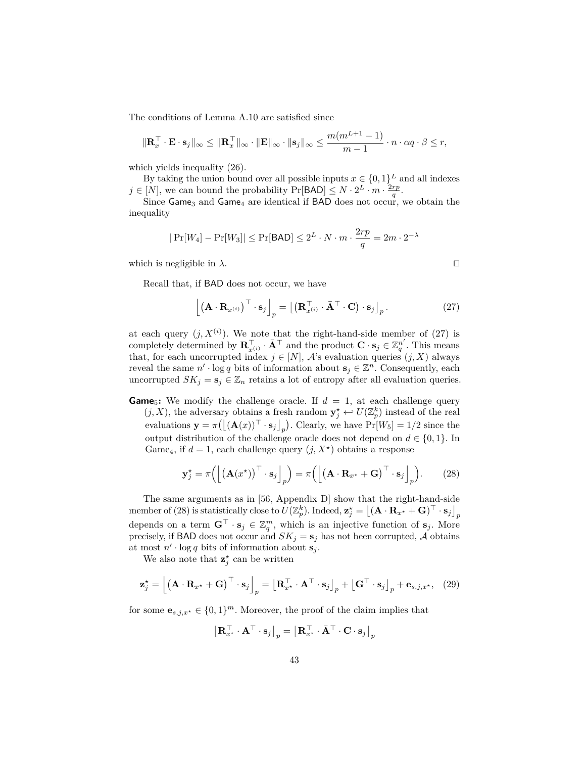The conditions of Lemma A.10 are satisfied since

$$\|\mathbf{R}_x^\top \cdot \mathbf{E} \cdot \mathbf{s}_j\|_\infty \leq \|\mathbf{R}_x^\top\|_\infty \cdot \|\mathbf{E}\|_\infty \cdot \|\mathbf{s}_j\|_\infty \leq \frac{m(m^{L+1}-1)}{m-1} \cdot n \cdot \alpha q \cdot \beta \leq r,$$

which yields inequality (26).

By taking the union bound over all possible inputs $x \in \{0,1\}^L$ and all indexes $j \in [N]$, we can bound the probability $\Pr[\mathsf{BAD}] \leq N \cdot 2^L \cdot m \cdot \frac{2rp}{q}$.

Since $\mathsf{Game}_3$ and $\mathsf{Game}_4$ are identical if $\mathsf{BAD}$ does not occur, we obtain the inequality

$$|\Pr[W_4] - \Pr[W_3]| \leq \Pr[\mathsf{BAD}] \leq 2^L \cdot N \cdot m \cdot \frac{2rp}{q} = 2m \cdot 2^{-\lambda}$$

which is negligible in $\lambda$. ◻

Recall that, if $\mathsf{BAD}$ does not occur, we have

$$\left\lfloor \left(\mathbf{A} \cdot \mathbf{R}_{x^{(i)}}\right)^\top \cdot \mathbf{s}_j \right\rfloor_p = \left\lfloor \left(\mathbf{R}_{x^{(i)}}^\top \cdot \bar{\mathbf{A}}^\top \cdot \mathbf{C}\right) \cdot \mathbf{s}_j \right\rfloor_p. \tag{27}$$

at each query $(j, X^{(i)})$. We note that the right-hand-side member of (27) is completely determined by $\mathbf{R}_{x^{(i)}}^\top \cdot \bar{\mathbf{A}}^\top$ and the product $\mathbf{C} \cdot \mathbf{s}_j \in \mathbb{Z}_q^{n'}$. This means that, for each uncorrupted index $j \in [N]$, $\mathcal{A}$'s evaluation queries $(j, X)$ always reveal the same $n' \cdot \log q$ bits of information about $\mathbf{s}_j \in \mathbb{Z}^n$. Consequently, each uncorrupted $SK_j = \mathbf{s}_j \in \mathbb{Z}_n$ retains a lot of entropy after all evaluation queries.

**$\mathsf{Game}_5$:** We modify the challenge oracle. If $d = 1$, at each challenge query $(j, X)$, the adversary obtains a fresh random $\mathbf{y}_j^\star \hookleftarrow U(\mathbb{Z}_p^k)$ instead of the real evaluations $\mathbf{y} = \pi\big(\lfloor (\mathbf{A}(x))^\top \cdot \mathbf{s}_j \rfloor_p\big)$. Clearly, we have $\Pr[W_5] = 1/2$ since the output distribution of the challenge oracle does not depend on $d \in \{0,1\}$. In Game$_4$, if $d = 1$, each challenge query $(j, X^\star)$ obtains a response

$$\mathbf{y}_j^\star = \pi\Big(\Big\lfloor \big(\mathbf{A}(x^\star)\big)^\top \cdot \mathbf{s}_j \Big\rfloor_p\Big) = \pi\Big(\Big\lfloor \big(\mathbf{A} \cdot \mathbf{R}_{x^\star} + \mathbf{G}\big)^\top \cdot \mathbf{s}_j \Big\rfloor_p\Big). \tag{28}$$

The same arguments as in [56, Appendix D] show that the right-hand-side member of (28) is statistically close to $U(\mathbb{Z}_p^k)$. Indeed, $\mathbf{z}_j^\star = \lfloor (\mathbf{A} \cdot \mathbf{R}_{x^\star} + \mathbf{G})^\top \cdot \mathbf{s}_j \rfloor_p$ depends on a term $\mathbf{G}^\top \cdot \mathbf{s}_j \in \mathbb{Z}_q^m$, which is an injective function of $\mathbf{s}_j$. More precisely, if $\mathsf{BAD}$ does not occur and $SK_j = \mathbf{s}_j$ has not been corrupted, $\mathcal{A}$ obtains at most $n' \cdot \log q$ bits of information about $\mathbf{s}_j$.

We also note that $\mathbf{z}_j^\star$ can be written

$$\mathbf{z}_j^\star = \Big\lfloor \big(\mathbf{A} \cdot \mathbf{R}_{x^\star} + \mathbf{G}\big)^\top \cdot \mathbf{s}_j \Big\rfloor_p = \big\lfloor \mathbf{R}_{x^\star}^\top \cdot \mathbf{A}^\top \cdot \mathbf{s}_j \big\rfloor_p + \big\lfloor \mathbf{G}^\top \cdot \mathbf{s}_j \big\rfloor_p + \mathbf{e}_{s,j,x^\star}, \tag{29}$$

for some $\mathbf{e}_{s,j,x^\star} \in \{0,1\}^m$. Moreover, the proof of the claim implies that

$$\big\lfloor \mathbf{R}_{x^\star}^\top \cdot \mathbf{A}^\top \cdot \mathbf{s}_j \big\rfloor_p = \big\lfloor \mathbf{R}_{x^\star}^\top \cdot \bar{\mathbf{A}}^\top \cdot \mathbf{C} \cdot \mathbf{s}_j \big\rfloor_p$$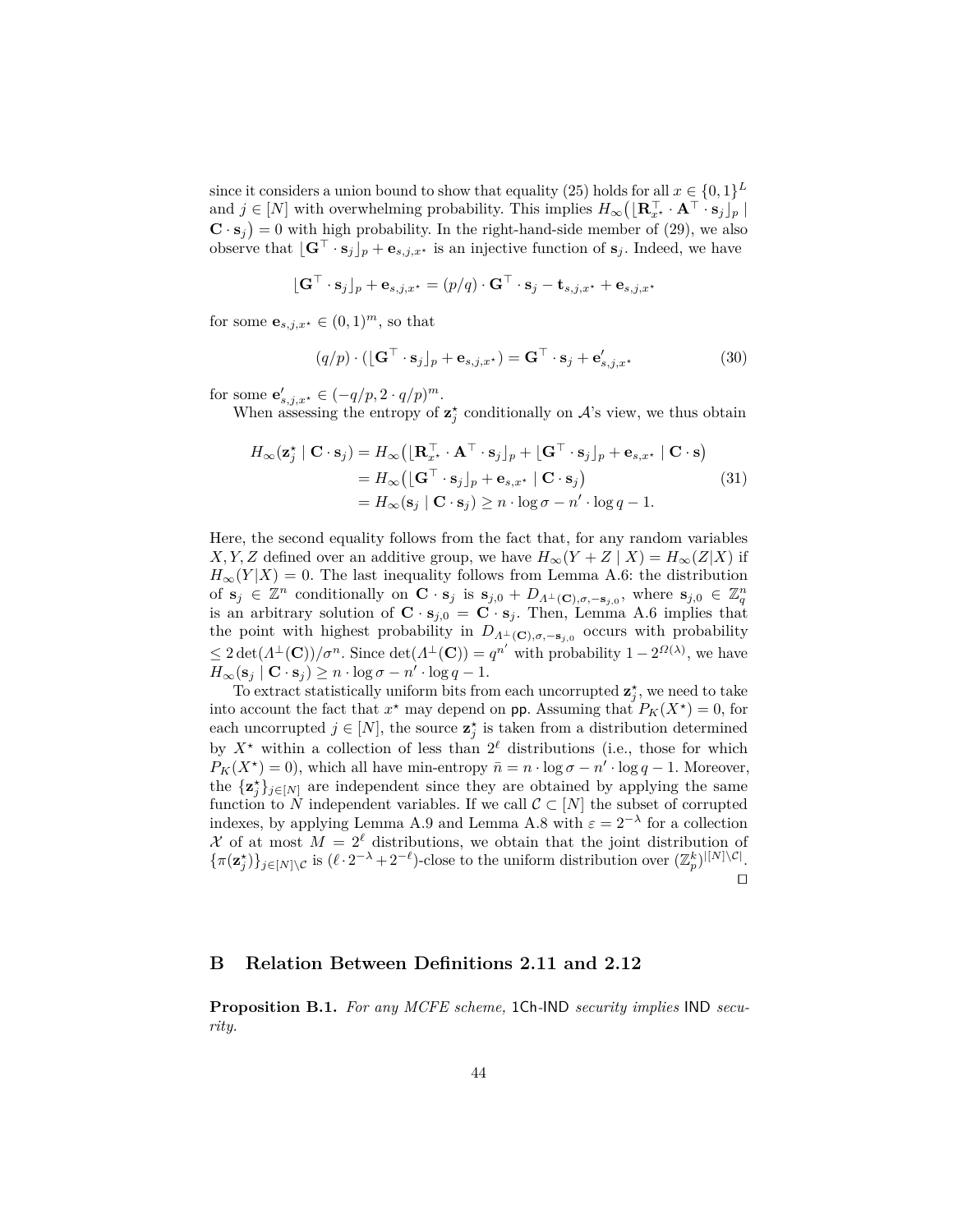since it considers a union bound to show that equality (25) holds for all $x \in \{0,1\}^L$ and $j \in [N]$ with overwhelming probability. This implies $H_\infty\big(\lfloor \mathbf{R}_{x^\star}^\top \cdot \mathbf{A}^\top \cdot \mathbf{s}_j \rfloor_p \mid \mathbf{C} \cdot \mathbf{s}_j\big) = 0$ with high probability. In the right-hand-side member of (29), we also observe that $\lfloor \mathbf{G}^\top \cdot \mathbf{s}_j \rfloor_p + \mathbf{e}_{s,j,x^\star}$ is an injective function of $\mathbf{s}_j$. Indeed, we have

$$\lfloor \mathbf{G}^\top \cdot \mathbf{s}_j \rfloor_p + \mathbf{e}_{s,j,x^\star} = (p/q) \cdot \mathbf{G}^\top \cdot \mathbf{s}_j - \mathbf{t}_{s,j,x^\star} + \mathbf{e}_{s,j,x^\star}$$

for some $\mathbf{e}_{s,j,x^\star} \in (0,1)^m$, so that

$$(q/p) \cdot (\lfloor \mathbf{G}^\top \cdot \mathbf{s}_j \rfloor_p + \mathbf{e}_{s,j,x^\star}) = \mathbf{G}^\top \cdot \mathbf{s}_j + \mathbf{e}'_{s,j,x^\star} \tag{30}$$

for some $\mathbf{e}'_{s,j,x^\star} \in (-q/p, 2 \cdot q/p)^m$.

When assessing the entropy of $\mathbf{z}_j^\star$ conditionally on $\mathcal{A}$'s view, we thus obtain

$$\begin{aligned}
H_\infty(\mathbf{z}_j^\star \mid \mathbf{C} \cdot \mathbf{s}_j) &= H_\infty\big(\lfloor \mathbf{R}_{x^\star}^\top \cdot \mathbf{A}^\top \cdot \mathbf{s}_j \rfloor_p + \lfloor \mathbf{G}^\top \cdot \mathbf{s}_j \rfloor_p + \mathbf{e}_{s,x^\star} \mid \mathbf{C} \cdot \mathbf{s}\big) \\
&= H_\infty\big(\lfloor \mathbf{G}^\top \cdot \mathbf{s}_j \rfloor_p + \mathbf{e}_{s,x^\star} \mid \mathbf{C} \cdot \mathbf{s}_j\big) \\
&= H_\infty(\mathbf{s}_j \mid \mathbf{C} \cdot \mathbf{s}_j) \geq n \cdot \log \sigma - n' \cdot \log q - 1.
\end{aligned} \tag{31}$$

Here, the second equality follows from the fact that, for any random variables $X, Y, Z$ defined over an additive group, we have $H_\infty(Y + Z \mid X) = H_\infty(Z|X)$ if $H_\infty(Y|X) = 0$. The last inequality follows from Lemma A.6: the distribution of $\mathbf{s}_j \in \mathbb{Z}^n$ conditionally on $\mathbf{C} \cdot \mathbf{s}_j$ is $\mathbf{s}_{j,0} + D_{\Lambda^\perp(\mathbf{C}),\sigma,-\mathbf{s}_{j,0}}$, where $\mathbf{s}_{j,0} \in \mathbb{Z}_q^n$ is an arbitrary solution of $\mathbf{C} \cdot \mathbf{s}_{j,0} = \mathbf{C} \cdot \mathbf{s}_j$. Then, Lemma A.6 implies that the point with highest probability in $D_{\Lambda^\perp(\mathbf{C}),\sigma,-\mathbf{s}_{j,0}}$ occurs with probability $\leq 2\det(\Lambda^\perp(\mathbf{C}))/\sigma^n$. Since $\det(\Lambda^\perp(\mathbf{C})) = q^{n'}$ with probability $1 - 2^{\Omega(\lambda)}$, we have $H_\infty(\mathbf{s}_j \mid \mathbf{C} \cdot \mathbf{s}_j) \geq n \cdot \log \sigma - n' \cdot \log q - 1$.

To extract statistically uniform bits from each uncorrupted $\mathbf{z}_j^\star$, we need to take into account the fact that $x^\star$ may depend on $\mathsf{pp}$. Assuming that $P_K(X^\star) = 0$, for each uncorrupted $j \in [N]$, the source $\mathbf{z}_j^\star$ is taken from a distribution determined by $X^\star$ within a collection of less than $2^\ell$ distributions (i.e., those for which $P_K(X^\star) = 0$), which all have min-entropy $\bar{n} = n \cdot \log \sigma - n' \cdot \log q - 1$. Moreover, the $\{\mathbf{z}_j^\star\}_{j \in [N]}$ are independent since they are obtained by applying the same function to $N$ independent variables. If we call $\mathcal{C} \subset [N]$ the subset of corrupted indexes, by applying Lemma A.9 and Lemma A.8 with $\varepsilon = 2^{-\lambda}$ for a collection $\mathcal{X}$ of at most $M = 2^\ell$ distributions, we obtain that the joint distribution of $\{\pi(\mathbf{z}_j^\star)\}_{j \in [N] \setminus \mathcal{C}}$ is $(\ell \cdot 2^{-\lambda} + 2^{-\ell})$-close to the uniform distribution over $(\mathbb{Z}_p^k)^{|[N] \setminus \mathcal{C}|}$. ◻

## B Relation Between Definitions 2.11 and 2.12

**Proposition B.1.** *For any MCFE scheme,* 1Ch-IND *security implies* IND *security.*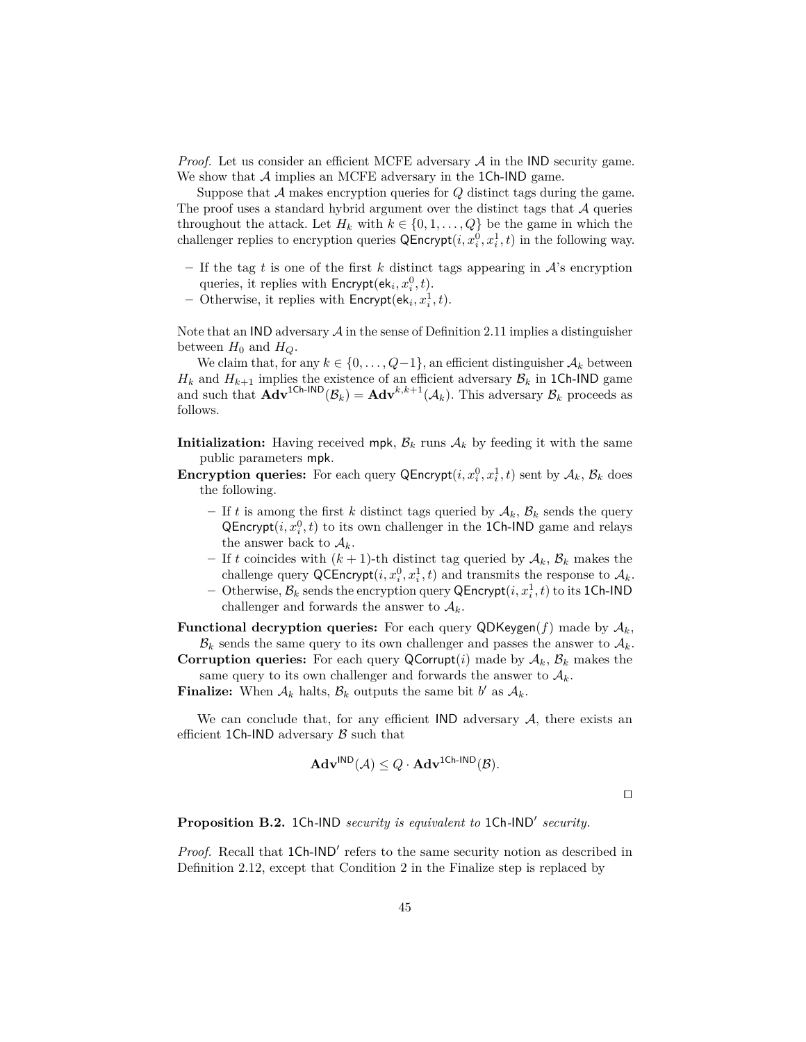*Proof.* Let us consider an efficient MCFE adversary $\mathcal{A}$ in the $\mathsf{IND}$ security game. We show that $\mathcal{A}$ implies an MCFE adversary in the $\mathsf{1Ch\text{-}IND}$ game.

Suppose that $\mathcal{A}$ makes encryption queries for $Q$ distinct tags during the game. The proof uses a standard hybrid argument over the distinct tags that $\mathcal{A}$ queries throughout the attack. Let $H_k$ with $k \in \{0, 1, \ldots, Q\}$ be the game in which the challenger replies to encryption queries $\mathsf{QEncrypt}(i, x_i^0, x_i^1, t)$ in the following way.

- If the tag $t$ is one of the first $k$ distinct tags appearing in $\mathcal{A}$'s encryption queries, it replies with $\mathsf{Encrypt}(\mathsf{ek}_i, x_i^0, t)$.
- Otherwise, it replies with $\mathsf{Encrypt}(\mathsf{ek}_i, x_i^1, t)$.

Note that an $\mathsf{IND}$ adversary $\mathcal{A}$ in the sense of Definition 2.11 implies a distinguisher between $H_0$ and $H_Q$.

We claim that, for any $k \in \{0, \ldots, Q-1\}$, an efficient distinguisher $\mathcal{A}_k$ between $H_k$ and $H_{k+1}$ implies the existence of an efficient adversary $\mathcal{B}_k$ in $\mathsf{1Ch\text{-}IND}$ game and such that $\mathbf{Adv}^{\mathsf{1Ch\text{-}IND}}(\mathcal{B}_k) = \mathbf{Adv}^{k,k+1}(\mathcal{A}_k)$. This adversary $\mathcal{B}_k$ proceeds as follows.

**Initialization:** Having received $\mathsf{mpk}$, $\mathcal{B}_k$ runs $\mathcal{A}_k$ by feeding it with the same public parameters $\mathsf{mpk}$.

**Encryption queries:** For each query $\mathsf{QEncrypt}(i, x_i^0, x_i^1, t)$ sent by $\mathcal{A}_k$, $\mathcal{B}_k$ does the following.

- If $t$ is among the first $k$ distinct tags queried by $\mathcal{A}_k$, $\mathcal{B}_k$ sends the query $\mathsf{QEncrypt}(i, x_i^0, t)$ to its own challenger in the $\mathsf{1Ch\text{-}IND}$ game and relays the answer back to $\mathcal{A}_k$.
- If $t$ coincides with $(k+1)$-th distinct tag queried by $\mathcal{A}_k$, $\mathcal{B}_k$ makes the challenge query $\mathsf{QCEncrypt}(i, x_i^0, x_i^1, t)$ and transmits the response to $\mathcal{A}_k$.
- Otherwise, $\mathcal{B}_k$ sends the encryption query $\mathsf{QEncrypt}(i, x_i^1, t)$ to its $\mathsf{1Ch\text{-}IND}$ challenger and forwards the answer to $\mathcal{A}_k$.

**Functional decryption queries:** For each query $\mathsf{QDKeygen}(f)$ made by $\mathcal{A}_k$, $\mathcal{B}_k$ sends the same query to its own challenger and passes the answer to $\mathcal{A}_k$.

**Corruption queries:** For each query $\mathsf{QCorrupt}(i)$ made by $\mathcal{A}_k$, $\mathcal{B}_k$ makes the same query to its own challenger and forwards the answer to $\mathcal{A}_k$.

**Finalize:** When $\mathcal{A}_k$ halts, $\mathcal{B}_k$ outputs the same bit $b'$ as $\mathcal{A}_k$.

We can conclude that, for any efficient $\mathsf{IND}$ adversary $\mathcal{A}$, there exists an efficient $\mathsf{1Ch\text{-}IND}$ adversary $\mathcal{B}$ such that

$$\mathbf{Adv}^{\mathsf{IND}}(\mathcal{A}) \leq Q \cdot \mathbf{Adv}^{\mathsf{1Ch\text{-}IND}}(\mathcal{B}).$$

□

**Proposition B.2.** $\mathsf{1Ch\text{-}IND}$ *security is equivalent to* $\mathsf{1Ch\text{-}IND}'$ *security.*

*Proof.* Recall that $\mathsf{1Ch\text{-}IND}'$ refers to the same security notion as described in Definition 2.12, except that Condition 2 in the Finalize step is replaced by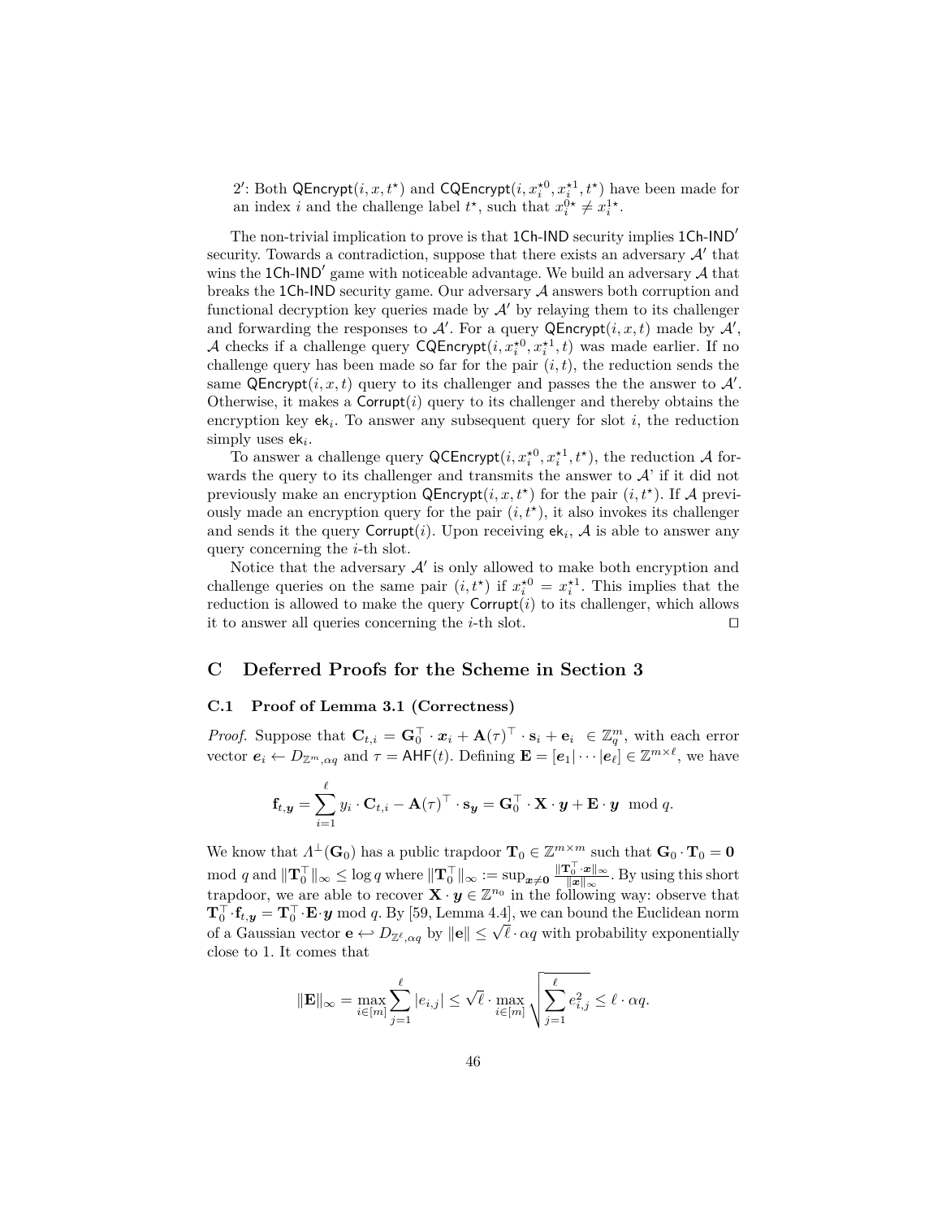2′: Both $\mathsf{QEncrypt}(i, x, t^\star)$ and $\mathsf{CQEncrypt}(i, x_i^{\star 0}, x_i^{\star 1}, t^\star)$ have been made for an index $i$ and the challenge label $t^\star$, such that $x_i^{0\star} \neq x_i^{1\star}$.

The non-trivial implication to prove is that $\mathsf{1Ch\text{-}IND}$ security implies $\mathsf{1Ch\text{-}IND}'$ security. Towards a contradiction, suppose that there exists an adversary $\mathcal{A}'$ that wins the $\mathsf{1Ch\text{-}IND}'$ game with noticeable advantage. We build an adversary $\mathcal{A}$ that breaks the $\mathsf{1Ch\text{-}IND}$ security game. Our adversary $\mathcal{A}$ answers both corruption and functional decryption key queries made by $\mathcal{A}'$ by relaying them to its challenger and forwarding the responses to $\mathcal{A}'$. For a query $\mathsf{QEncrypt}(i, x, t)$ made by $\mathcal{A}'$, $\mathcal{A}$ checks if a challenge query $\mathsf{CQEncrypt}(i, x_i^{\star 0}, x_i^{\star 1}, t)$ was made earlier. If no challenge query has been made so far for the pair $(i, t)$, the reduction sends the same $\mathsf{QEncrypt}(i, x, t)$ query to its challenger and passes the the answer to $\mathcal{A}'$. Otherwise, it makes a $\mathsf{Corrupt}(i)$ query to its challenger and thereby obtains the encryption key $\mathsf{ek}_i$. To answer any subsequent query for slot $i$, the reduction simply uses $\mathsf{ek}_i$.

To answer a challenge query $\mathsf{QCEncrypt}(i, x_i^{\star 0}, x_i^{\star 1}, t^\star)$, the reduction $\mathcal{A}$ forwards the query to its challenger and transmits the answer to $\mathcal{A}$' if it did not previously make an encryption $\mathsf{QEncrypt}(i, x, t^\star)$ for the pair $(i, t^\star)$. If $\mathcal{A}$ previously made an encryption query for the pair $(i, t^\star)$, it also invokes its challenger and sends it the query $\mathsf{Corrupt}(i)$. Upon receiving $\mathsf{ek}_i$, $\mathcal{A}$ is able to answer any query concerning the $i$-th slot.

Notice that the adversary $\mathcal{A}'$ is only allowed to make both encryption and challenge queries on the same pair $(i, t^\star)$ if $x_i^{\star 0} = x_i^{\star 1}$. This implies that the reduction is allowed to make the query $\mathsf{Corrupt}(i)$ to its challenger, which allows it to answer all queries concerning the $i$-th slot. $\square$

# C Deferred Proofs for the Scheme in Section 3

## C.1 Proof of Lemma 3.1 (Correctness)

*Proof.* Suppose that $\mathbf{C}_{t,i} = \mathbf{G}_0^\top \cdot \boldsymbol{x}_i + \mathbf{A}(\tau)^\top \cdot \mathbf{s}_i + \mathbf{e}_i \in \mathbb{Z}_q^m$, with each error vector $\boldsymbol{e}_i \leftarrow D_{\mathbb{Z}^m, \alpha q}$ and $\tau = \mathsf{AHF}(t)$. Defining $\mathbf{E} = [\boldsymbol{e}_1 | \cdots | \boldsymbol{e}_\ell] \in \mathbb{Z}^{m \times \ell}$, we have

$$\mathbf{f}_{t,\boldsymbol{y}} = \sum_{i=1}^{\ell} y_i \cdot \mathbf{C}_{t,i} - \mathbf{A}(\tau)^\top \cdot \mathbf{s}_{\boldsymbol{y}} = \mathbf{G}_0^\top \cdot \mathbf{X} \cdot \boldsymbol{y} + \mathbf{E} \cdot \boldsymbol{y} \mod q.$$

We know that $\Lambda^\perp(\mathbf{G}_0)$ has a public trapdoor $\mathbf{T}_0 \in \mathbb{Z}^{m \times m}$ such that $\mathbf{G}_0 \cdot \mathbf{T}_0 = \mathbf{0} \mod q$ and $\|\mathbf{T}_0^\top\|_\infty \leq \log q$ where $\|\mathbf{T}_0^\top\|_\infty := \sup_{\boldsymbol{x} \neq \mathbf{0}} \frac{\|\mathbf{T}_0^\top \cdot \boldsymbol{x}\|_\infty}{\|\boldsymbol{x}\|_\infty}$. By using this short trapdoor, we are able to recover $\mathbf{X} \cdot \boldsymbol{y} \in \mathbb{Z}^{n_0}$ in the following way: observe that $\mathbf{T}_0^\top \cdot \mathbf{f}_{t,\boldsymbol{y}} = \mathbf{T}_0^\top \cdot \mathbf{E} \cdot \boldsymbol{y} \mod q$. By [59, Lemma 4.4], we can bound the Euclidean norm of a Gaussian vector $\mathbf{e} \hookleftarrow D_{\mathbb{Z}^\ell, \alpha q}$ by $\|\mathbf{e}\| \leq \sqrt{\ell} \cdot \alpha q$ with probability exponentially close to 1. It comes that

$$\|\mathbf{E}\|_\infty = \max_{i \in [m]} \sum_{j=1}^{\ell} |e_{i,j}| \leq \sqrt{\ell} \cdot \max_{i \in [m]} \sqrt{\sum_{j=1}^{\ell} e_{i,j}^2} \leq \ell \cdot \alpha q.$$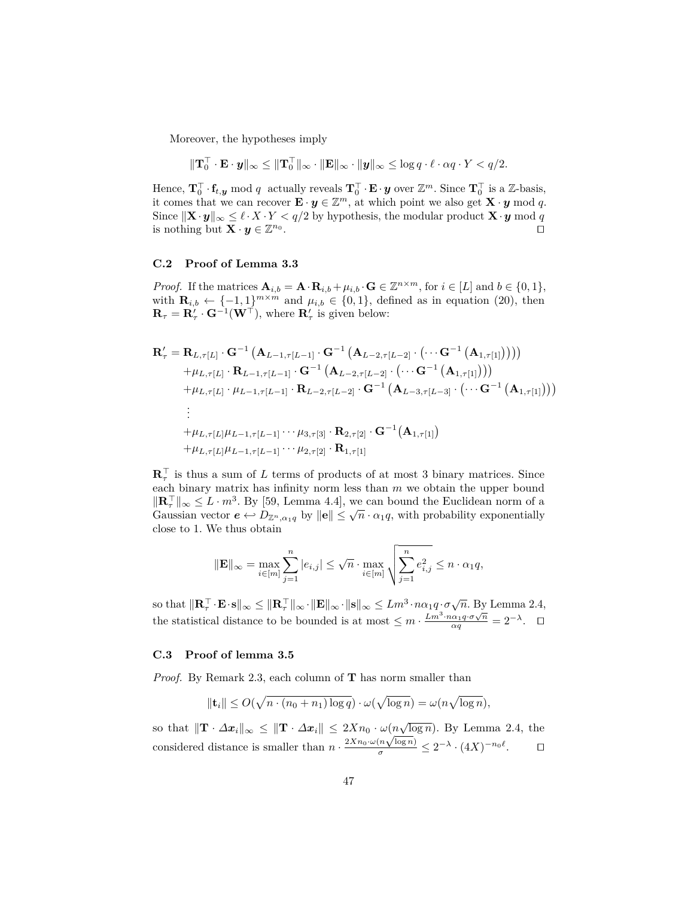Moreover, the hypotheses imply

$$\|\mathbf{T}_0^\top \cdot \mathbf{E} \cdot \boldsymbol{y}\|_\infty \leq \|\mathbf{T}_0^\top\|_\infty \cdot \|\mathbf{E}\|_\infty \cdot \|\boldsymbol{y}\|_\infty \leq \log q \cdot \ell \cdot \alpha q \cdot Y < q/2.$$

Hence, $\mathbf{T}_0^\top \cdot \mathbf{f}_{t,\boldsymbol{y}} \bmod q$ actually reveals $\mathbf{T}_0^\top \cdot \mathbf{E} \cdot \boldsymbol{y}$ over $\mathbb{Z}^m$. Since $\mathbf{T}_0^\top$ is a $\mathbb{Z}$-basis, it comes that we can recover $\mathbf{E} \cdot \boldsymbol{y} \in \mathbb{Z}^m$, at which point we also get $\mathbf{X} \cdot \boldsymbol{y} \bmod q$. Since $\|\mathbf{X} \cdot \boldsymbol{y}\|_\infty \leq \ell \cdot X \cdot Y < q/2$ by hypothesis, the modular product $\mathbf{X} \cdot \boldsymbol{y} \bmod q$ is nothing but $\mathbf{X} \cdot \boldsymbol{y} \in \mathbb{Z}^{n_0}$. ◻

### C.2 Proof of Lemma 3.3

*Proof.* If the matrices $\mathbf{A}_{i,b} = \mathbf{A} \cdot \mathbf{R}_{i,b} + \mu_{i,b} \cdot \mathbf{G} \in \mathbb{Z}^{n \times m}$, for $i \in [L]$ and $b \in \{0,1\}$, with $\mathbf{R}_{i,b} \leftarrow \{-1,1\}^{m \times m}$ and $\mu_{i,b} \in \{0,1\}$, defined as in equation (20), then $\mathbf{R}_\tau = \mathbf{R}'_\tau \cdot \mathbf{G}^{-1}(\mathbf{W}^\top)$, where $\mathbf{R}'_\tau$ is given below:

$$\begin{aligned}
\mathbf{R}'_\tau = \;& \mathbf{R}_{L,\tau[L]} \cdot \mathbf{G}^{-1}\left(\mathbf{A}_{L-1,\tau[L-1]} \cdot \mathbf{G}^{-1}\left(\mathbf{A}_{L-2,\tau[L-2]} \cdot \left(\cdots \mathbf{G}^{-1}\left(\mathbf{A}_{1,\tau[1]}\right)\right)\right)\right) \\
&+ \mu_{L,\tau[L]} \cdot \mathbf{R}_{L-1,\tau[L-1]} \cdot \mathbf{G}^{-1}\left(\mathbf{A}_{L-2,\tau[L-2]} \cdot \left(\cdots \mathbf{G}^{-1}\left(\mathbf{A}_{1,\tau[1]}\right)\right)\right) \\
&+ \mu_{L,\tau[L]} \cdot \mu_{L-1,\tau[L-1]} \cdot \mathbf{R}_{L-2,\tau[L-2]} \cdot \mathbf{G}^{-1}\left(\mathbf{A}_{L-3,\tau[L-3]} \cdot \left(\cdots \mathbf{G}^{-1}\left(\mathbf{A}_{1,\tau[1]}\right)\right)\right) \\
&\;\vdots \\
&+ \mu_{L,\tau[L]}\mu_{L-1,\tau[L-1]} \cdots \mu_{3,\tau[3]} \cdot \mathbf{R}_{2,\tau[2]} \cdot \mathbf{G}^{-1}\left(\mathbf{A}_{1,\tau[1]}\right) \\
&+ \mu_{L,\tau[L]}\mu_{L-1,\tau[L-1]} \cdots \mu_{2,\tau[2]} \cdot \mathbf{R}_{1,\tau[1]}
\end{aligned}$$

$\mathbf{R}_\tau^\top$ is thus a sum of $L$ terms of products of at most 3 binary matrices. Since each binary matrix has infinity norm less than $m$ we obtain the upper bound $\|\mathbf{R}_\tau^\top\|_\infty \leq L \cdot m^3$. By [59, Lemma 4.4], we can bound the Euclidean norm of a Gaussian vector $\boldsymbol{e} \hookleftarrow D_{\mathbb{Z}^n,\alpha_1 q}$ by $\|\mathbf{e}\| \leq \sqrt{n} \cdot \alpha_1 q$, with probability exponentially close to 1. We thus obtain

$$\|\mathbf{E}\|_\infty = \max_{i \in [m]} \sum_{j=1}^{n} |e_{i,j}| \leq \sqrt{n} \cdot \max_{i \in [m]} \sqrt{\sum_{j=1}^{n} e_{i,j}^2} \leq n \cdot \alpha_1 q,$$

so that $\|\mathbf{R}_\tau^\top \cdot \mathbf{E} \cdot \mathbf{s}\|_\infty \leq \|\mathbf{R}_\tau^\top\|_\infty \cdot \|\mathbf{E}\|_\infty \cdot \|\mathbf{s}\|_\infty \leq L m^3 \cdot n \alpha_1 q \cdot \sigma\sqrt{n}$. By Lemma 2.4, the statistical distance to be bounded is at most $\leq m \cdot \frac{L m^3 \cdot n \alpha_1 q \cdot \sigma \sqrt{n}}{\alpha q} = 2^{-\lambda}$. ◻

### C.3 Proof of lemma 3.5

*Proof.* By Remark 2.3, each column of $\mathbf{T}$ has norm smaller than

$$\|\mathbf{t}_i\| \leq O(\sqrt{n \cdot (n_0 + n_1) \log q}) \cdot \omega(\sqrt{\log n}) = \omega(n\sqrt{\log n}),$$

so that $\|\mathbf{T} \cdot \Delta\boldsymbol{x}_i\|_\infty \leq \|\mathbf{T} \cdot \Delta\boldsymbol{x}_i\| \leq 2Xn_0 \cdot \omega(n\sqrt{\log n})$. By Lemma 2.4, the considered distance is smaller than $n \cdot \frac{2Xn_0 \cdot \omega(n\sqrt{\log n})}{\sigma} \leq 2^{-\lambda} \cdot (4X)^{-n_0 \ell}$. ◻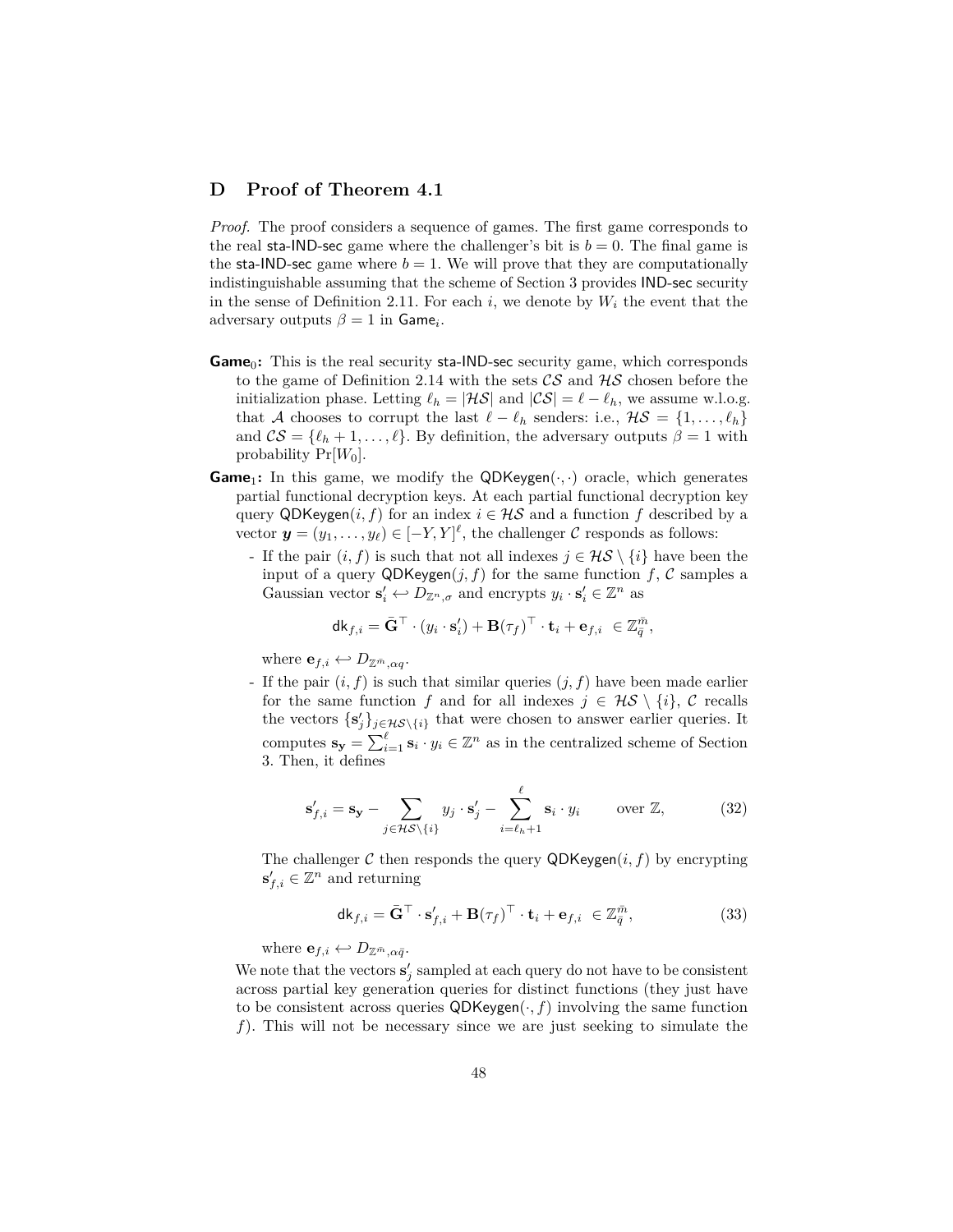## D Proof of Theorem 4.1

*Proof.* The proof considers a sequence of games. The first game corresponds to the real sta-IND-sec game where the challenger's bit is $b = 0$. The final game is the sta-IND-sec game where $b = 1$. We will prove that they are computationally indistinguishable assuming that the scheme of Section 3 provides IND-sec security in the sense of Definition 2.11. For each $i$, we denote by $W_i$ the event that the adversary outputs $\beta = 1$ in $\mathsf{Game}_i$.

**$\mathsf{Game}_0$:** This is the real security sta-IND-sec security game, which corresponds to the game of Definition 2.14 with the sets $\mathcal{CS}$ and $\mathcal{HS}$ chosen before the initialization phase. Letting $\ell_h = |\mathcal{HS}|$ and $|\mathcal{CS}| = \ell - \ell_h$, we assume w.l.o.g. that $\mathcal{A}$ chooses to corrupt the last $\ell - \ell_h$ senders: i.e., $\mathcal{HS} = \{1, \ldots, \ell_h\}$ and $\mathcal{CS} = \{\ell_h + 1, \ldots, \ell\}$. By definition, the adversary outputs $\beta = 1$ with probability $\Pr[W_0]$.

**$\mathsf{Game}_1$:** In this game, we modify the $\mathsf{QDKeygen}(\cdot, \cdot)$ oracle, which generates partial functional decryption keys. At each partial functional decryption key query $\mathsf{QDKeygen}(i, f)$ for an index $i \in \mathcal{HS}$ and a function $f$ described by a vector $\boldsymbol{y} = (y_1, \ldots, y_\ell) \in [-Y, Y]^\ell$, the challenger $\mathcal{C}$ responds as follows:

- If the pair $(i, f)$ is such that not all indexes $j \in \mathcal{HS} \setminus \{i\}$ have been the input of a query $\mathsf{QDKeygen}(j, f)$ for the same function $f$, $\mathcal{C}$ samples a Gaussian vector $\mathbf{s}'_i \hookleftarrow D_{\mathbb{Z}^n, \sigma}$ and encrypts $y_i \cdot \mathbf{s}'_i \in \mathbb{Z}^n$ as

$$\mathsf{dk}_{f,i} = \bar{\mathbf{G}}^\top \cdot (y_i \cdot \mathbf{s}'_i) + \mathbf{B}(\tau_f)^\top \cdot \mathbf{t}_i + \mathbf{e}_{f,i} \;\in \mathbb{Z}_{\bar{q}}^{\bar{m}},$$

  where $\mathbf{e}_{f,i} \hookleftarrow D_{\mathbb{Z}^{\bar{m}}, \alpha q}$.

- If the pair $(i, f)$ is such that similar queries $(j, f)$ have been made earlier for the same function $f$ and for all indexes $j \in \mathcal{HS} \setminus \{i\}$, $\mathcal{C}$ recalls the vectors $\{\mathbf{s}'_j\}_{j \in \mathcal{HS} \setminus \{i\}}$ that were chosen to answer earlier queries. It computes $\mathbf{s}_{\mathbf{y}} = \sum_{i=1}^{\ell} \mathbf{s}_i \cdot y_i \in \mathbb{Z}^n$ as in the centralized scheme of Section 3. Then, it defines

$$\mathbf{s}'_{f,i} = \mathbf{s}_{\mathbf{y}} - \sum_{j \in \mathcal{HS} \setminus \{i\}} y_j \cdot \mathbf{s}'_j - \sum_{i=\ell_h+1}^{\ell} \mathbf{s}_i \cdot y_i \qquad \text{over } \mathbb{Z}, \tag{32}$$

  The challenger $\mathcal{C}$ then responds the query $\mathsf{QDKeygen}(i, f)$ by encrypting $\mathbf{s}'_{f,i} \in \mathbb{Z}^n$ and returning

$$\mathsf{dk}_{f,i} = \bar{\mathbf{G}}^\top \cdot \mathbf{s}'_{f,i} + \mathbf{B}(\tau_f)^\top \cdot \mathbf{t}_i + \mathbf{e}_{f,i} \;\in \mathbb{Z}_{\bar{q}}^{\bar{m}}, \tag{33}$$

  where $\mathbf{e}_{f,i} \hookleftarrow D_{\mathbb{Z}^{\bar{m}}, \alpha \bar{q}}$.

We note that the vectors $\mathbf{s}'_j$ sampled at each query do not have to be consistent across partial key generation queries for distinct functions (they just have to be consistent across queries $\mathsf{QDKeygen}(\cdot, f)$ involving the same function $f$). This will not be necessary since we are just seeking to simulate the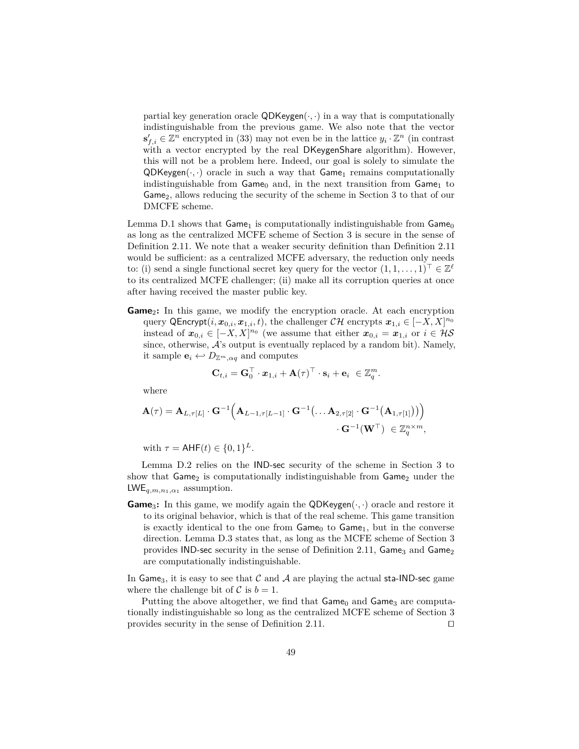partial key generation oracle $\mathsf{QDKeygen}(\cdot,\cdot)$ in a way that is computationally indistinguishable from the previous game. We also note that the vector $\mathbf{s}'_{f,i} \in \mathbb{Z}^n$ encrypted in (33) may not even be in the lattice $y_i \cdot \mathbb{Z}^n$ (in contrast with a vector encrypted by the real $\mathsf{DKeygenShare}$ algorithm). However, this will not be a problem here. Indeed, our goal is solely to simulate the $\mathsf{QDKeygen}(\cdot,\cdot)$ oracle in such a way that $\mathsf{Game}_1$ remains computationally indistinguishable from $\mathsf{Game}_0$ and, in the next transition from $\mathsf{Game}_1$ to $\mathsf{Game}_2$, allows reducing the security of the scheme in Section 3 to that of our DMCFE scheme.

Lemma D.1 shows that $\mathsf{Game}_1$ is computationally indistinguishable from $\mathsf{Game}_0$ as long as the centralized MCFE scheme of Section 3 is secure in the sense of Definition 2.11. We note that a weaker security definition than Definition 2.11 would be sufficient: as a centralized MCFE adversary, the reduction only needs to: (i) send a single functional secret key query for the vector $(1, 1, \ldots, 1)^\top \in \mathbb{Z}^\ell$ to its centralized MCFE challenger; (ii) make all its corruption queries at once after having received the master public key.

**Game$_2$:** In this game, we modify the encryption oracle. At each encryption query $\mathsf{QEncrypt}(i, \boldsymbol{x}_{0,i}, \boldsymbol{x}_{1,i}, t)$, the challenger $\mathcal{CH}$ encrypts $\boldsymbol{x}_{1,i} \in [-X, X]^{n_0}$ instead of $\boldsymbol{x}_{0,i} \in [-X, X]^{n_0}$ (we assume that either $\boldsymbol{x}_{0,i} = \boldsymbol{x}_{1,i}$ or $i \in \mathcal{HS}$ since, otherwise, $\mathcal{A}$'s output is eventually replaced by a random bit). Namely, it sample $\mathbf{e}_i \hookleftarrow D_{\mathbb{Z}^m,\alpha q}$ and computes

$$\mathbf{C}_{t,i} = \mathbf{G}_0^\top \cdot \boldsymbol{x}_{1,i} + \mathbf{A}(\tau)^\top \cdot \mathbf{s}_i + \mathbf{e}_i \ \in \mathbb{Z}_q^m.$$

where

$$\mathbf{A}(\tau) = \mathbf{A}_{L,\tau[L]} \cdot \mathbf{G}^{-1}\Big(\mathbf{A}_{L-1,\tau[L-1]} \cdot \mathbf{G}^{-1}\big(\ldots \mathbf{A}_{2,\tau[2]} \cdot \mathbf{G}^{-1}\big(\mathbf{A}_{1,\tau[1]}\big)\big)\Big) \cdot \mathbf{G}^{-1}(\mathbf{W}^\top) \ \in \mathbb{Z}_q^{n\times m},$$

with $\tau = \mathsf{AHF}(t) \in \{0,1\}^L$.

Lemma D.2 relies on the $\mathsf{IND\text{-}sec}$ security of the scheme in Section 3 to show that $\mathsf{Game}_2$ is computationally indistinguishable from $\mathsf{Game}_2$ under the $\mathsf{LWE}_{q,m,n_1,\alpha_1}$ assumption.

**Game$_3$:** In this game, we modify again the $\mathsf{QDKeygen}(\cdot,\cdot)$ oracle and restore it to its original behavior, which is that of the real scheme. This game transition is exactly identical to the one from $\mathsf{Game}_0$ to $\mathsf{Game}_1$, but in the converse direction. Lemma D.3 states that, as long as the MCFE scheme of Section 3 provides $\mathsf{IND\text{-}sec}$ security in the sense of Definition 2.11, $\mathsf{Game}_3$ and $\mathsf{Game}_2$ are computationally indistinguishable.

In $\mathsf{Game}_3$, it is easy to see that $\mathcal{C}$ and $\mathcal{A}$ are playing the actual $\mathsf{sta\text{-}IND\text{-}sec}$ game where the challenge bit of $\mathcal{C}$ is $b = 1$.

Putting the above altogether, we find that $\mathsf{Game}_0$ and $\mathsf{Game}_3$ are computationally indistinguishable so long as the centralized MCFE scheme of Section 3 provides security in the sense of Definition 2.11. □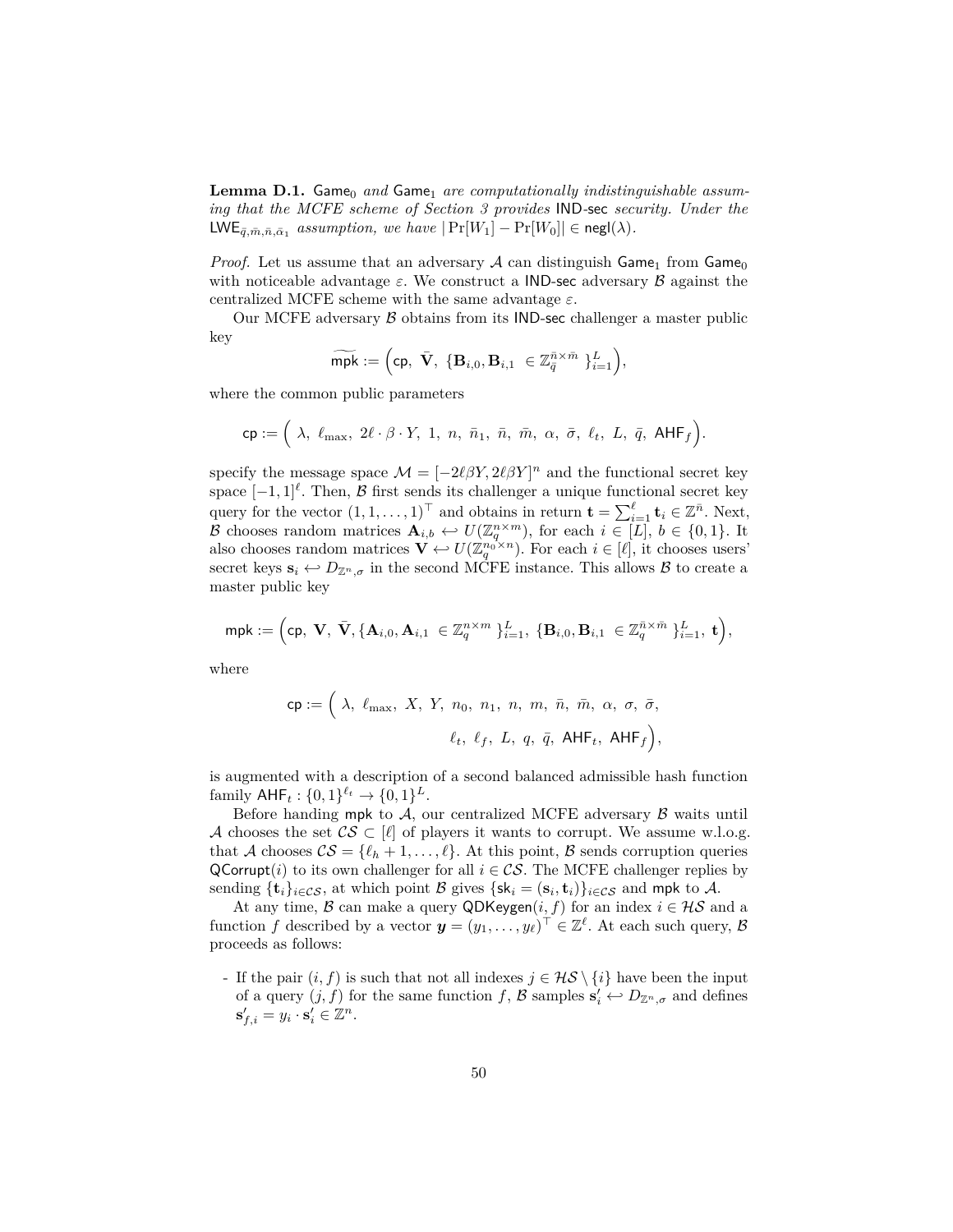**Lemma D.1.** $\mathsf{Game}_0$ *and* $\mathsf{Game}_1$ *are computationally indistinguishable assuming that the MCFE scheme of Section 3 provides* $\mathsf{IND\text{-}sec}$ *security. Under the* $\mathsf{LWE}_{\bar{q},\bar{m},\bar{n},\bar{\alpha}_1}$ *assumption, we have* $|\Pr[W_1] - \Pr[W_0]| \in \mathsf{negl}(\lambda)$.

*Proof.* Let us assume that an adversary $\mathcal{A}$ can distinguish $\mathsf{Game}_1$ from $\mathsf{Game}_0$ with noticeable advantage $\varepsilon$. We construct a $\mathsf{IND\text{-}sec}$ adversary $\mathcal{B}$ against the centralized MCFE scheme with the same advantage $\varepsilon$.

Our MCFE adversary $\mathcal{B}$ obtains from its $\mathsf{IND\text{-}sec}$ challenger a master public key

$$\widetilde{\mathsf{mpk}} := \Big(\mathsf{cp},\ \bar{\mathbf{V}},\ \{\mathbf{B}_{i,0}, \mathbf{B}_{i,1}\ \in \mathbb{Z}_{\bar{q}}^{\bar{n}\times\bar{m}}\ \}_{i=1}^{L}\Big),$$

where the common public parameters

$$\mathsf{cp} := \Big(\ \lambda,\ \ell_{\max},\ 2\ell\cdot\beta\cdot Y,\ 1,\ n,\ \bar{n}_1,\ \bar{n},\ \bar{m},\ \alpha,\ \bar{\sigma},\ \ell_t,\ L,\ \bar{q},\ \mathsf{AHF}_f\Big).$$

specify the message space $\mathcal{M} = [-2\ell\beta Y, 2\ell\beta Y]^n$ and the functional secret key space $[-1,1]^{\ell}$. Then, $\mathcal{B}$ first sends its challenger a unique functional secret key query for the vector $(1,1,\ldots,1)^\top$ and obtains in return $\mathbf{t} = \sum_{i=1}^{\ell} \mathbf{t}_i \in \mathbb{Z}^{\bar{n}}$. Next, $\mathcal{B}$ chooses random matrices $\mathbf{A}_{i,b} \hookleftarrow U(\mathbb{Z}_q^{n\times m})$, for each $i \in [L]$, $b \in \{0,1\}$. It also chooses random matrices $\mathbf{V} \hookleftarrow U(\mathbb{Z}_q^{n_0\times n})$. For each $i \in [\ell]$, it chooses users' secret keys $\mathbf{s}_i \hookleftarrow D_{\mathbb{Z}^n,\sigma}$ in the second MCFE instance. This allows $\mathcal{B}$ to create a master public key

$$\mathsf{mpk} := \Big(\mathsf{cp},\ \mathbf{V},\ \bar{\mathbf{V}}, \{\mathbf{A}_{i,0}, \mathbf{A}_{i,1}\ \in \mathbb{Z}_q^{n\times m}\ \}_{i=1}^{L},\ \{\mathbf{B}_{i,0}, \mathbf{B}_{i,1}\ \in \mathbb{Z}_{\bar{q}}^{\bar{n}\times\bar{m}}\ \}_{i=1}^{L},\ \mathbf{t}\Big),$$

where

$$\mathsf{cp} := \Big(\ \lambda,\ \ell_{\max},\ X,\ Y,\ n_0,\ n_1,\ n,\ m,\ \bar{n},\ \bar{m},\ \alpha,\ \sigma,\ \bar{\sigma},$$
$$\ell_t,\ \ell_f,\ L,\ q,\ \bar{q},\ \mathsf{AHF}_t,\ \mathsf{AHF}_f\Big),$$

is augmented with a description of a second balanced admissible hash function family $\mathsf{AHF}_t : \{0,1\}^{\ell_t} \to \{0,1\}^L$.

Before handing $\mathsf{mpk}$ to $\mathcal{A}$, our centralized MCFE adversary $\mathcal{B}$ waits until $\mathcal{A}$ chooses the set $\mathcal{CS} \subset [\ell]$ of players it wants to corrupt. We assume w.l.o.g. that $\mathcal{A}$ chooses $\mathcal{CS} = \{\ell_h + 1, \ldots, \ell\}$. At this point, $\mathcal{B}$ sends corruption queries $\mathsf{QCorrupt}(i)$ to its own challenger for all $i \in \mathcal{CS}$. The MCFE challenger replies by sending $\{\mathbf{t}_i\}_{i\in\mathcal{CS}}$, at which point $\mathcal{B}$ gives $\{\mathsf{sk}_i = (\mathbf{s}_i, \mathbf{t}_i)\}_{i\in\mathcal{CS}}$ and $\mathsf{mpk}$ to $\mathcal{A}$.

At any time, $\mathcal{B}$ can make a query $\mathsf{QDKeygen}(i, f)$ for an index $i \in \mathcal{HS}$ and a function $f$ described by a vector $\boldsymbol{y} = (y_1, \ldots, y_\ell)^\top \in \mathbb{Z}^{\ell}$. At each such query, $\mathcal{B}$ proceeds as follows:

- If the pair $(i, f)$ is such that not all indexes $j \in \mathcal{HS} \setminus \{i\}$ have been the input of a query $(j, f)$ for the same function $f$, $\mathcal{B}$ samples $\mathbf{s}'_i \hookleftarrow D_{\mathbb{Z}^n,\sigma}$ and defines $\mathbf{s}'_{f,i} = y_i \cdot \mathbf{s}'_i \in \mathbb{Z}^n$.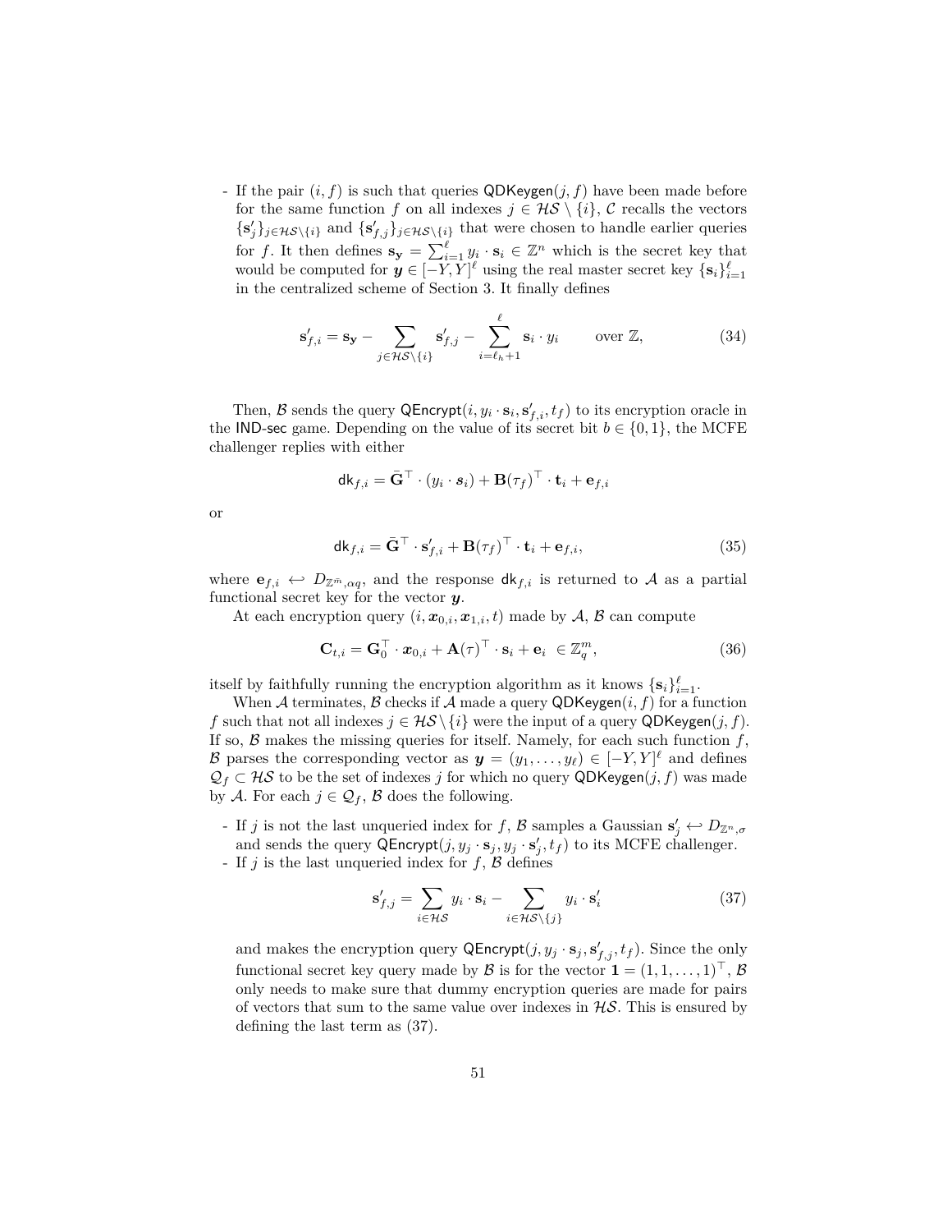- If the pair $(i, f)$ is such that queries $\mathsf{QDKeygen}(j, f)$ have been made before for the same function $f$ on all indexes $j \in \mathcal{HS} \setminus \{i\}$, $\mathcal{C}$ recalls the vectors $\{\mathbf{s}'_j\}_{j \in \mathcal{HS}\setminus\{i\}}$ and $\{\mathbf{s}'_{f,j}\}_{j \in \mathcal{HS}\setminus\{i\}}$ that were chosen to handle earlier queries for $f$. It then defines $\mathbf{s}_{\mathbf{y}} = \sum_{i=1}^{\ell} y_i \cdot \mathbf{s}_i \in \mathbb{Z}^n$ which is the secret key that would be computed for $\boldsymbol{y} \in [-Y, Y]^\ell$ using the real master secret key $\{\mathbf{s}_i\}_{i=1}^{\ell}$ in the centralized scheme of Section 3. It finally defines

$$\mathbf{s}'_{f,i} = \mathbf{s}_{\mathbf{y}} - \sum_{j \in \mathcal{HS}\setminus\{i\}} \mathbf{s}'_{f,j} - \sum_{i=\ell_h+1}^{\ell} \mathbf{s}_i \cdot y_i \qquad \text{over } \mathbb{Z}, \tag{34}$$

Then, $\mathcal{B}$ sends the query $\mathsf{QEncrypt}(i, y_i \cdot \mathbf{s}_i, \mathbf{s}'_{f,i}, t_f)$ to its encryption oracle in the $\mathsf{IND\text{-}sec}$ game. Depending on the value of its secret bit $b \in \{0,1\}$, the MCFE challenger replies with either

$$\mathsf{dk}_{f,i} = \bar{\mathbf{G}}^\top \cdot (y_i \cdot \boldsymbol{s}_i) + \mathbf{B}(\tau_f)^\top \cdot \mathbf{t}_i + \mathbf{e}_{f,i}$$

or

$$\mathsf{dk}_{f,i} = \bar{\mathbf{G}}^\top \cdot \mathbf{s}'_{f,i} + \mathbf{B}(\tau_f)^\top \cdot \mathbf{t}_i + \mathbf{e}_{f,i}, \tag{35}$$

where $\mathbf{e}_{f,i} \hookleftarrow D_{\mathbb{Z}^{\bar{m}}, \alpha q}$, and the response $\mathsf{dk}_{f,i}$ is returned to $\mathcal{A}$ as a partial functional secret key for the vector $\boldsymbol{y}$.

At each encryption query $(i, \boldsymbol{x}_{0,i}, \boldsymbol{x}_{1,i}, t)$ made by $\mathcal{A}$, $\mathcal{B}$ can compute

$$\mathbf{C}_{t,i} = \mathbf{G}_0^\top \cdot \boldsymbol{x}_{0,i} + \mathbf{A}(\tau)^\top \cdot \mathbf{s}_i + \mathbf{e}_i \ \in \mathbb{Z}_q^m, \tag{36}$$

itself by faithfully running the encryption algorithm as it knows $\{\mathbf{s}_i\}_{i=1}^{\ell}$.

When $\mathcal{A}$ terminates, $\mathcal{B}$ checks if $\mathcal{A}$ made a query $\mathsf{QDKeygen}(i, f)$ for a function $f$ such that not all indexes $j \in \mathcal{HS}\setminus\{i\}$ were the input of a query $\mathsf{QDKeygen}(j, f)$. If so, $\mathcal{B}$ makes the missing queries for itself. Namely, for each such function $f$, $\mathcal{B}$ parses the corresponding vector as $\boldsymbol{y} = (y_1, \ldots, y_\ell) \in [-Y, Y]^\ell$ and defines $\mathcal{Q}_f \subset \mathcal{HS}$ to be the set of indexes $j$ for which no query $\mathsf{QDKeygen}(j, f)$ was made by $\mathcal{A}$. For each $j \in \mathcal{Q}_f$, $\mathcal{B}$ does the following.

- If $j$ is not the last unqueried index for $f$, $\mathcal{B}$ samples a Gaussian $\mathbf{s}'_j \hookleftarrow D_{\mathbb{Z}^n, \sigma}$ and sends the query $\mathsf{QEncrypt}(j, y_j \cdot \mathbf{s}_j, y_j \cdot \mathbf{s}'_j, t_f)$ to its MCFE challenger.
- If $j$ is the last unqueried index for $f$, $\mathcal{B}$ defines

$$\mathbf{s}'_{f,j} = \sum_{i \in \mathcal{HS}} y_i \cdot \mathbf{s}_i - \sum_{i \in \mathcal{HS}\setminus\{j\}} y_i \cdot \mathbf{s}'_i \tag{37}$$

and makes the encryption query $\mathsf{QEncrypt}(j, y_j \cdot \mathbf{s}_j, \mathbf{s}'_{f,j}, t_f)$. Since the only functional secret key query made by $\mathcal{B}$ is for the vector $\mathbf{1} = (1, 1, \ldots, 1)^\top$, $\mathcal{B}$ only needs to make sure that dummy encryption queries are made for pairs of vectors that sum to the same value over indexes in $\mathcal{HS}$. This is ensured by defining the last term as (37).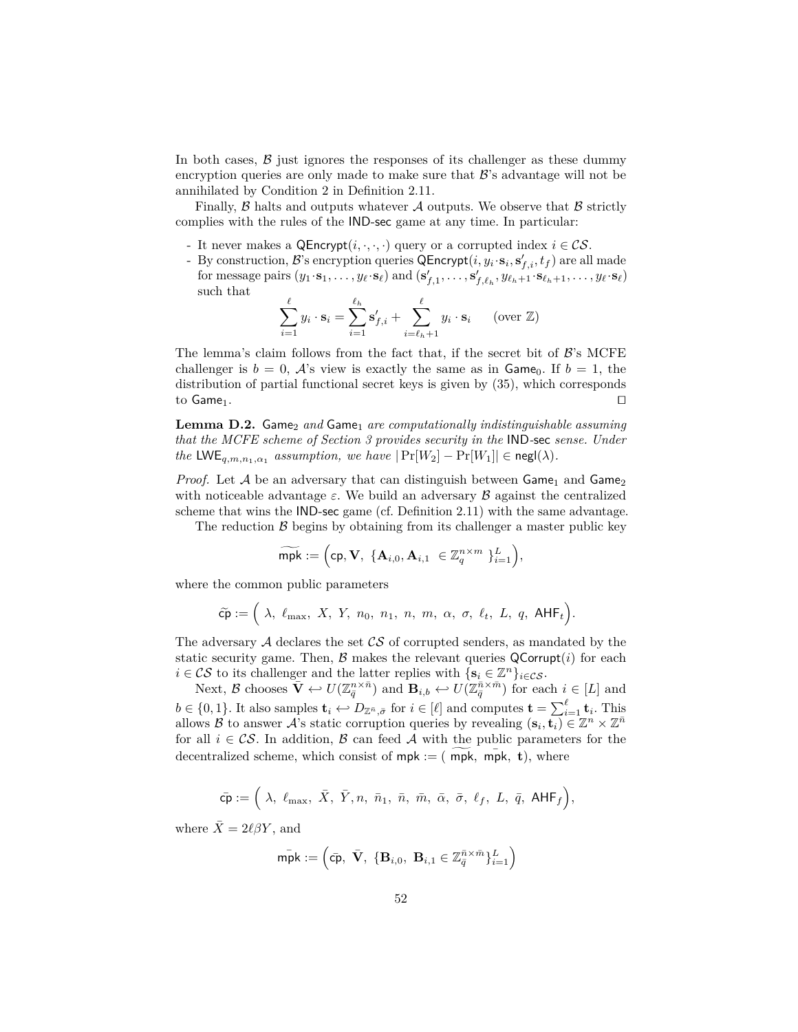In both cases, $\mathcal{B}$ just ignores the responses of its challenger as these dummy encryption queries are only made to make sure that $\mathcal{B}$'s advantage will not be annihilated by Condition 2 in Definition 2.11.

Finally, $\mathcal{B}$ halts and outputs whatever $\mathcal{A}$ outputs. We observe that $\mathcal{B}$ strictly complies with the rules of the $\mathsf{IND\text{-}sec}$ game at any time. In particular:

- It never makes a $\mathsf{QEncrypt}(i, \cdot, \cdot, \cdot)$ query or a corrupted index $i \in \mathcal{CS}$.
- By construction, $\mathcal{B}$'s encryption queries $\mathsf{QEncrypt}(i, y_i \cdot \mathbf{s}_i, \mathbf{s}'_{f,i}, t_f)$ are all made for message pairs $(y_1 \cdot \mathbf{s}_1, \ldots, y_\ell \cdot \mathbf{s}_\ell)$ and $(\mathbf{s}'_{f,1}, \ldots, \mathbf{s}'_{f,\ell_h}, y_{\ell_h+1} \cdot \mathbf{s}_{\ell_h+1}, \ldots, y_\ell \cdot \mathbf{s}_\ell)$ such that
$$\sum_{i=1}^{\ell} y_i \cdot \mathbf{s}_i = \sum_{i=1}^{\ell_h} \mathbf{s}'_{f,i} + \sum_{i=\ell_h+1}^{\ell} y_i \cdot \mathbf{s}_i \qquad (\text{over } \mathbb{Z})$$

The lemma's claim follows from the fact that, if the secret bit of $\mathcal{B}$'s MCFE challenger is $b = 0$, $\mathcal{A}$'s view is exactly the same as in $\mathsf{Game}_0$. If $b = 1$, the distribution of partial functional secret keys is given by (35), which corresponds to $\mathsf{Game}_1$. $\square$

**Lemma D.2.** *$\mathsf{Game}_2$ and $\mathsf{Game}_1$ are computationally indistinguishable assuming that the MCFE scheme of Section 3 provides security in the $\mathsf{IND\text{-}sec}$ sense. Under the $\mathsf{LWE}_{q,m,n_1,\alpha_1}$ assumption, we have $|\Pr[W_2] - \Pr[W_1]| \in \mathsf{negl}(\lambda)$.*

*Proof.* Let $\mathcal{A}$ be an adversary that can distinguish between $\mathsf{Game}_1$ and $\mathsf{Game}_2$ with noticeable advantage $\varepsilon$. We build an adversary $\mathcal{B}$ against the centralized scheme that wins the $\mathsf{IND\text{-}sec}$ game (cf. Definition 2.11) with the same advantage.

The reduction $\mathcal{B}$ begins by obtaining from its challenger a master public key

$$\widetilde{\mathsf{mpk}} := \Big(\mathsf{cp}, \mathbf{V},\ \{\mathbf{A}_{i,0}, \mathbf{A}_{i,1}\ \in \mathbb{Z}_q^{n \times m}\ \}_{i=1}^{L}\Big),$$

where the common public parameters

$$\widetilde{\mathsf{cp}} := \Big(\ \lambda,\ \ell_{\max},\ X,\ Y,\ n_0,\ n_1,\ n,\ m,\ \alpha,\ \sigma,\ \ell_t,\ L,\ q,\ \mathsf{AHF}_t\Big).$$

The adversary $\mathcal{A}$ declares the set $\mathcal{CS}$ of corrupted senders, as mandated by the static security game. Then, $\mathcal{B}$ makes the relevant queries $\mathsf{QCorrupt}(i)$ for each $i \in \mathcal{CS}$ to its challenger and the latter replies with $\{\mathbf{s}_i \in \mathbb{Z}^n\}_{i \in \mathcal{CS}}$.

Next, $\mathcal{B}$ chooses $\bar{\mathbf{V}} \hookleftarrow U(\mathbb{Z}_{\bar{q}}^{n \times \bar{n}})$ and $\mathbf{B}_{i,b} \hookleftarrow U(\mathbb{Z}_{\bar{q}}^{\bar{n} \times \bar{m}})$ for each $i \in [L]$ and $b \in \{0, 1\}$. It also samples $\mathbf{t}_i \hookleftarrow D_{\mathbb{Z}^{\bar{n}}, \bar{\sigma}}$ for $i \in [\ell]$ and computes $\mathbf{t} = \sum_{i=1}^{\ell} \mathbf{t}_i$. This allows $\mathcal{B}$ to answer $\mathcal{A}$'s static corruption queries by revealing $(\mathbf{s}_i, \mathbf{t}_i) \in \mathbb{Z}^n \times \mathbb{Z}^{\bar{n}}$ for all $i \in \mathcal{CS}$. In addition, $\mathcal{B}$ can feed $\mathcal{A}$ with the public parameters for the decentralized scheme, which consist of $\mathsf{mpk} := (\ \widetilde{\mathsf{mpk}},\ \bar{\mathsf{mpk}},\ \mathbf{t})$, where

$$\bar{\mathsf{cp}} := \Big(\ \lambda,\ \ell_{\max},\ \bar{X},\ \bar{Y}, n,\ \bar{n}_1,\ \bar{n},\ \bar{m},\ \bar{\alpha},\ \bar{\sigma},\ \ell_f,\ L,\ \bar{q},\ \mathsf{AHF}_f\Big),$$

where $\bar{X} = 2\ell\beta Y$, and

$$\bar{\mathsf{mpk}} := \Big(\bar{\mathsf{cp}},\ \bar{\mathbf{V}},\ \{\mathbf{B}_{i,0},\ \mathbf{B}_{i,1} \in \mathbb{Z}_{\bar{q}}^{\bar{n} \times \bar{m}}\}_{i=1}^{L}\Big)$$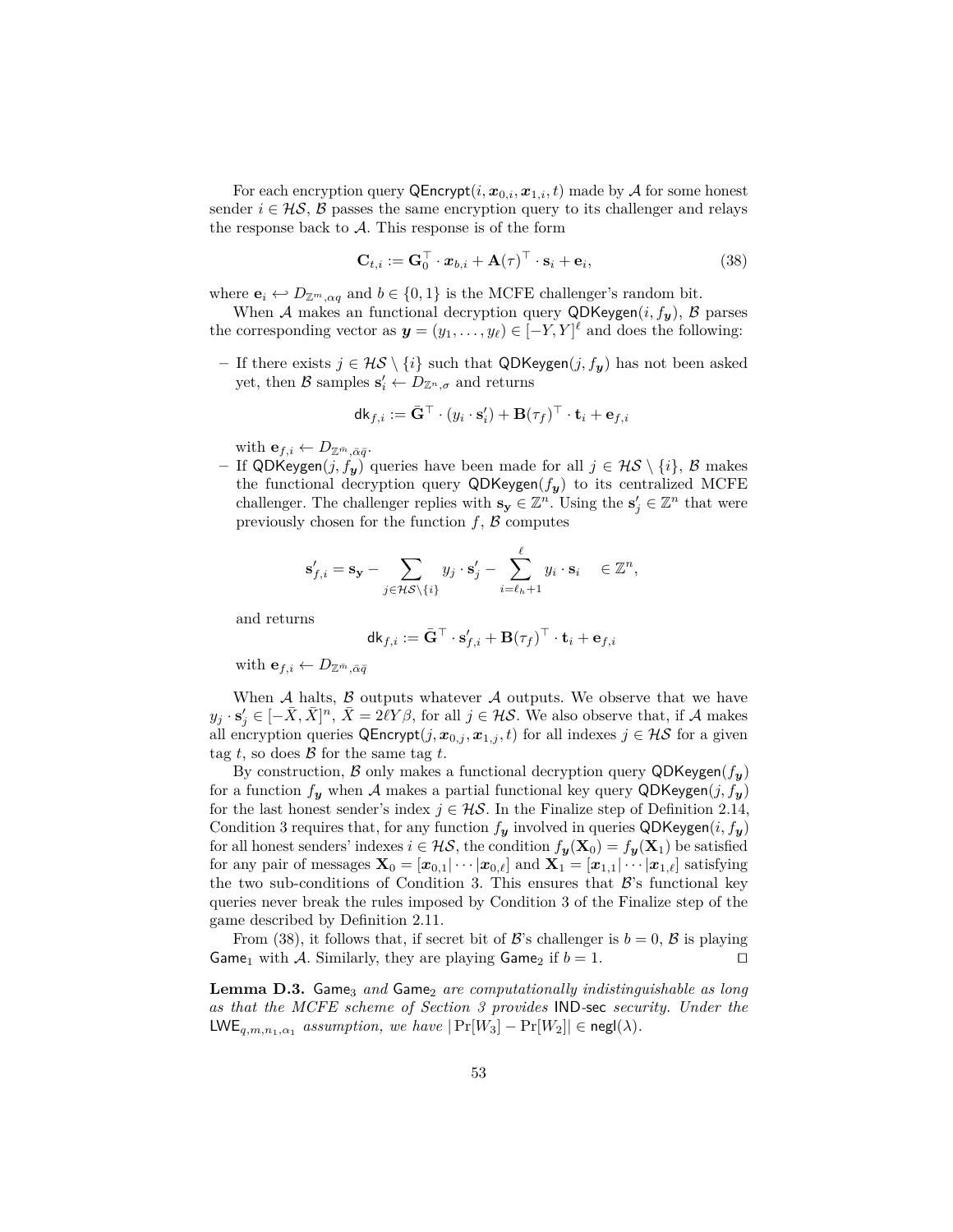For each encryption query $\mathsf{QEncrypt}(i, \boldsymbol{x}_{0,i}, \boldsymbol{x}_{1,i}, t)$ made by $\mathcal{A}$ for some honest sender $i \in \mathcal{HS}$, $\mathcal{B}$ passes the same encryption query to its challenger and relays the response back to $\mathcal{A}$. This response is of the form

$$\mathbf{C}_{t,i} := \mathbf{G}_0^\top \cdot \boldsymbol{x}_{b,i} + \mathbf{A}(\tau)^\top \cdot \mathbf{s}_i + \mathbf{e}_i, \tag{38}$$

where $\mathbf{e}_i \hookleftarrow D_{\mathbb{Z}^m, \alpha q}$ and $b \in \{0,1\}$ is the MCFE challenger's random bit.

When $\mathcal{A}$ makes an functional decryption query $\mathsf{QDKeygen}(i, f_{\boldsymbol{y}})$, $\mathcal{B}$ parses the corresponding vector as $\boldsymbol{y} = (y_1, \ldots, y_\ell) \in [-Y, Y]^\ell$ and does the following:

– If there exists $j \in \mathcal{HS} \setminus \{i\}$ such that $\mathsf{QDKeygen}(j, f_{\boldsymbol{y}})$ has not been asked yet, then $\mathcal{B}$ samples $\mathbf{s}_i' \leftarrow D_{\mathbb{Z}^n, \sigma}$ and returns

$$\mathsf{dk}_{f,i} := \bar{\mathbf{G}}^\top \cdot (y_i \cdot \mathbf{s}_i') + \mathbf{B}(\tau_f)^\top \cdot \mathbf{t}_i + \mathbf{e}_{f,i}$$

with $\mathbf{e}_{f,i} \leftarrow D_{\mathbb{Z}^{\bar{m}}, \bar{\alpha}\bar{q}}$.

– If $\mathsf{QDKeygen}(j, f_{\boldsymbol{y}})$ queries have been made for all $j \in \mathcal{HS} \setminus \{i\}$, $\mathcal{B}$ makes the functional decryption query $\mathsf{QDKeygen}(f_{\boldsymbol{y}})$ to its centralized MCFE challenger. The challenger replies with $\mathbf{s}_{\mathbf{y}} \in \mathbb{Z}^n$. Using the $\mathbf{s}_j' \in \mathbb{Z}^n$ that were previously chosen for the function $f$, $\mathcal{B}$ computes

$$\mathbf{s}_{f,i}' = \mathbf{s}_{\mathbf{y}} - \sum_{j \in \mathcal{HS} \setminus \{i\}} y_j \cdot \mathbf{s}_j' - \sum_{i=\ell_h+1}^{\ell} y_i \cdot \mathbf{s}_i \quad \in \mathbb{Z}^n,$$

and returns

$$\mathsf{dk}_{f,i} := \bar{\mathbf{G}}^\top \cdot \mathbf{s}_{f,i}' + \mathbf{B}(\tau_f)^\top \cdot \mathbf{t}_i + \mathbf{e}_{f,i}$$

with $\mathbf{e}_{f,i} \leftarrow D_{\mathbb{Z}^{\bar{m}}, \bar{\alpha}\bar{q}}$

When $\mathcal{A}$ halts, $\mathcal{B}$ outputs whatever $\mathcal{A}$ outputs. We observe that we have $y_j \cdot \mathbf{s}_j' \in [-\bar{X}, \bar{X}]^n$, $\bar{X} = 2\ell Y \beta$, for all $j \in \mathcal{HS}$. We also observe that, if $\mathcal{A}$ makes all encryption queries $\mathsf{QEncrypt}(j, \boldsymbol{x}_{0,j}, \boldsymbol{x}_{1,j}, t)$ for all indexes $j \in \mathcal{HS}$ for a given tag $t$, so does $\mathcal{B}$ for the same tag $t$.

By construction, $\mathcal{B}$ only makes a functional decryption query $\mathsf{QDKeygen}(f_{\boldsymbol{y}})$ for a function $f_{\boldsymbol{y}}$ when $\mathcal{A}$ makes a partial functional key query $\mathsf{QDKeygen}(j, f_{\boldsymbol{y}})$ for the last honest sender's index $j \in \mathcal{HS}$. In the Finalize step of Definition 2.14, Condition 3 requires that, for any function $f_{\boldsymbol{y}}$ involved in queries $\mathsf{QDKeygen}(i, f_{\boldsymbol{y}})$ for all honest senders' indexes $i \in \mathcal{HS}$, the condition $f_{\boldsymbol{y}}(\mathbf{X}_0) = f_{\boldsymbol{y}}(\mathbf{X}_1)$ be satisfied for any pair of messages $\mathbf{X}_0 = [\boldsymbol{x}_{0,1} | \cdots | \boldsymbol{x}_{0,\ell}]$ and $\mathbf{X}_1 = [\boldsymbol{x}_{1,1} | \cdots | \boldsymbol{x}_{1,\ell}]$ satisfying the two sub-conditions of Condition 3. This ensures that $\mathcal{B}$'s functional key queries never break the rules imposed by Condition 3 of the Finalize step of the game described by Definition 2.11.

From (38), it follows that, if secret bit of $\mathcal{B}$'s challenger is $b = 0$, $\mathcal{B}$ is playing $\mathsf{Game}_1$ with $\mathcal{A}$. Similarly, they are playing $\mathsf{Game}_2$ if $b = 1$. ◻

**Lemma D.3.** *$\mathsf{Game}_3$ and $\mathsf{Game}_2$ are computationally indistinguishable as long as that the MCFE scheme of Section 3 provides $\mathsf{IND}$-$\mathsf{sec}$ security. Under the $\mathsf{LWE}_{q,m,n_1,\alpha_1}$ assumption, we have $|\Pr[W_3] - \Pr[W_2]| \in \mathsf{negl}(\lambda)$.*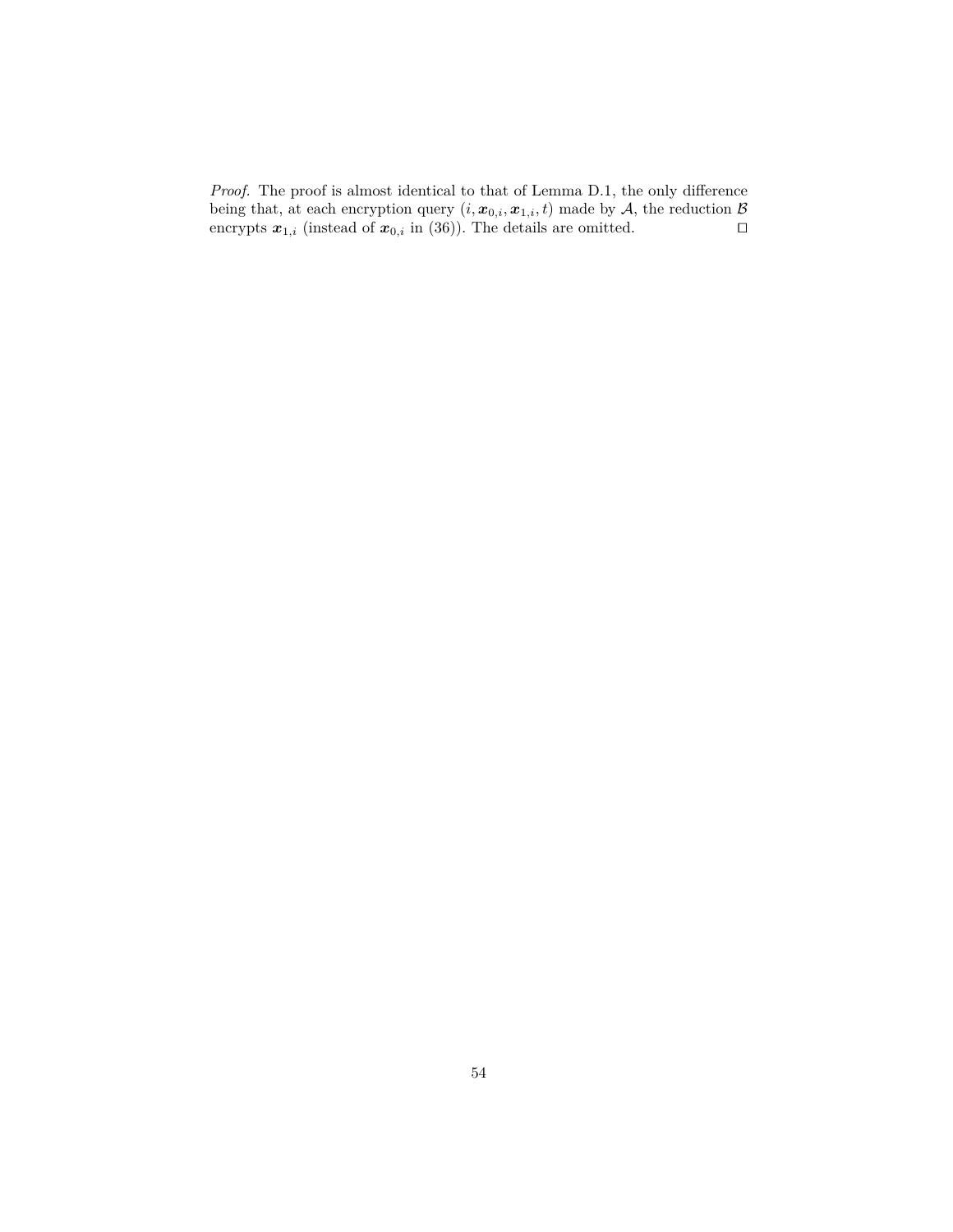*Proof.* The proof is almost identical to that of Lemma D.1, the only difference being that, at each encryption query $(i, \boldsymbol{x}_{0,i}, \boldsymbol{x}_{1,i}, t)$ made by $\mathcal{A}$, the reduction $\mathcal{B}$ encrypts $\boldsymbol{x}_{1,i}$ (instead of $\boldsymbol{x}_{0,i}$ in (36)). The details are omitted. $\square$